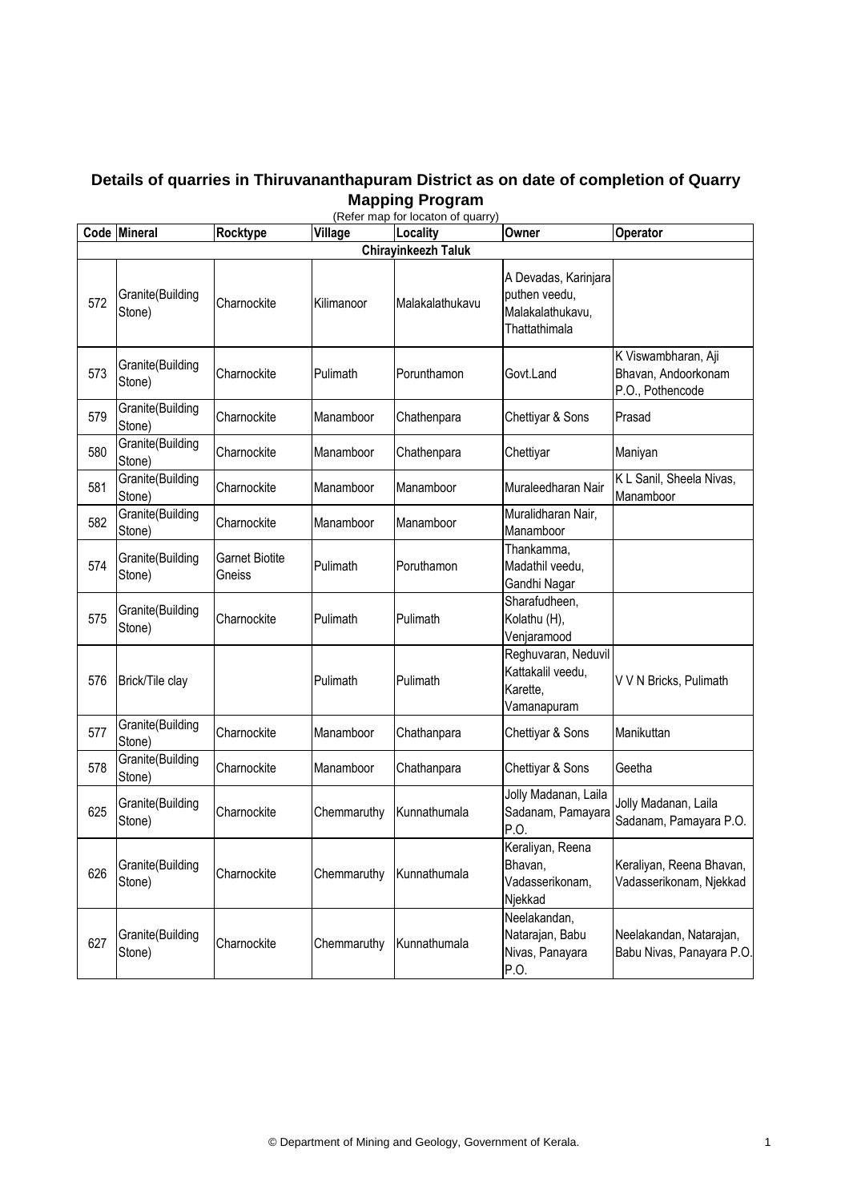## Details of quarries in Thiruvananthapuram District as on date of completion of Quarry Mapping Program

(Refer map for locaton of quarry)

| Code | Mineral | Rocktype | Village | Locality | Owner | Operator |
|---|---|---|---|---|---|---|
| **Chirayinkeezh Taluk** | | | | | | |
| 572 | Granite(Building Stone) | Charnockite | Kilimanoor | Malakalathukavu | A Devadas, Karinjara puthen veedu, Malakalathukavu, Thattathimala | |
| 573 | Granite(Building Stone) | Charnockite | Pulimath | Porunthamon | Govt.Land | K Viswambharan, Aji Bhavan, Andoorkonam P.O., Pothencode |
| 579 | Granite(Building Stone) | Charnockite | Manamboor | Chathenpara | Chettiyar & Sons | Prasad |
| 580 | Granite(Building Stone) | Charnockite | Manamboor | Chathenpara | Chettiyar | Maniyan |
| 581 | Granite(Building Stone) | Charnockite | Manamboor | Manamboor | Muraleedharan Nair | K L Sanil, Sheela Nivas, Manamboor |
| 582 | Granite(Building Stone) | Charnockite | Manamboor | Manamboor | Muralidharan Nair, Manamboor | |
| 574 | Granite(Building Stone) | Garnet Biotite Gneiss | Pulimath | Poruthamon | Thankamma, Madathil veedu, Gandhi Nagar | |
| 575 | Granite(Building Stone) | Charnockite | Pulimath | Pulimath | Sharafudheen, Kolathu (H), Venjaramood | |
| 576 | Brick/Tile clay | | Pulimath | Pulimath | Reghuvaran, Neduvil Kattakalil veedu, Karette, Vamanapuram | V V N Bricks, Pulimath |
| 577 | Granite(Building Stone) | Charnockite | Manamboor | Chathanpara | Chettiyar & Sons | Manikuttan |
| 578 | Granite(Building Stone) | Charnockite | Manamboor | Chathanpara | Chettiyar & Sons | Geetha |
| 625 | Granite(Building Stone) | Charnockite | Chemmaruthy | Kunnathumala | Jolly Madanan, Laila Sadanam, Pamayara P.O. | Jolly Madanan, Laila Sadanam, Pamayara P.O. |
| 626 | Granite(Building Stone) | Charnockite | Chemmaruthy | Kunnathumala | Keraliyan, Reena Bhavan, Vadasserikonam, Njekkad | Keraliyan, Reena Bhavan, Vadasserikonam, Njekkad |
| 627 | Granite(Building Stone) | Charnockite | Chemmaruthy | Kunnathumala | Neelakandan, Natarajan, Babu Nivas, Panayara P.O. | Neelakandan, Natarajan, Babu Nivas, Panayara P.O. |

© Department of Mining and Geology, Government of Kerala.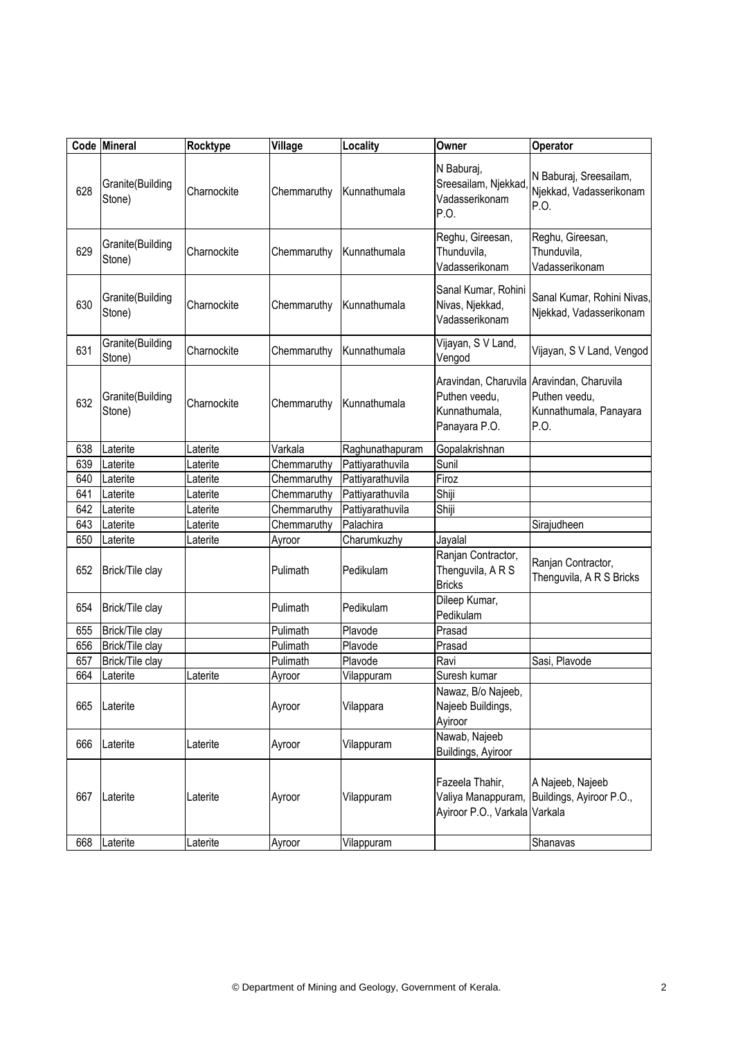| Code | Mineral | Rocktype | Village | Locality | Owner | Operator |
|---|---|---|---|---|---|---|
| 628 | Granite(Building Stone) | Charnockite | Chemmaruthy | Kunnathumala | N Baburaj, Sreesailam, Njekkad, Vadasserikonam P.O. | N Baburaj, Sreesailam, Njekkad, Vadasserikonam P.O. |
| 629 | Granite(Building Stone) | Charnockite | Chemmaruthy | Kunnathumala | Reghu, Gireesan, Thunduvila, Vadasserikonam | Reghu, Gireesan, Thunduvila, Vadasserikonam |
| 630 | Granite(Building Stone) | Charnockite | Chemmaruthy | Kunnathumala | Sanal Kumar, Rohini Nivas, Njekkad, Vadasserikonam | Sanal Kumar, Rohini Nivas, Njekkad, Vadasserikonam |
| 631 | Granite(Building Stone) | Charnockite | Chemmaruthy | Kunnathumala | Vijayan, S V Land, Vengod | Vijayan, S V Land, Vengod |
| 632 | Granite(Building Stone) | Charnockite | Chemmaruthy | Kunnathumala | Aravindan, Charuvila Puthen veedu, Kunnathumala, Panayara P.O. | Aravindan, Charuvila Puthen veedu, Kunnathumala, Panayara P.O. |
| 638 | Laterite | Laterite | Varkala | Raghunathapuram | Gopalakrishnan | |
| 639 | Laterite | Laterite | Chemmaruthy | Pattiyarathuvila | Sunil | |
| 640 | Laterite | Laterite | Chemmaruthy | Pattiyarathuvila | Firoz | |
| 641 | Laterite | Laterite | Chemmaruthy | Pattiyarathuvila | Shiji | |
| 642 | Laterite | Laterite | Chemmaruthy | Pattiyarathuvila | Shiji | |
| 643 | Laterite | Laterite | Chemmaruthy | Palachira | | Sirajudheen |
| 650 | Laterite | Laterite | Ayroor | Charumkuzhy | Jayalal | |
| 652 | Brick/Tile clay | | Pulimath | Pedikulam | Ranjan Contractor, Thenguvila, A R S Bricks | Ranjan Contractor, Thenguvila, A R S Bricks |
| 654 | Brick/Tile clay | | Pulimath | Pedikulam | Dileep Kumar, Pedikulam | |
| 655 | Brick/Tile clay | | Pulimath | Plavode | Prasad | |
| 656 | Brick/Tile clay | | Pulimath | Plavode | Prasad | |
| 657 | Brick/Tile clay | | Pulimath | Plavode | Ravi | Sasi, Plavode |
| 664 | Laterite | Laterite | Ayroor | Vilappuram | Suresh kumar | |
| 665 | Laterite | | Ayroor | Vilappara | Nawaz, B/o Najeeb, Najeeb Buildings, Ayiroor | |
| 666 | Laterite | Laterite | Ayroor | Vilappuram | Nawab, Najeeb Buildings, Ayiroor | |
| 667 | Laterite | Laterite | Ayroor | Vilappuram | Fazeela Thahir, Valiya Manappuram, Ayiroor P.O., Varkala | A Najeeb, Najeeb Buildings, Ayiroor P.O., Varkala |
| 668 | Laterite | Laterite | Ayroor | Vilappuram | | Shanavas |

© Department of Mining and Geology, Government of Kerala.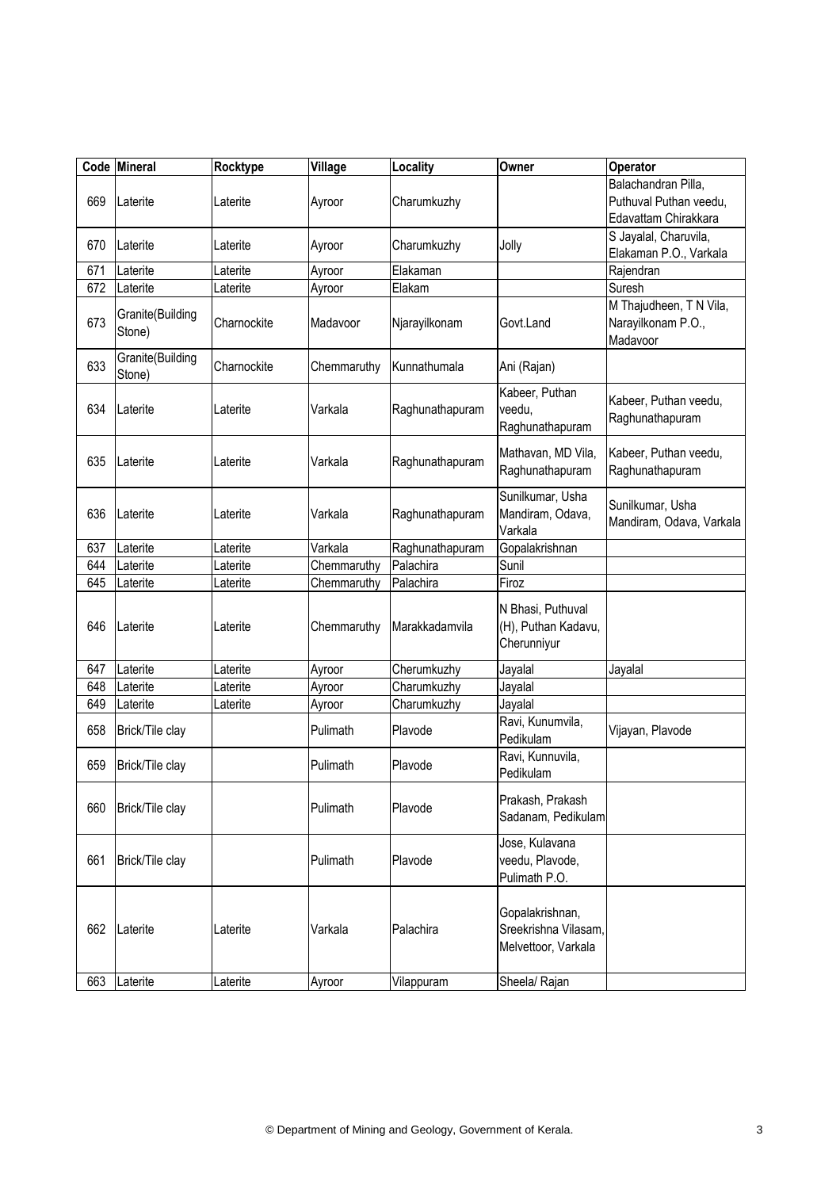| Code | Mineral | Rocktype | Village | Locality | Owner | Operator |
|---|---|---|---|---|---|---|
| 669 | Laterite | Laterite | Ayroor | Charumkuzhy | | Balachandran Pilla, Puthuval Puthan veedu, Edavattam Chirakkara |
| 670 | Laterite | Laterite | Ayroor | Charumkuzhy | Jolly | S Jayalal, Charuvila, Elakaman P.O., Varkala |
| 671 | Laterite | Laterite | Ayroor | Elakaman | | Rajendran |
| 672 | Laterite | Laterite | Ayroor | Elakam | | Suresh |
| 673 | Granite(Building Stone) | Charnockite | Madavoor | Njarayilkonam | Govt.Land | M Thajudheen, T N Vila, Narayilkonam P.O., Madavoor |
| 633 | Granite(Building Stone) | Charnockite | Chemmaruthy | Kunnathumala | Ani (Rajan) | |
| 634 | Laterite | Laterite | Varkala | Raghunathapuram | Kabeer, Puthan veedu, Raghunathapuram | Kabeer, Puthan veedu, Raghunathapuram |
| 635 | Laterite | Laterite | Varkala | Raghunathapuram | Mathavan, MD Vila, Raghunathapuram | Kabeer, Puthan veedu, Raghunathapuram |
| 636 | Laterite | Laterite | Varkala | Raghunathapuram | Sunilkumar, Usha Mandiram, Odava, Varkala | Sunilkumar, Usha Mandiram, Odava, Varkala |
| 637 | Laterite | Laterite | Varkala | Raghunathapuram | Gopalakrishnan | |
| 644 | Laterite | Laterite | Chemmaruthy | Palachira | Sunil | |
| 645 | Laterite | Laterite | Chemmaruthy | Palachira | Firoz | |
| 646 | Laterite | Laterite | Chemmaruthy | Marakkadamvila | N Bhasi, Puthuval (H), Puthan Kadavu, Cherunniyur | |
| 647 | Laterite | Laterite | Ayroor | Cherumkuzhy | Jayalal | Jayalal |
| 648 | Laterite | Laterite | Ayroor | Charumkuzhy | Jayalal | |
| 649 | Laterite | Laterite | Ayroor | Charumkuzhy | Jayalal | |
| 658 | Brick/Tile clay | | Pulimath | Plavode | Ravi, Kunumvila, Pedikulam | Vijayan, Plavode |
| 659 | Brick/Tile clay | | Pulimath | Plavode | Ravi, Kunnuvila, Pedikulam | |
| 660 | Brick/Tile clay | | Pulimath | Plavode | Prakash, Prakash Sadanam, Pedikulam | |
| 661 | Brick/Tile clay | | Pulimath | Plavode | Jose, Kulavana veedu, Plavode, Pulimath P.O. | |
| 662 | Laterite | Laterite | Varkala | Palachira | Gopalakrishnan, Sreekrishna Vilasam, Melvettoor, Varkala | |
| 663 | Laterite | Laterite | Ayroor | Vilappuram | Sheela/ Rajan | |

© Department of Mining and Geology, Government of Kerala.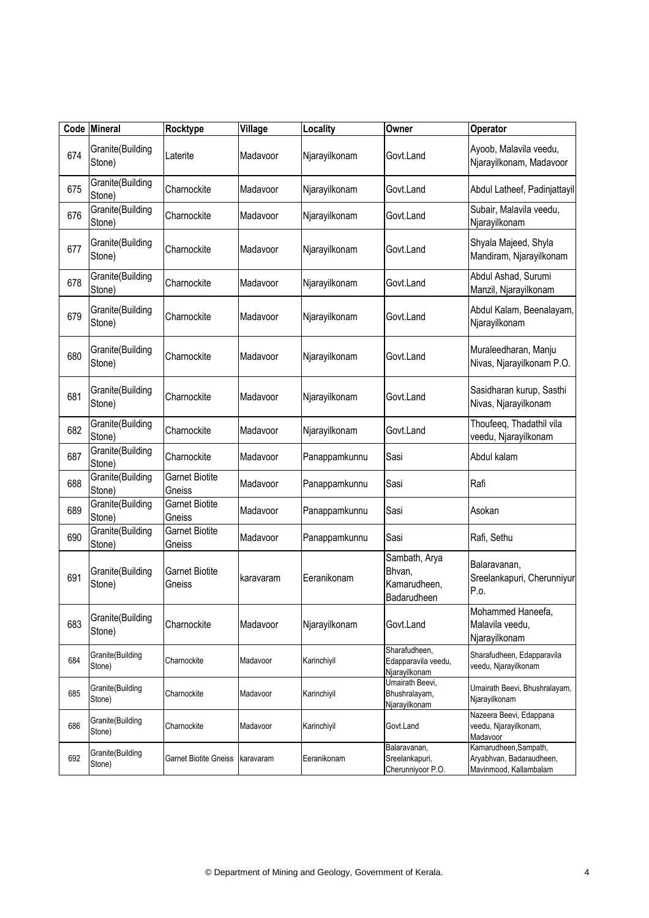| Code | Mineral | Rocktype | Village | Locality | Owner | Operator |
|---|---|---|---|---|---|---|
| 674 | Granite(Building Stone) | Laterite | Madavoor | Njarayilkonam | Govt.Land | Ayoob, Malavila veedu, Njarayilkonam, Madavoor |
| 675 | Granite(Building Stone) | Charnockite | Madavoor | Njarayilkonam | Govt.Land | Abdul Latheef, Padinjattayil |
| 676 | Granite(Building Stone) | Charnockite | Madavoor | Njarayilkonam | Govt.Land | Subair, Malavila veedu, Njarayilkonam |
| 677 | Granite(Building Stone) | Charnockite | Madavoor | Njarayilkonam | Govt.Land | Shyala Majeed, Shyla Mandiram, Njarayilkonam |
| 678 | Granite(Building Stone) | Charnockite | Madavoor | Njarayilkonam | Govt.Land | Abdul Ashad, Surumi Manzil, Njarayilkonam |
| 679 | Granite(Building Stone) | Charnockite | Madavoor | Njarayilkonam | Govt.Land | Abdul Kalam, Beenalayam, Njarayilkonam |
| 680 | Granite(Building Stone) | Charnockite | Madavoor | Njarayilkonam | Govt.Land | Muraleedharan, Manju Nivas, Njarayilkonam P.O. |
| 681 | Granite(Building Stone) | Charnockite | Madavoor | Njarayilkonam | Govt.Land | Sasidharan kurup, Sasthi Nivas, Njarayilkonam |
| 682 | Granite(Building Stone) | Charnockite | Madavoor | Njarayilkonam | Govt.Land | Thoufeeq, Thadathil vila veedu, Njarayilkonam |
| 687 | Granite(Building Stone) | Charnockite | Madavoor | Panappamkunnu | Sasi | Abdul kalam |
| 688 | Granite(Building Stone) | Garnet Biotite Gneiss | Madavoor | Panappamkunnu | Sasi | Rafi |
| 689 | Granite(Building Stone) | Garnet Biotite Gneiss | Madavoor | Panappamkunnu | Sasi | Asokan |
| 690 | Granite(Building Stone) | Garnet Biotite Gneiss | Madavoor | Panappamkunnu | Sasi | Rafi, Sethu |
| 691 | Granite(Building Stone) | Garnet Biotite Gneiss | karavaram | Eeranikonam | Sambath, Arya Bhvan, Kamarudheen, Badarudheen | Balaravanan, Sreelankapuri, Cherunniyur P.o. |
| 683 | Granite(Building Stone) | Charnockite | Madavoor | Njarayilkonam | Govt.Land | Mohammed Haneefa, Malavila veedu, Njarayilkonam |
| 684 | Granite(Building Stone) | Charnockite | Madavoor | Karinchiyil | Sharafudheen, Edapparavila veedu, Njarayilkonam | Sharafudheen, Edapparavila veedu, Njarayilkonam |
| 685 | Granite(Building Stone) | Charnockite | Madavoor | Karinchiyil | Umairath Beevi, Bhushralayam, Njarayilkonam | Umairath Beevi, Bhushralayam, Njarayilkonam |
| 686 | Granite(Building Stone) | Charnockite | Madavoor | Karinchiyil | Govt.Land | Nazeera Beevi, Edappana veedu, Njarayilkonam, Madavoor |
| 692 | Granite(Building Stone) | Garnet Biotite Gneiss | karavaram | Eeranikonam | Balaravanan, Sreelankapuri, Cherunniyoor P.O. | Kamarudheen,Sampath, Aryabhvan, Badaraudheen, Mavinmood, Kallambalam |

© Department of Mining and Geology, Government of Kerala.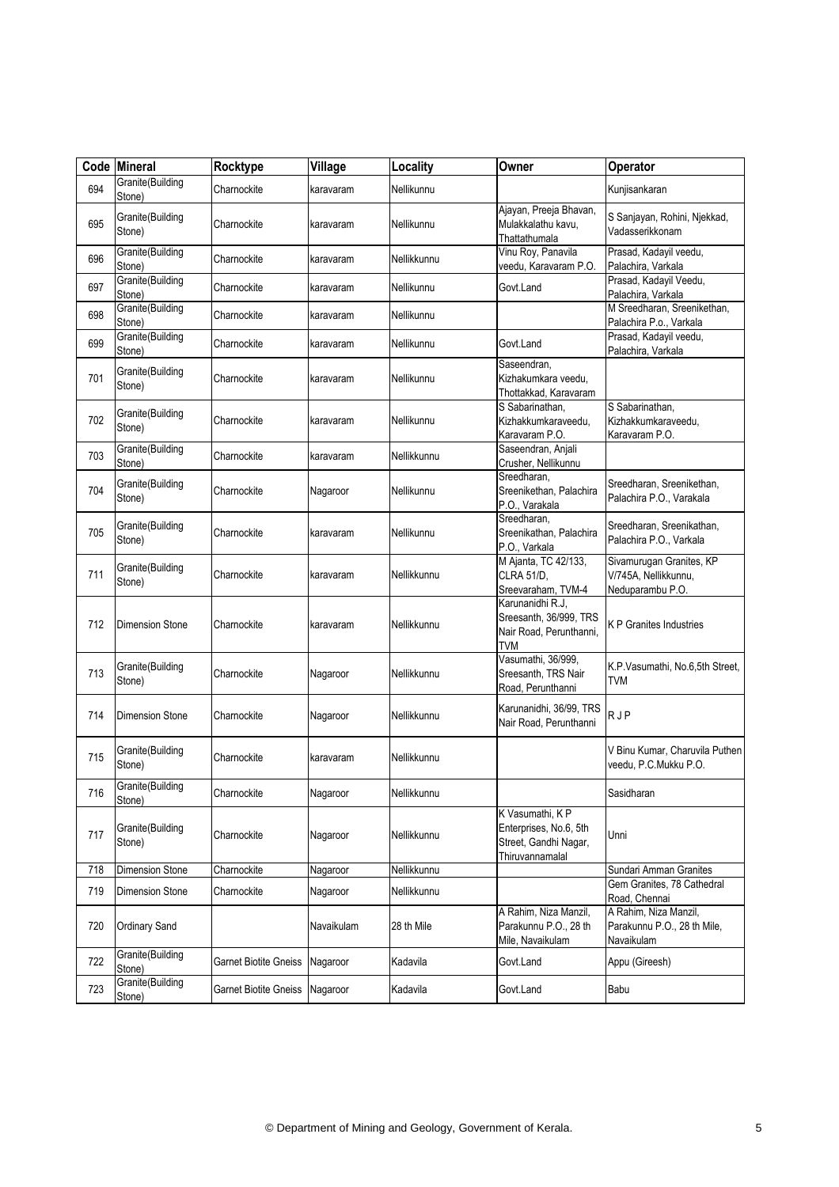| Code | Mineral | Rocktype | Village | Locality | Owner | Operator |
|---|---|---|---|---|---|---|
| 694 | Granite(Building Stone) | Charnockite | karavaram | Nellikunnu | | Kunjisankaran |
| 695 | Granite(Building Stone) | Charnockite | karavaram | Nellikunnu | Ajayan, Preeja Bhavan, Mulakkalathu kavu, Thattathumala | S Sanjayan, Rohini, Njekkad, Vadasserikkonam |
| 696 | Granite(Building Stone) | Charnockite | karavaram | Nellikkunnu | Vinu Roy, Panavila veedu, Karavaram P.O. | Prasad, Kadayil veedu, Palachira, Varkala |
| 697 | Granite(Building Stone) | Charnockite | karavaram | Nellikunnu | Govt.Land | Prasad, Kadayil Veedu, Palachira, Varkala |
| 698 | Granite(Building Stone) | Charnockite | karavaram | Nellikunnu | | M Sreedharan, Sreenikethan, Palachira P.o., Varkala |
| 699 | Granite(Building Stone) | Charnockite | karavaram | Nellikunnu | Govt.Land | Prasad, Kadayil veedu, Palachira, Varkala |
| 701 | Granite(Building Stone) | Charnockite | karavaram | Nellikunnu | Saseendran, Kizhakumkara veedu, Thottakkad, Karavaram | |
| 702 | Granite(Building Stone) | Charnockite | karavaram | Nellikunnu | S Sabarinathan, Kizhakkumkaraveedu, Karavaram P.O. | S Sabarinathan, Kizhakkumkaraveedu, Karavaram P.O. |
| 703 | Granite(Building Stone) | Charnockite | karavaram | Nellikkunnu | Saseendran, Anjali Crusher, Nellikunnu | |
| 704 | Granite(Building Stone) | Charnockite | Nagaroor | Nellikunnu | Sreedharan, Sreenikethan, Palachira P.O., Varakala | Sreedharan, Sreenikethan, Palachira P.O., Varakala |
| 705 | Granite(Building Stone) | Charnockite | karavaram | Nellikunnu | Sreedharan, Sreenikathan, Palachira P.O., Varkala | Sreedharan, Sreenikathan, Palachira P.O., Varkala |
| 711 | Granite(Building Stone) | Charnockite | karavaram | Nellikkunnu | M Ajanta, TC 42/133, CLRA 51/D, Sreevaraham, TVM-4 | Sivamurugan Granites, KP V/745A, Nellikkunnu, Neduparambu P.O. |
| 712 | Dimension Stone | Charnockite | karavaram | Nellikkunnu | Karunanidhi R.J, Sreesanth, 36/999, TRS Nair Road, Perunthanni, TVM | K P Granites Industries |
| 713 | Granite(Building Stone) | Charnockite | Nagaroor | Nellikkunnu | Vasumathi, 36/999, Sreesanth, TRS Nair Road, Perunthanni | K.P.Vasumathi, No.6,5th Street, TVM |
| 714 | Dimension Stone | Charnockite | Nagaroor | Nellikkunnu | Karunanidhi, 36/99, TRS Nair Road, Perunthanni | R J P |
| 715 | Granite(Building Stone) | Charnockite | karavaram | Nellikkunnu | | V Binu Kumar, Charuvila Puthen veedu, P.C.Mukku P.O. |
| 716 | Granite(Building Stone) | Charnockite | Nagaroor | Nellikkunnu | | Sasidharan |
| 717 | Granite(Building Stone) | Charnockite | Nagaroor | Nellikkunnu | K Vasumathi, K P Enterprises, No.6, 5th Street, Gandhi Nagar, Thiruvannamalal | Unni |
| 718 | Dimension Stone | Charnockite | Nagaroor | Nellikkunnu | | Sundari Amman Granites |
| 719 | Dimension Stone | Charnockite | Nagaroor | Nellikkunnu | | Gem Granites, 78 Cathedral Road, Chennai |
| 720 | Ordinary Sand | | Navaikulam | 28 th Mile | A Rahim, Niza Manzil, Parakunnu P.O., 28 th Mile, Navaikulam | A Rahim, Niza Manzil, Parakunnu P.O., 28 th Mile, Navaikulam |
| 722 | Granite(Building Stone) | Garnet Biotite Gneiss | Nagaroor | Kadavila | Govt.Land | Appu (Gireesh) |
| 723 | Granite(Building Stone) | Garnet Biotite Gneiss | Nagaroor | Kadavila | Govt.Land | Babu |

© Department of Mining and Geology, Government of Kerala.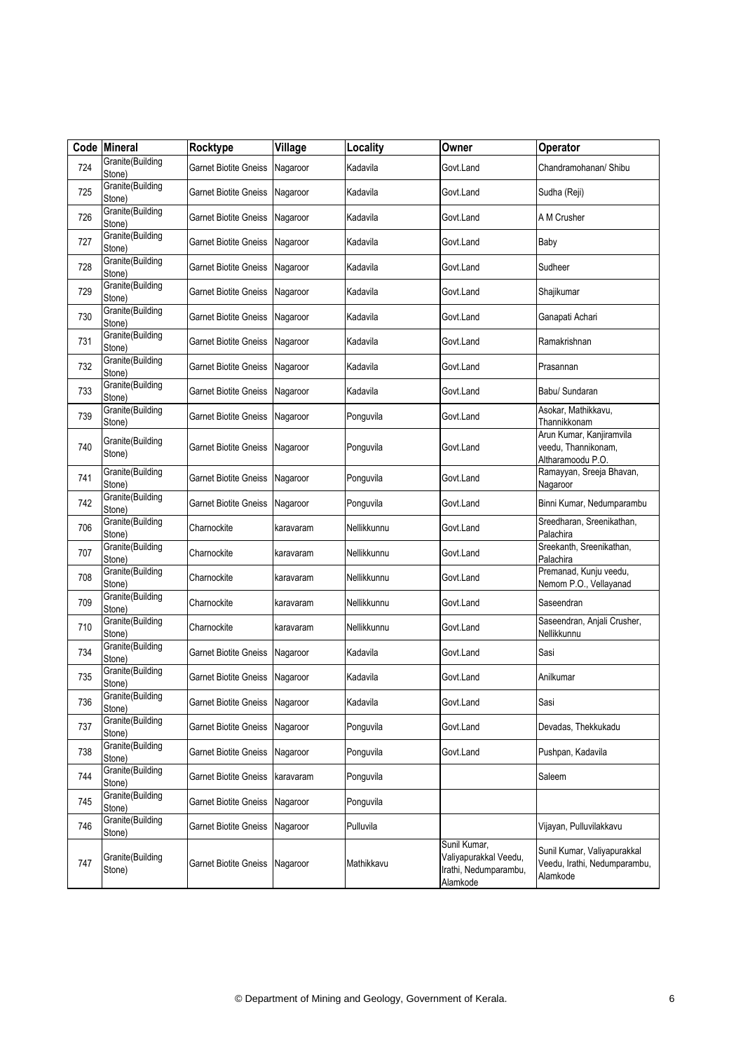| Code | Mineral | Rocktype | Village | Locality | Owner | Operator |
|---|---|---|---|---|---|---|
| 724 | Granite(Building Stone) | Garnet Biotite Gneiss | Nagaroor | Kadavila | Govt.Land | Chandramohanan/ Shibu |
| 725 | Granite(Building Stone) | Garnet Biotite Gneiss | Nagaroor | Kadavila | Govt.Land | Sudha (Reji) |
| 726 | Granite(Building Stone) | Garnet Biotite Gneiss | Nagaroor | Kadavila | Govt.Land | A M Crusher |
| 727 | Granite(Building Stone) | Garnet Biotite Gneiss | Nagaroor | Kadavila | Govt.Land | Baby |
| 728 | Granite(Building Stone) | Garnet Biotite Gneiss | Nagaroor | Kadavila | Govt.Land | Sudheer |
| 729 | Granite(Building Stone) | Garnet Biotite Gneiss | Nagaroor | Kadavila | Govt.Land | Shajikumar |
| 730 | Granite(Building Stone) | Garnet Biotite Gneiss | Nagaroor | Kadavila | Govt.Land | Ganapati Achari |
| 731 | Granite(Building Stone) | Garnet Biotite Gneiss | Nagaroor | Kadavila | Govt.Land | Ramakrishnan |
| 732 | Granite(Building Stone) | Garnet Biotite Gneiss | Nagaroor | Kadavila | Govt.Land | Prasannan |
| 733 | Granite(Building Stone) | Garnet Biotite Gneiss | Nagaroor | Kadavila | Govt.Land | Babu/ Sundaran |
| 739 | Granite(Building Stone) | Garnet Biotite Gneiss | Nagaroor | Ponguvila | Govt.Land | Asokar, Mathikkavu, Thannikkonam |
| 740 | Granite(Building Stone) | Garnet Biotite Gneiss | Nagaroor | Ponguvila | Govt.Land | Arun Kumar, Kanjiramvila veedu, Thannikonam, Altharamoodu P.O. |
| 741 | Granite(Building Stone) | Garnet Biotite Gneiss | Nagaroor | Ponguvila | Govt.Land | Ramayyan, Sreeja Bhavan, Nagaroor |
| 742 | Granite(Building Stone) | Garnet Biotite Gneiss | Nagaroor | Ponguvila | Govt.Land | Binni Kumar, Nedumparambu |
| 706 | Granite(Building Stone) | Charnockite | karavaram | Nellikkunnu | Govt.Land | Sreedharan, Sreenikathan, Palachira |
| 707 | Granite(Building Stone) | Charnockite | karavaram | Nellikkunnu | Govt.Land | Sreekanth, Sreenikathan, Palachira |
| 708 | Granite(Building Stone) | Charnockite | karavaram | Nellikkunnu | Govt.Land | Premanad, Kunju veedu, Nemom P.O., Vellayanad |
| 709 | Granite(Building Stone) | Charnockite | karavaram | Nellikkunnu | Govt.Land | Saseendran |
| 710 | Granite(Building Stone) | Charnockite | karavaram | Nellikkunnu | Govt.Land | Saseendran, Anjali Crusher, Nellikkunnu |
| 734 | Granite(Building Stone) | Garnet Biotite Gneiss | Nagaroor | Kadavila | Govt.Land | Sasi |
| 735 | Granite(Building Stone) | Garnet Biotite Gneiss | Nagaroor | Kadavila | Govt.Land | Anilkumar |
| 736 | Granite(Building Stone) | Garnet Biotite Gneiss | Nagaroor | Kadavila | Govt.Land | Sasi |
| 737 | Granite(Building Stone) | Garnet Biotite Gneiss | Nagaroor | Ponguvila | Govt.Land | Devadas, Thekkukadu |
| 738 | Granite(Building Stone) | Garnet Biotite Gneiss | Nagaroor | Ponguvila | Govt.Land | Pushpan, Kadavila |
| 744 | Granite(Building Stone) | Garnet Biotite Gneiss | karavaram | Ponguvila | | Saleem |
| 745 | Granite(Building Stone) | Garnet Biotite Gneiss | Nagaroor | Ponguvila | | |
| 746 | Granite(Building Stone) | Garnet Biotite Gneiss | Nagaroor | Pulluvila | | Vijayan, Pulluvilakkavu |
| 747 | Granite(Building Stone) | Garnet Biotite Gneiss | Nagaroor | Mathikkavu | Sunil Kumar, Valiyapurakkal Veedu, Irathi, Nedumparambu, Alamkode | Sunil Kumar, Valiyapurakkal Veedu, Irathi, Nedumparambu, Alamkode |

© Department of Mining and Geology, Government of Kerala.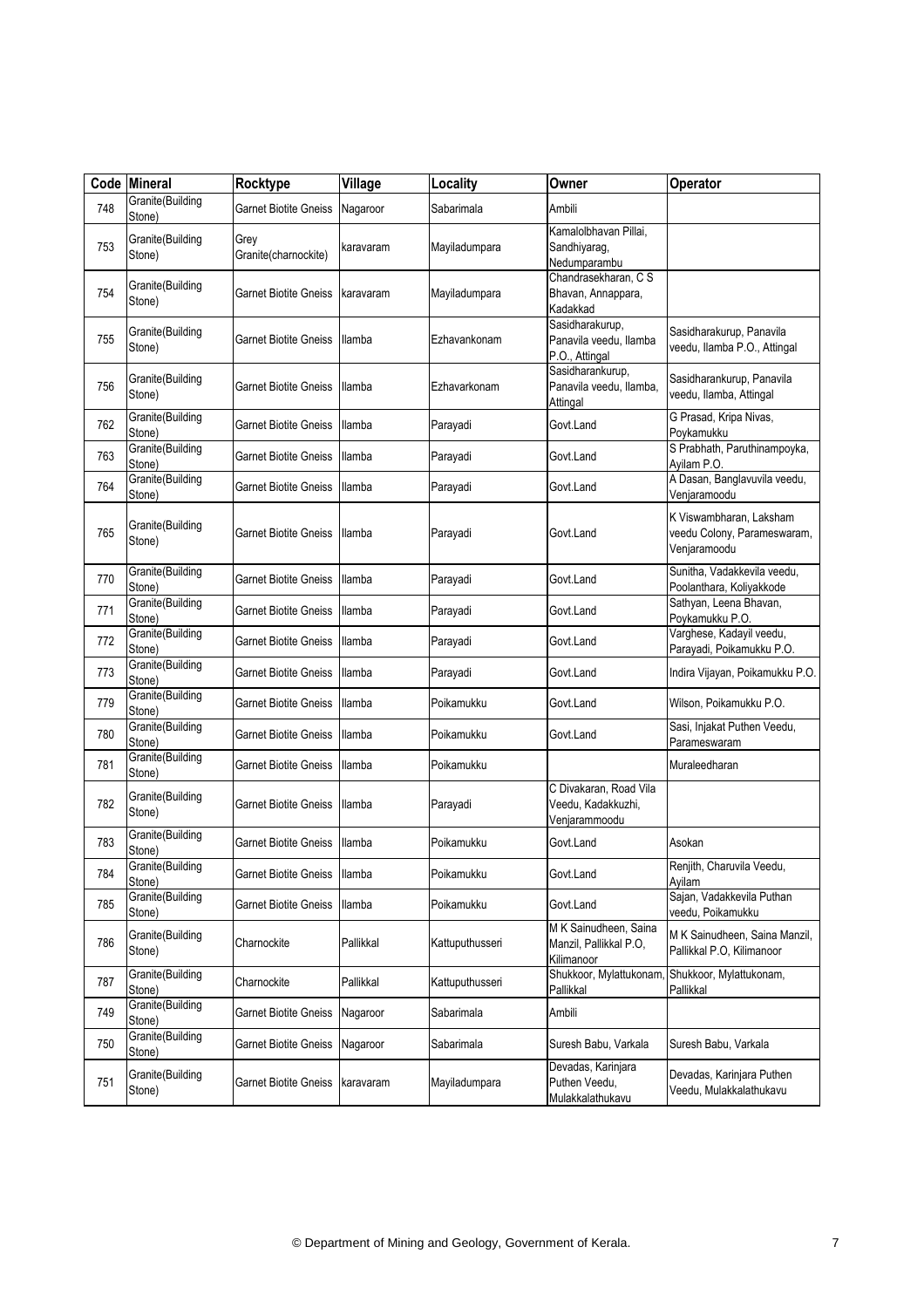| Code | Mineral | Rocktype | Village | Locality | Owner | Operator |
|---|---|---|---|---|---|---|
| 748 | Granite(Building Stone) | Garnet Biotite Gneiss | Nagaroor | Sabarimala | Ambili | |
| 753 | Granite(Building Stone) | Grey Granite(charnockite) | karavaram | Mayiladumpara | Kamalolbhavan Pillai, Sandhiyarag, Nedumparambu | |
| 754 | Granite(Building Stone) | Garnet Biotite Gneiss | karavaram | Mayiladumpara | Chandrasekharan, C S Bhavan, Annappara, Kadakkad | |
| 755 | Granite(Building Stone) | Garnet Biotite Gneiss | Ilamba | Ezhavankonam | Sasidharakurup, Panavila veedu, Ilamba P.O., Attingal | Sasidharakurup, Panavila veedu, Ilamba P.O., Attingal |
| 756 | Granite(Building Stone) | Garnet Biotite Gneiss | Ilamba | Ezhavarkonam | Sasidharankurup, Panavila veedu, Ilamba, Attingal | Sasidharankurup, Panavila veedu, Ilamba, Attingal |
| 762 | Granite(Building Stone) | Garnet Biotite Gneiss | Ilamba | Parayadi | Govt.Land | G Prasad, Kripa Nivas, Poykamukku |
| 763 | Granite(Building Stone) | Garnet Biotite Gneiss | Ilamba | Parayadi | Govt.Land | S Prabhath, Paruthinampoyka, Ayilam P.O. |
| 764 | Granite(Building Stone) | Garnet Biotite Gneiss | Ilamba | Parayadi | Govt.Land | A Dasan, Banglavuvila veedu, Venjaramoodu |
| 765 | Granite(Building Stone) | Garnet Biotite Gneiss | Ilamba | Parayadi | Govt.Land | K Viswambharan, Laksham veedu Colony, Parameswaram, Venjaramoodu |
| 770 | Granite(Building Stone) | Garnet Biotite Gneiss | Ilamba | Parayadi | Govt.Land | Sunitha, Vadakkevila veedu, Poolanthara, Koliyakkode |
| 771 | Granite(Building Stone) | Garnet Biotite Gneiss | Ilamba | Parayadi | Govt.Land | Sathyan, Leena Bhavan, Poykamukku P.O. |
| 772 | Granite(Building Stone) | Garnet Biotite Gneiss | Ilamba | Parayadi | Govt.Land | Varghese, Kadayil veedu, Parayadi, Poikamukku P.O. |
| 773 | Granite(Building Stone) | Garnet Biotite Gneiss | Ilamba | Parayadi | Govt.Land | Indira Vijayan, Poikamukku P.O. |
| 779 | Granite(Building Stone) | Garnet Biotite Gneiss | Ilamba | Poikamukku | Govt.Land | Wilson, Poikamukku P.O. |
| 780 | Granite(Building Stone) | Garnet Biotite Gneiss | Ilamba | Poikamukku | Govt.Land | Sasi, Injakat Puthen Veedu, Parameswaram |
| 781 | Granite(Building Stone) | Garnet Biotite Gneiss | Ilamba | Poikamukku | | Muraleedharan |
| 782 | Granite(Building Stone) | Garnet Biotite Gneiss | Ilamba | Parayadi | C Divakaran, Road Vila Veedu, Kadakkuzhi, Venjarammoodu | |
| 783 | Granite(Building Stone) | Garnet Biotite Gneiss | Ilamba | Poikamukku | Govt.Land | Asokan |
| 784 | Granite(Building Stone) | Garnet Biotite Gneiss | Ilamba | Poikamukku | Govt.Land | Renjith, Charuvila Veedu, Ayilam |
| 785 | Granite(Building Stone) | Garnet Biotite Gneiss | Ilamba | Poikamukku | Govt.Land | Sajan, Vadakkevila Puthan veedu, Poikamukku |
| 786 | Granite(Building Stone) | Charnockite | Pallikkal | Kattuputhusseri | M K Sainudheen, Saina Manzil, Pallikkal P.O, Kilimanoor | M K Sainudheen, Saina Manzil, Pallikkal P.O, Kilimanoor |
| 787 | Granite(Building Stone) | Charnockite | Pallikkal | Kattuputhusseri | Shukkoor, Mylattukonam, Pallikkal | Shukkoor, Mylattukonam, Pallikkal |
| 749 | Granite(Building Stone) | Garnet Biotite Gneiss | Nagaroor | Sabarimala | Ambili | |
| 750 | Granite(Building Stone) | Garnet Biotite Gneiss | Nagaroor | Sabarimala | Suresh Babu, Varkala | Suresh Babu, Varkala |
| 751 | Granite(Building Stone) | Garnet Biotite Gneiss | karavaram | Mayiladumpara | Devadas, Karinjara Puthen Veedu, Mulakkalathukavu | Devadas, Karinjara Puthen Veedu, Mulakkalathukavu |

© Department of Mining and Geology, Government of Kerala.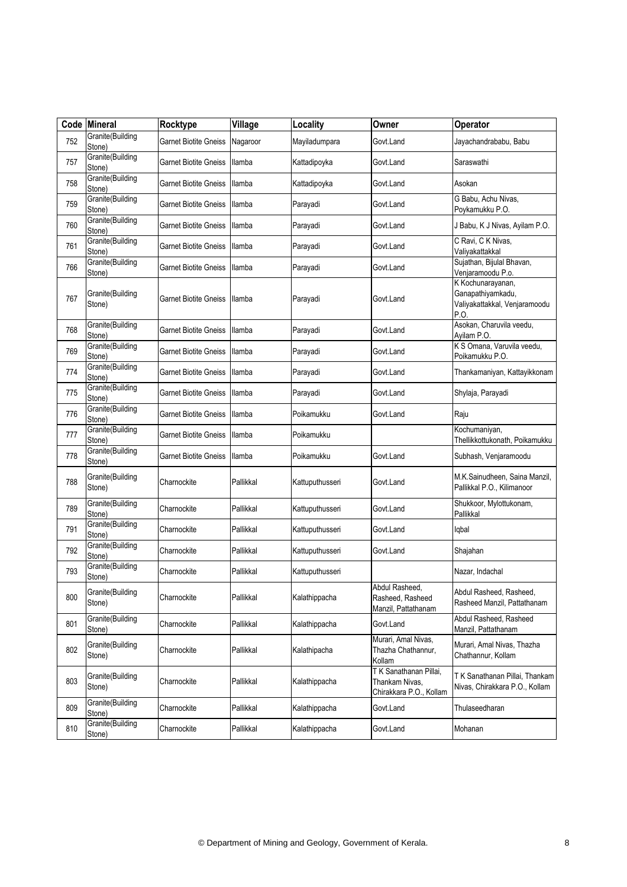| Code | Mineral | Rocktype | Village | Locality | Owner | Operator |
|---|---|---|---|---|---|---|
| 752 | Granite(Building Stone) | Garnet Biotite Gneiss | Nagaroor | Mayiladumpara | Govt.Land | Jayachandrababu, Babu |
| 757 | Granite(Building Stone) | Garnet Biotite Gneiss | Ilamba | Kattadipoyka | Govt.Land | Saraswathi |
| 758 | Granite(Building Stone) | Garnet Biotite Gneiss | Ilamba | Kattadipoyka | Govt.Land | Asokan |
| 759 | Granite(Building Stone) | Garnet Biotite Gneiss | Ilamba | Parayadi | Govt.Land | G Babu, Achu Nivas, Poykamukku P.O. |
| 760 | Granite(Building Stone) | Garnet Biotite Gneiss | Ilamba | Parayadi | Govt.Land | J Babu, K J Nivas, Ayilam P.O. |
| 761 | Granite(Building Stone) | Garnet Biotite Gneiss | Ilamba | Parayadi | Govt.Land | C Ravi, C K Nivas, Valiyakattakkal |
| 766 | Granite(Building Stone) | Garnet Biotite Gneiss | Ilamba | Parayadi | Govt.Land | Sujathan, Bijulal Bhavan, Venjaramoodu P.o. |
| 767 | Granite(Building Stone) | Garnet Biotite Gneiss | Ilamba | Parayadi | Govt.Land | K Kochunarayanan, Ganapathiyamkadu, Valiyakattakkal, Venjaramoodu P.O. |
| 768 | Granite(Building Stone) | Garnet Biotite Gneiss | Ilamba | Parayadi | Govt.Land | Asokan, Charuvila veedu, Ayilam P.O. |
| 769 | Granite(Building Stone) | Garnet Biotite Gneiss | Ilamba | Parayadi | Govt.Land | K S Omana, Varuvila veedu, Poikamukku P.O. |
| 774 | Granite(Building Stone) | Garnet Biotite Gneiss | Ilamba | Parayadi | Govt.Land | Thankamaniyan, Kattayikkonam |
| 775 | Granite(Building Stone) | Garnet Biotite Gneiss | Ilamba | Parayadi | Govt.Land | Shylaja, Parayadi |
| 776 | Granite(Building Stone) | Garnet Biotite Gneiss | Ilamba | Poikamukku | Govt.Land | Raju |
| 777 | Granite(Building Stone) | Garnet Biotite Gneiss | Ilamba | Poikamukku | | Kochumaniyan, Thellikkottukonath, Poikamukku |
| 778 | Granite(Building Stone) | Garnet Biotite Gneiss | Ilamba | Poikamukku | Govt.Land | Subhash, Venjaramoodu |
| 788 | Granite(Building Stone) | Charnockite | Pallikkal | Kattuputhusseri | Govt.Land | M.K.Sainudheen, Saina Manzil, Pallikkal P.O., Kilimanoor |
| 789 | Granite(Building Stone) | Charnockite | Pallikkal | Kattuputhusseri | Govt.Land | Shukkoor, Mylottukonam, Pallikkal |
| 791 | Granite(Building Stone) | Charnockite | Pallikkal | Kattuputhusseri | Govt.Land | Iqbal |
| 792 | Granite(Building Stone) | Charnockite | Pallikkal | Kattuputhusseri | Govt.Land | Shajahan |
| 793 | Granite(Building Stone) | Charnockite | Pallikkal | Kattuputhusseri | | Nazar, Indachal |
| 800 | Granite(Building Stone) | Charnockite | Pallikkal | Kalathippacha | Abdul Rasheed, Rasheed, Rasheed Manzil, Pattathanam | Abdul Rasheed, Rasheed, Rasheed Manzil, Pattathanam |
| 801 | Granite(Building Stone) | Charnockite | Pallikkal | Kalathippacha | Govt.Land | Abdul Rasheed, Rasheed Manzil, Pattathanam |
| 802 | Granite(Building Stone) | Charnockite | Pallikkal | Kalathipacha | Murari, Amal Nivas, Thazha Chathannur, Kollam | Murari, Amal Nivas, Thazha Chathannur, Kollam |
| 803 | Granite(Building Stone) | Charnockite | Pallikkal | Kalathippacha | T K Sanathanan Pillai, Thankam Nivas, Chirakkara P.O., Kollam | T K Sanathanan Pillai, Thankam Nivas, Chirakkara P.O., Kollam |
| 809 | Granite(Building Stone) | Charnockite | Pallikkal | Kalathippacha | Govt.Land | Thulaseedharan |
| 810 | Granite(Building Stone) | Charnockite | Pallikkal | Kalathippacha | Govt.Land | Mohanan |

© Department of Mining and Geology, Government of Kerala.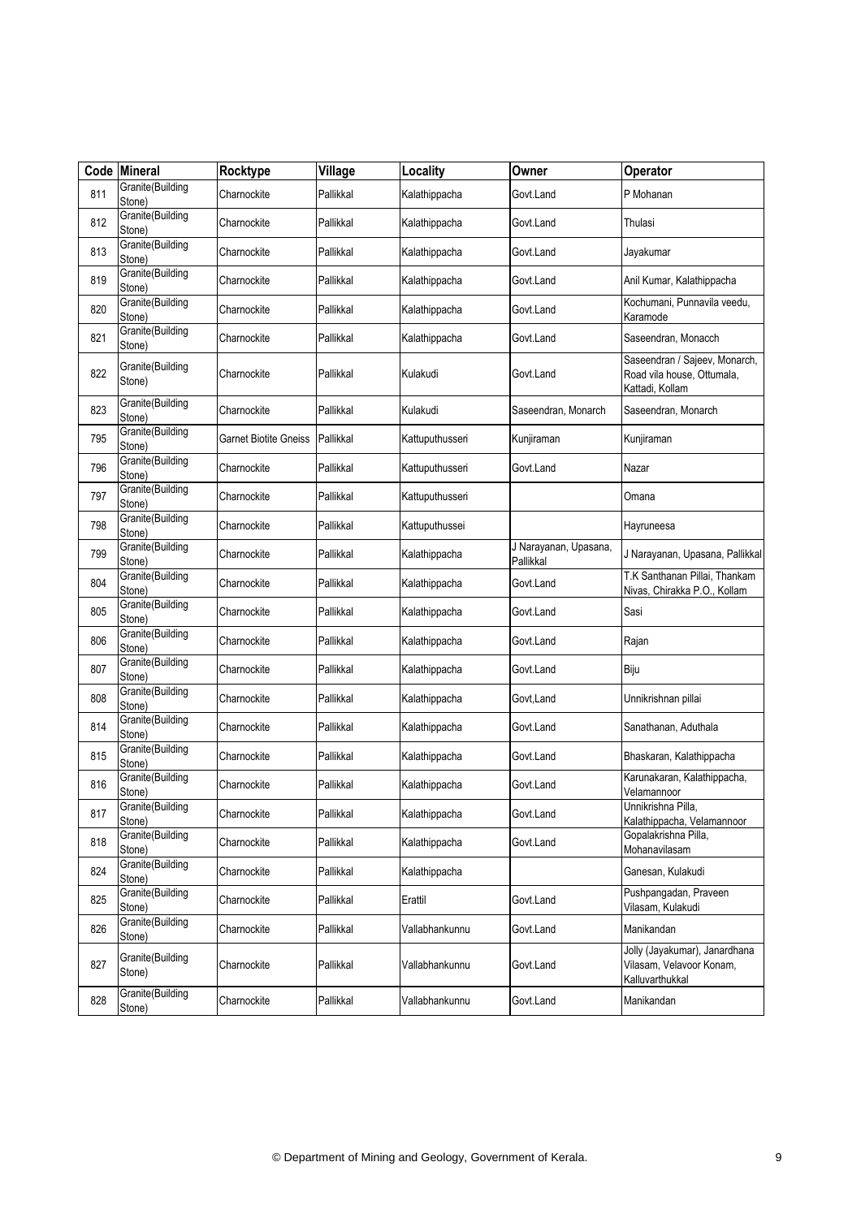| Code | Mineral | Rocktype | Village | Locality | Owner | Operator |
|---|---|---|---|---|---|---|
| 811 | Granite(Building Stone) | Charnockite | Pallikkal | Kalathippacha | Govt.Land | P Mohanan |
| 812 | Granite(Building Stone) | Charnockite | Pallikkal | Kalathippacha | Govt.Land | Thulasi |
| 813 | Granite(Building Stone) | Charnockite | Pallikkal | Kalathippacha | Govt.Land | Jayakumar |
| 819 | Granite(Building Stone) | Charnockite | Pallikkal | Kalathippacha | Govt.Land | Anil Kumar, Kalathippacha |
| 820 | Granite(Building Stone) | Charnockite | Pallikkal | Kalathippacha | Govt.Land | Kochumani, Punnavila veedu, Karamode |
| 821 | Granite(Building Stone) | Charnockite | Pallikkal | Kalathippacha | Govt.Land | Saseendran, Monacch |
| 822 | Granite(Building Stone) | Charnockite | Pallikkal | Kulakudi | Govt.Land | Saseendran / Sajeev, Monarch, Road vila house, Ottumala, Kattadi, Kollam |
| 823 | Granite(Building Stone) | Charnockite | Pallikkal | Kulakudi | Saseendran, Monarch | Saseendran, Monarch |
| 795 | Granite(Building Stone) | Garnet Biotite Gneiss | Pallikkal | Kattuputhusseri | Kunjiraman | Kunjiraman |
| 796 | Granite(Building Stone) | Charnockite | Pallikkal | Kattuputhusseri | Govt.Land | Nazar |
| 797 | Granite(Building Stone) | Charnockite | Pallikkal | Kattuputhusseri | | Omana |
| 798 | Granite(Building Stone) | Charnockite | Pallikkal | Kattuputhussei | | Hayruneesa |
| 799 | Granite(Building Stone) | Charnockite | Pallikkal | Kalathippacha | J Narayanan, Upasana, Pallikkal | J Narayanan, Upasana, Pallikkal |
| 804 | Granite(Building Stone) | Charnockite | Pallikkal | Kalathippacha | Govt.Land | T.K Santhanan Pillai, Thankam Nivas, Chirakka P.O., Kollam |
| 805 | Granite(Building Stone) | Charnockite | Pallikkal | Kalathippacha | Govt.Land | Sasi |
| 806 | Granite(Building Stone) | Charnockite | Pallikkal | Kalathippacha | Govt.Land | Rajan |
| 807 | Granite(Building Stone) | Charnockite | Pallikkal | Kalathippacha | Govt.Land | Biju |
| 808 | Granite(Building Stone) | Charnockite | Pallikkal | Kalathippacha | Govt,Land | Unnikrishnan pillai |
| 814 | Granite(Building Stone) | Charnockite | Pallikkal | Kalathippacha | Govt.Land | Sanathanan, Aduthala |
| 815 | Granite(Building Stone) | Charnockite | Pallikkal | Kalathippacha | Govt.Land | Bhaskaran, Kalathippacha |
| 816 | Granite(Building Stone) | Charnockite | Pallikkal | Kalathippacha | Govt.Land | Karunakaran, Kalathippacha, Velamannoor |
| 817 | Granite(Building Stone) | Charnockite | Pallikkal | Kalathippacha | Govt.Land | Unnikrishna Pilla, Kalathippacha, Velamannoor |
| 818 | Granite(Building Stone) | Charnockite | Pallikkal | Kalathippacha | Govt.Land | Gopalakrishna Pilla, Mohanavilasam |
| 824 | Granite(Building Stone) | Charnockite | Pallikkal | Kalathippacha | | Ganesan, Kulakudi |
| 825 | Granite(Building Stone) | Charnockite | Pallikkal | Erattil | Govt.Land | Pushpangadan, Praveen Vilasam, Kulakudi |
| 826 | Granite(Building Stone) | Charnockite | Pallikkal | Vallabhankunnu | Govt.Land | Manikandan |
| 827 | Granite(Building Stone) | Charnockite | Pallikkal | Vallabhankunnu | Govt.Land | Jolly (Jayakumar), Janardhana Vilasam, Velavoor Konam, Kalluvarthukkal |
| 828 | Granite(Building Stone) | Charnockite | Pallikkal | Vallabhankunnu | Govt.Land | Manikandan |

© Department of Mining and Geology, Government of Kerala.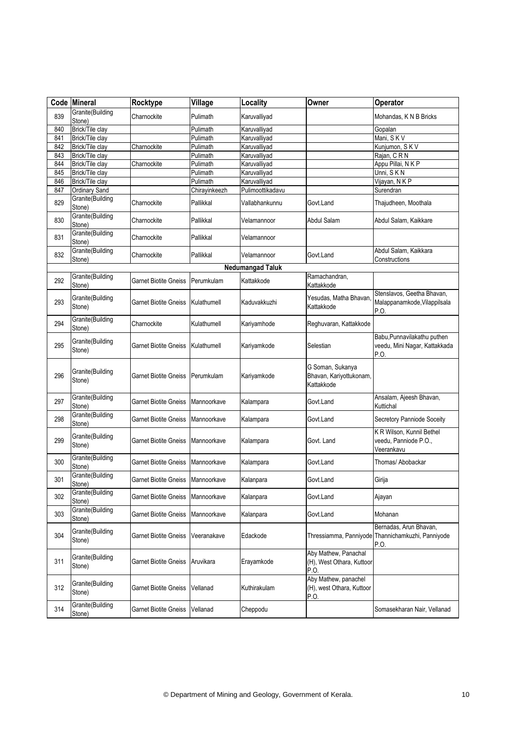| Code | Mineral | Rocktype | Village | Locality | Owner | Operator |
|---|---|---|---|---|---|---|
| 839 | Granite(Building Stone) | Charnockite | Pulimath | Karuvalliyad | | Mohandas, K N B Bricks |
| 840 | Brick/Tile clay | | Pulimath | Karuvalliyad | | Gopalan |
| 841 | Brick/Tile clay | | Pulimath | Karuvalliyad | | Mani, S K V |
| 842 | Brick/Tile clay | Charnockite | Pulimath | Karuvalliyad | | Kunjumon, S K V |
| 843 | Brick/Tile clay | | Pulimath | Karuvalliyad | | Rajan, C R N |
| 844 | Brick/Tile clay | Charnockite | Pulimath | Karuvalliyad | | Appu Pillai, N K P |
| 845 | Brick/Tile clay | | Pulimath | Karuvalliyad | | Unni, S K N |
| 846 | Brick/Tile clay | | Pulimath | Karuvalliyad | | Vijayan, N K P |
| 847 | Ordinary Sand | | Chirayinkeezh | Pulimoottikadavu | | Surendran |
| 829 | Granite(Building Stone) | Charnockite | Pallikkal | Vallabhankunnu | Govt.Land | Thajudheen, Moothala |
| 830 | Granite(Building Stone) | Charnockite | Pallikkal | Velamannoor | Abdul Salam | Abdul Salam, Kaikkare |
| 831 | Granite(Building Stone) | Charnockite | Pallikkal | Velamannoor | | |
| 832 | Granite(Building Stone) | Charnockite | Pallikkal | Velamannoor | Govt.Land | Abdul Salam, Kaikkara Constructions |
| | | | | **Nedumangad Taluk** | | |
| 292 | Granite(Building Stone) | Garnet Biotite Gneiss | Perumkulam | Kattakkode | Ramachandran, Kattakkode | |
| 293 | Granite(Building Stone) | Garnet Biotite Gneiss | Kulathumell | Kaduvakkuzhi | Yesudas, Matha Bhavan, Kattakkode | Stenslavos, Geetha Bhavan, Malappanamkode,Vilappilsala P.O. |
| 294 | Granite(Building Stone) | Charnockite | Kulathumell | Kariyamhode | Reghuvaran, Kattakkode | |
| 295 | Granite(Building Stone) | Garnet Biotite Gneiss | Kulathumell | Kariyamkode | Selestian | Babu,Punnavilakathu puthen veedu, Mini Nagar, Kattakkada P.O. |
| 296 | Granite(Building Stone) | Garnet Biotite Gneiss | Perumkulam | Kariyamkode | G Soman, Sukanya Bhavan, Kariyottukonam, Kattakkode | |
| 297 | Granite(Building Stone) | Garnet Biotite Gneiss | Mannoorkave | Kalampara | Govt.Land | Ansalam, Ajeesh Bhavan, Kuttichal |
| 298 | Granite(Building Stone) | Garnet Biotite Gneiss | Mannoorkave | Kalampara | Govt.Land | Secretory Panniode Soceity |
| 299 | Granite(Building Stone) | Garnet Biotite Gneiss | Mannoorkave | Kalampara | Govt. Land | K R Wilson, Kunnil Bethel veedu, Panniode P.O., Veerankavu |
| 300 | Granite(Building Stone) | Garnet Biotite Gneiss | Mannoorkave | Kalampara | Govt.Land | Thomas/ Abobackar |
| 301 | Granite(Building Stone) | Garnet Biotite Gneiss | Mannoorkave | Kalanpara | Govt.Land | Girija |
| 302 | Granite(Building Stone) | Garnet Biotite Gneiss | Mannoorkave | Kalanpara | Govt.Land | Ajayan |
| 303 | Granite(Building Stone) | Garnet Biotite Gneiss | Mannoorkave | Kalanpara | Govt.Land | Mohanan |
| 304 | Granite(Building Stone) | Garnet Biotite Gneiss | Veeranakave | Edackode | Thressiamma, Panniyode | Bernadas, Arun Bhavan, Thannichamkuzhi, Panniyode P.O. |
| 311 | Granite(Building Stone) | Garnet Biotite Gneiss | Aruvikara | Erayamkode | Aby Mathew, Panachal (H), West Othara, Kuttoor P.O. | |
| 312 | Granite(Building Stone) | Garnet Biotite Gneiss | Vellanad | Kuthirakulam | Aby Mathew, panachel (H), west Othara, Kuttoor P.O. | |
| 314 | Granite(Building Stone) | Garnet Biotite Gneiss | Vellanad | Cheppodu | | Somasekharan Nair, Vellanad |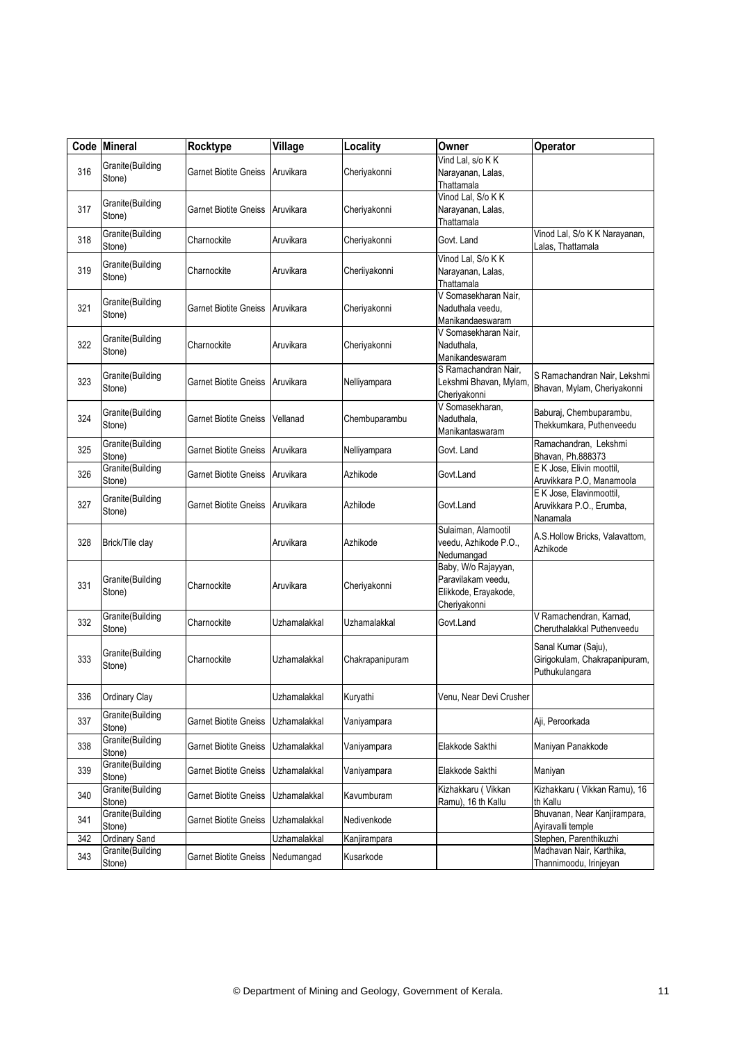| Code | Mineral | Rocktype | Village | Locality | Owner | Operator |
|---|---|---|---|---|---|---|
| 316 | Granite(Building Stone) | Garnet Biotite Gneiss | Aruvikara | Cheriyakonni | Vind Lal, s/o K K Narayanan, Lalas, Thattamala | |
| 317 | Granite(Building Stone) | Garnet Biotite Gneiss | Aruvikara | Cheriyakonni | Vinod Lal, S/o K K Narayanan, Lalas, Thattamala | |
| 318 | Granite(Building Stone) | Charnockite | Aruvikara | Cheriyakonni | Govt. Land | Vinod Lal, S/o K K Narayanan, Lalas, Thattamala |
| 319 | Granite(Building Stone) | Charnockite | Aruvikara | Cheriiyakonni | Vinod Lal, S/o K K Narayanan, Lalas, Thattamala | |
| 321 | Granite(Building Stone) | Garnet Biotite Gneiss | Aruvikara | Cheriyakonni | V Somasekharan Nair, Naduthala veedu, Manikandaeswaram | |
| 322 | Granite(Building Stone) | Charnockite | Aruvikara | Cheriyakonni | V Somasekharan Nair, Naduthala, Manikandeswaram | |
| 323 | Granite(Building Stone) | Garnet Biotite Gneiss | Aruvikara | Nelliyampara | S Ramachandran Nair, Lekshmi Bhavan, Mylam, Cheriyakonni | S Ramachandran Nair, Lekshmi Bhavan, Mylam, Cheriyakonni |
| 324 | Granite(Building Stone) | Garnet Biotite Gneiss | Vellanad | Chembuparambu | V Somasekharan, Naduthala, Manikantaswaram | Baburaj, Chembuparambu, Thekkumkara, Puthenveedu |
| 325 | Granite(Building Stone) | Garnet Biotite Gneiss | Aruvikara | Nelliyampara | Govt. Land | Ramachandran, Lekshmi Bhavan, Ph.888373 |
| 326 | Granite(Building Stone) | Garnet Biotite Gneiss | Aruvikara | Azhikode | Govt.Land | E K Jose, Elivin moottil, Aruvikkara P.O, Manamoola |
| 327 | Granite(Building Stone) | Garnet Biotite Gneiss | Aruvikara | Azhilode | Govt.Land | E K Jose, Elavinmoottil, Aruvikkara P.O., Erumba, Nanamala |
| 328 | Brick/Tile clay | | Aruvikara | Azhikode | Sulaiman, Alamootil veedu, Azhikode P.O., Nedumangad | A.S.Hollow Bricks, Valavattom, Azhikode |
| 331 | Granite(Building Stone) | Charnockite | Aruvikara | Cheriyakonni | Baby, W/o Rajayyan, Paravilakam veedu, Elikkode, Erayakode, Cheriyakonni | |
| 332 | Granite(Building Stone) | Charnockite | Uzhamalakkal | Uzhamalakkal | Govt.Land | V Ramachendran, Karnad, Cheruthalakkal Puthenveedu |
| 333 | Granite(Building Stone) | Charnockite | Uzhamalakkal | Chakrapanipuram | | Sanal Kumar (Saju), Girigokulam, Chakrapanipuram, Puthukulangara |
| 336 | Ordinary Clay | | Uzhamalakkal | Kuryathi | Venu, Near Devi Crusher | |
| 337 | Granite(Building Stone) | Garnet Biotite Gneiss | Uzhamalakkal | Vaniyampara | | Aji, Peroorkada |
| 338 | Granite(Building Stone) | Garnet Biotite Gneiss | Uzhamalakkal | Vaniyampara | Elakkode Sakthi | Maniyan Panakkode |
| 339 | Granite(Building Stone) | Garnet Biotite Gneiss | Uzhamalakkal | Vaniyampara | Elakkode Sakthi | Maniyan |
| 340 | Granite(Building Stone) | Garnet Biotite Gneiss | Uzhamalakkal | Kavumburam | Kizhakkaru ( Vikkan Ramu), 16 th Kallu | Kizhakkaru ( Vikkan Ramu), 16 th Kallu |
| 341 | Granite(Building Stone) | Garnet Biotite Gneiss | Uzhamalakkal | Nedivenkode | | Bhuvanan, Near Kanjirampara, Ayiravalli temple |
| 342 | Ordinary Sand | | Uzhamalakkal | Kanjirampara | | Stephen, Parenthikuzhi |
| 343 | Granite(Building Stone) | Garnet Biotite Gneiss | Nedumangad | Kusarkode | | Madhavan Nair, Karthika, Thannimoodu, Irinjeyan |

© Department of Mining and Geology, Government of Kerala.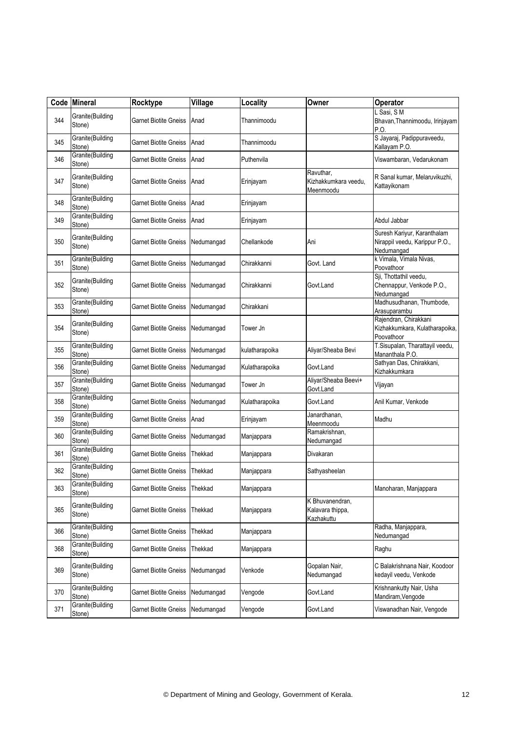| Code | Mineral | Rocktype | Village | Locality | Owner | Operator |
|---|---|---|---|---|---|---|
| 344 | Granite(Building Stone) | Garnet Biotite Gneiss | Anad | Thannimoodu | | L Sasi, S M Bhavan,Thannimoodu, Irinjayam P.O. |
| 345 | Granite(Building Stone) | Garnet Biotite Gneiss | Anad | Thannimoodu | | S Jayaraj, Padippuraveedu, Kallayam P.O. |
| 346 | Granite(Building Stone) | Garnet Biotite Gneiss | Anad | Puthenvila | | Viswambaran, Vedarukonam |
| 347 | Granite(Building Stone) | Garnet Biotite Gneiss | Anad | Erinjayam | Ravuthar, Kizhakkumkara veedu, Meenmoodu | R Sanal kumar, Melaruvikuzhi, Kattayikonam |
| 348 | Granite(Building Stone) | Garnet Biotite Gneiss | Anad | Erinjayam | | |
| 349 | Granite(Building Stone) | Garnet Biotite Gneiss | Anad | Erinjayam | | Abdul Jabbar |
| 350 | Granite(Building Stone) | Garnet Biotite Gneiss | Nedumangad | Chellankode | Ani | Suresh Kariyur, Karanthalam Nirappil veedu, Karippur P.O., Nedumangad |
| 351 | Granite(Building Stone) | Garnet Biotite Gneiss | Nedumangad | Chirakkanni | Govt. Land | k Vimala, Vimala Nivas, Poovathoor |
| 352 | Granite(Building Stone) | Garnet Biotite Gneiss | Nedumangad | Chirakkanni | Govt.Land | Sji, Thottathil veedu, Chennappur, Venkode P.O., Nedumangad |
| 353 | Granite(Building Stone) | Garnet Biotite Gneiss | Nedumangad | Chirakkani | | Madhusudhanan, Thumbode, Arasuparambu |
| 354 | Granite(Building Stone) | Garnet Biotite Gneiss | Nedumangad | Tower Jn | | Rajendran, Chirakkani Kizhakkumkara, Kulatharapoika, Poovathoor |
| 355 | Granite(Building Stone) | Garnet Biotite Gneiss | Nedumangad | kulatharapoika | Aliyar/Sheaba Bevi | T.Sisupalan, Tharattayil veedu, Mananthala P.O. |
| 356 | Granite(Building Stone) | Garnet Biotite Gneiss | Nedumangad | Kulatharapoika | Govt.Land | Sathyan Das, Chirakkani, Kizhakkumkara |
| 357 | Granite(Building Stone) | Garnet Biotite Gneiss | Nedumangad | Tower Jn | Aliyar/Sheaba Beevi+ Govt.Land | Vijayan |
| 358 | Granite(Building Stone) | Garnet Biotite Gneiss | Nedumangad | Kulatharapoika | Govt.Land | Anil Kumar, Venkode |
| 359 | Granite(Building Stone) | Garnet Biotite Gneiss | Anad | Erinjayam | Janardhanan, Meenmoodu | Madhu |
| 360 | Granite(Building Stone) | Garnet Biotite Gneiss | Nedumangad | Manjappara | Ramakrishnan, Nedumangad | |
| 361 | Granite(Building Stone) | Garnet Biotite Gneiss | Thekkad | Manjappara | Divakaran | |
| 362 | Granite(Building Stone) | Garnet Biotite Gneiss | Thekkad | Manjappara | Sathyasheelan | |
| 363 | Granite(Building Stone) | Garnet Biotite Gneiss | Thekkad | Manjappara | | Manoharan, Manjappara |
| 365 | Granite(Building Stone) | Garnet Biotite Gneiss | Thekkad | Manjappara | K Bhuvanendran, Kalavara thippa, Kazhakuttu | |
| 366 | Granite(Building Stone) | Garnet Biotite Gneiss | Thekkad | Manjappara | | Radha, Manjappara, Nedumangad |
| 368 | Granite(Building Stone) | Garnet Biotite Gneiss | Thekkad | Manjappara | | Raghu |
| 369 | Granite(Building Stone) | Garnet Biotite Gneiss | Nedumangad | Venkode | Gopalan Nair, Nedumangad | C Balakrishnana Nair, Koodoor kedayil veedu, Venkode |
| 370 | Granite(Building Stone) | Garnet Biotite Gneiss | Nedumangad | Vengode | Govt.Land | Krishnankutty Nair, Usha Mandiram,Vengode |
| 371 | Granite(Building Stone) | Garnet Biotite Gneiss | Nedumangad | Vengode | Govt.Land | Viswanadhan Nair, Vengode |

© Department of Mining and Geology, Government of Kerala.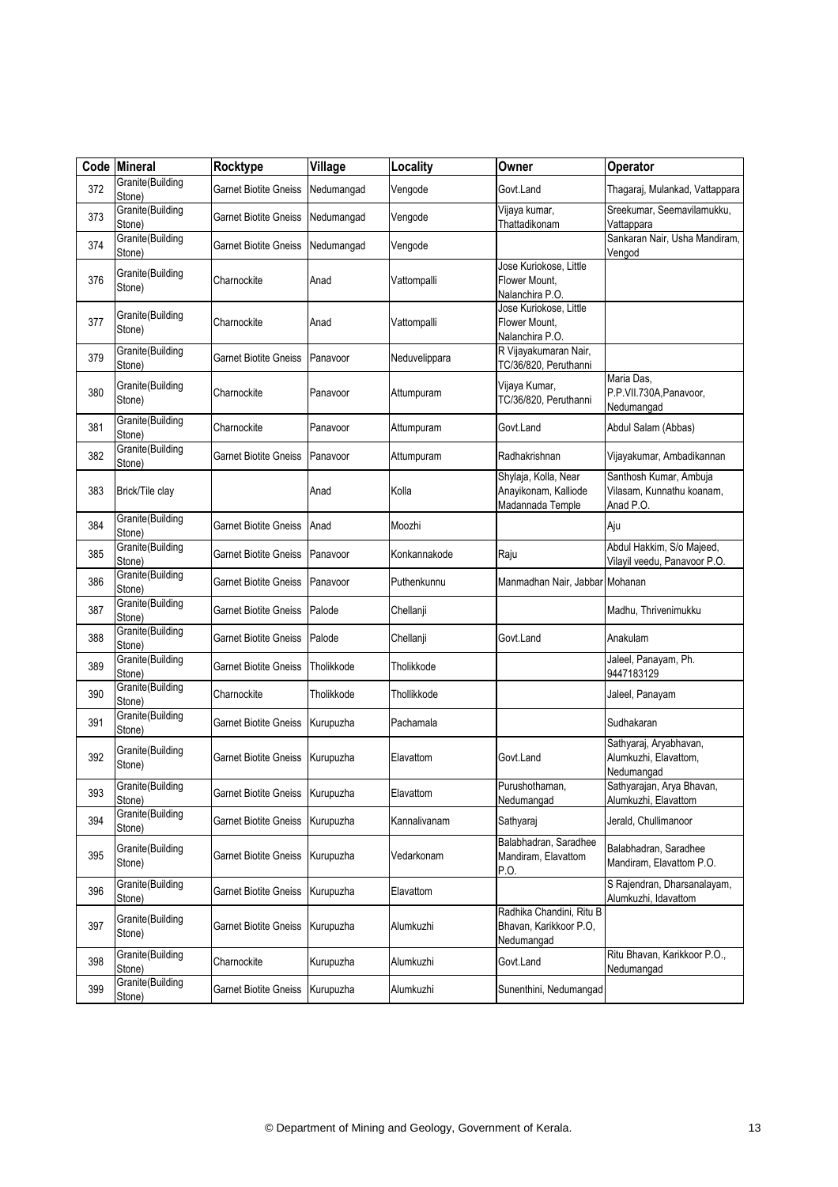| Code | Mineral | Rocktype | Village | Locality | Owner | Operator |
|---|---|---|---|---|---|---|
| 372 | Granite(Building Stone) | Garnet Biotite Gneiss | Nedumangad | Vengode | Govt.Land | Thagaraj, Mulankad, Vattappara |
| 373 | Granite(Building Stone) | Garnet Biotite Gneiss | Nedumangad | Vengode | Vijaya kumar, Thattadikonam | Sreekumar, Seemavilamukku, Vattappara |
| 374 | Granite(Building Stone) | Garnet Biotite Gneiss | Nedumangad | Vengode | | Sankaran Nair, Usha Mandiram, Vengod |
| 376 | Granite(Building Stone) | Charnockite | Anad | Vattompalli | Jose Kuriokose, Little Flower Mount, Nalanchira P.O. | |
| 377 | Granite(Building Stone) | Charnockite | Anad | Vattompalli | Jose Kuriokose, Little Flower Mount, Nalanchira P.O. | |
| 379 | Granite(Building Stone) | Garnet Biotite Gneiss | Panavoor | Neduvelippara | R Vijayakumaran Nair, TC/36/820, Peruthanni | |
| 380 | Granite(Building Stone) | Charnockite | Panavoor | Attumpuram | Vijaya Kumar, TC/36/820, Peruthanni | Maria Das, P.P.VII.730A,Panavoor, Nedumangad |
| 381 | Granite(Building Stone) | Charnockite | Panavoor | Attumpuram | Govt.Land | Abdul Salam (Abbas) |
| 382 | Granite(Building Stone) | Garnet Biotite Gneiss | Panavoor | Attumpuram | Radhakrishnan | Vijayakumar, Ambadikannan |
| 383 | Brick/Tile clay | | Anad | Kolla | Shylaja, Kolla, Near Anayikonam, Kalliode Madannada Temple | Santhosh Kumar, Ambuja Vilasam, Kunnathu koanam, Anad P.O. |
| 384 | Granite(Building Stone) | Garnet Biotite Gneiss | Anad | Moozhi | | Aju |
| 385 | Granite(Building Stone) | Garnet Biotite Gneiss | Panavoor | Konkannakode | Raju | Abdul Hakkim, S/o Majeed, Vilayil veedu, Panavoor P.O. |
| 386 | Granite(Building Stone) | Garnet Biotite Gneiss | Panavoor | Puthenkunnu | Manmadhan Nair, Jabbar | Mohanan |
| 387 | Granite(Building Stone) | Garnet Biotite Gneiss | Palode | Chellanji | | Madhu, Thrivenimukku |
| 388 | Granite(Building Stone) | Garnet Biotite Gneiss | Palode | Chellanji | Govt.Land | Anakulam |
| 389 | Granite(Building Stone) | Garnet Biotite Gneiss | Tholikkode | Tholikkode | | Jaleel, Panayam, Ph. 9447183129 |
| 390 | Granite(Building Stone) | Charnockite | Tholikkode | Thollikkode | | Jaleel, Panayam |
| 391 | Granite(Building Stone) | Garnet Biotite Gneiss | Kurupuzha | Pachamala | | Sudhakaran |
| 392 | Granite(Building Stone) | Garnet Biotite Gneiss | Kurupuzha | Elavattom | Govt.Land | Sathyaraj, Aryabhavan, Alumkuzhi, Elavattom, Nedumangad |
| 393 | Granite(Building Stone) | Garnet Biotite Gneiss | Kurupuzha | Elavattom | Purushothaman, Nedumangad | Sathyarajan, Arya Bhavan, Alumkuzhi, Elavattom |
| 394 | Granite(Building Stone) | Garnet Biotite Gneiss | Kurupuzha | Kannalivanam | Sathyaraj | Jerald, Chullimanoor |
| 395 | Granite(Building Stone) | Garnet Biotite Gneiss | Kurupuzha | Vedarkonam | Balabhadran, Saradhee Mandiram, Elavattom P.O. | Balabhadran, Saradhee Mandiram, Elavattom P.O. |
| 396 | Granite(Building Stone) | Garnet Biotite Gneiss | Kurupuzha | Elavattom | | S Rajendran, Dharsanalayam, Alumkuzhi, Idavattom |
| 397 | Granite(Building Stone) | Garnet Biotite Gneiss | Kurupuzha | Alumkuzhi | Radhika Chandini, Ritu B Bhavan, Karikkoor P.O, Nedumangad | |
| 398 | Granite(Building Stone) | Charnockite | Kurupuzha | Alumkuzhi | Govt.Land | Ritu Bhavan, Karikkoor P.O., Nedumangad |
| 399 | Granite(Building Stone) | Garnet Biotite Gneiss | Kurupuzha | Alumkuzhi | Sunenthini, Nedumangad | |

© Department of Mining and Geology, Government of Kerala.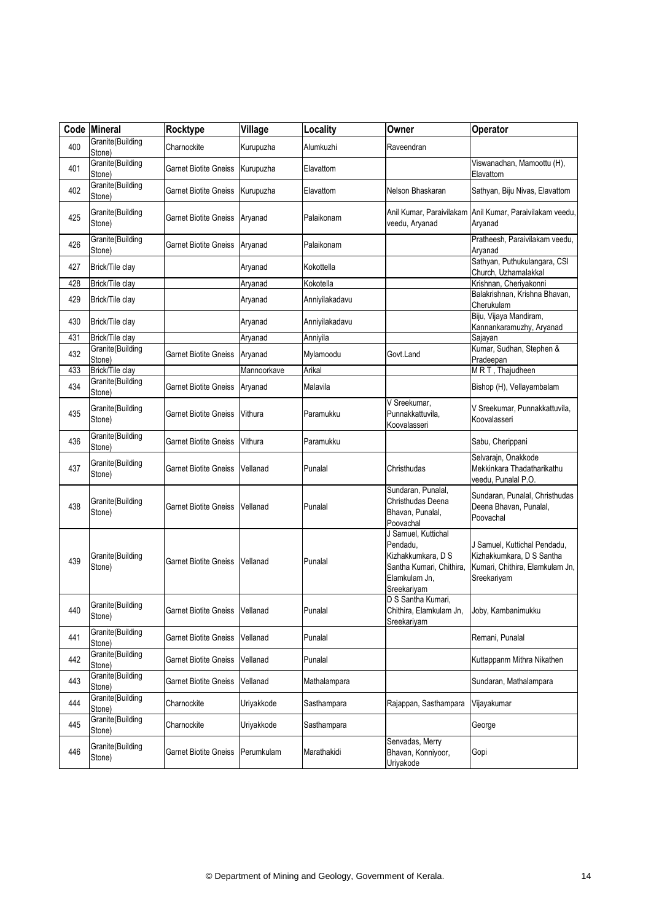| Code | Mineral | Rocktype | Village | Locality | Owner | Operator |
|---|---|---|---|---|---|---|
| 400 | Granite(Building Stone) | Charnockite | Kurupuzha | Alumkuzhi | Raveendran | |
| 401 | Granite(Building Stone) | Garnet Biotite Gneiss | Kurupuzha | Elavattom | | Viswanadhan, Mamoottu (H), Elavattom |
| 402 | Granite(Building Stone) | Garnet Biotite Gneiss | Kurupuzha | Elavattom | Nelson Bhaskaran | Sathyan, Biju Nivas, Elavattom |
| 425 | Granite(Building Stone) | Garnet Biotite Gneiss | Aryanad | Palaikonam | Anil Kumar, Paraivilakam veedu, Aryanad | Anil Kumar, Paraivilakam veedu, Aryanad |
| 426 | Granite(Building Stone) | Garnet Biotite Gneiss | Aryanad | Palaikonam | | Pratheesh, Paraivilakam veedu, Aryanad |
| 427 | Brick/Tile clay | | Aryanad | Kokottella | | Sathyan, Puthukulangara, CSI Church, Uzhamalakkal |
| 428 | Brick/Tile clay | | Aryanad | Kokotella | | Krishnan, Cheriyakonni |
| 429 | Brick/Tile clay | | Aryanad | Anniyilakadavu | | Balakrishnan, Krishna Bhavan, Cherukulam |
| 430 | Brick/Tile clay | | Aryanad | Anniyilakadavu | | Biju, Vijaya Mandiram, Kannankaramuzhy, Aryanad |
| 431 | Brick/Tile clay | | Aryanad | Anniyila | | Sajayan |
| 432 | Granite(Building Stone) | Garnet Biotite Gneiss | Aryanad | Mylamoodu | Govt.Land | Kumar, Sudhan, Stephen & Pradeepan |
| 433 | Brick/Tile clay | | Mannoorkave | Arikal | | M R T , Thajudheen |
| 434 | Granite(Building Stone) | Garnet Biotite Gneiss | Aryanad | Malavila | | Bishop (H), Vellayambalam |
| 435 | Granite(Building Stone) | Garnet Biotite Gneiss | Vithura | Paramukku | V Sreekumar, Punnakkattuvila, Koovalasseri | V Sreekumar, Punnakkattuvila, Koovalasseri |
| 436 | Granite(Building Stone) | Garnet Biotite Gneiss | Vithura | Paramukku | | Sabu, Cherippani |
| 437 | Granite(Building Stone) | Garnet Biotite Gneiss | Vellanad | Punalal | Christhudas | Selvarajn, Onakkode Mekkinkara Thadatharikathu veedu, Punalal P.O. |
| 438 | Granite(Building Stone) | Garnet Biotite Gneiss | Vellanad | Punalal | Sundaran, Punalal, Christhudas Deena Bhavan, Punalal, Poovachal | Sundaran, Punalal, Christhudas Deena Bhavan, Punalal, Poovachal |
| 439 | Granite(Building Stone) | Garnet Biotite Gneiss | Vellanad | Punalal | J Samuel, Kuttichal Pendadu, Kizhakkumkara, D S Santha Kumari, Chithira, Elamkulam Jn, Sreekariyam | J Samuel, Kuttichal Pendadu, Kizhakkumkara, D S Santha Kumari, Chithira, Elamkulam Jn, Sreekariyam |
| 440 | Granite(Building Stone) | Garnet Biotite Gneiss | Vellanad | Punalal | D S Santha Kumari, Chithira, Elamkulam Jn, Sreekariyam | Joby, Kambanimukku |
| 441 | Granite(Building Stone) | Garnet Biotite Gneiss | Vellanad | Punalal | | Remani, Punalal |
| 442 | Granite(Building Stone) | Garnet Biotite Gneiss | Vellanad | Punalal | | Kuttappanm Mithra Nikathen |
| 443 | Granite(Building Stone) | Garnet Biotite Gneiss | Vellanad | Mathalampara | | Sundaran, Mathalampara |
| 444 | Granite(Building Stone) | Charnockite | Uriyakkode | Sasthampara | Rajappan, Sasthampara | Vijayakumar |
| 445 | Granite(Building Stone) | Charnockite | Uriyakkode | Sasthampara | | George |
| 446 | Granite(Building Stone) | Garnet Biotite Gneiss | Perumkulam | Marathakidi | Senvadas, Merry Bhavan, Konniyoor, Uriyakode | Gopi |

© Department of Mining and Geology, Government of Kerala.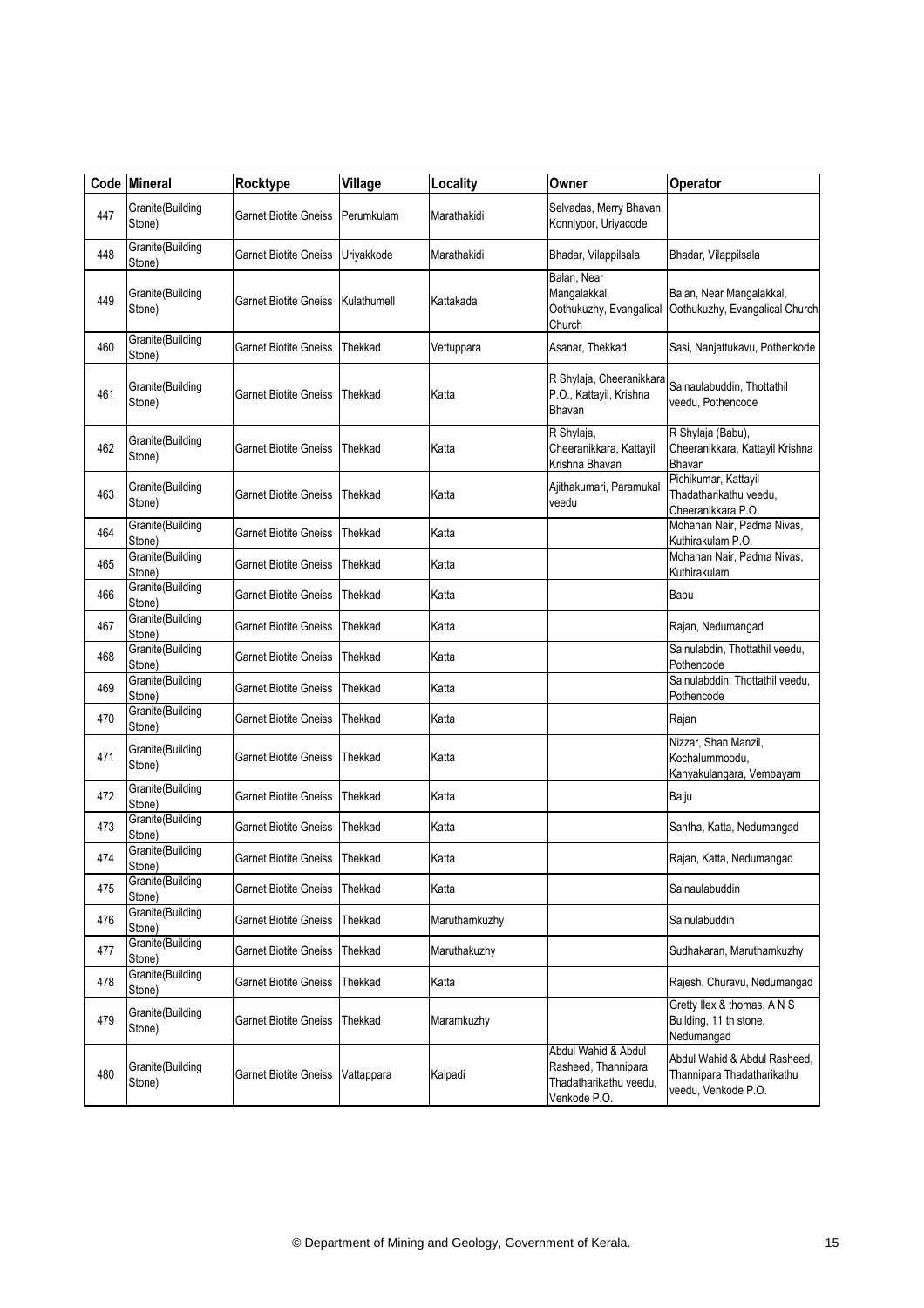| Code | Mineral | Rocktype | Village | Locality | Owner | Operator |
|---|---|---|---|---|---|---|
| 447 | Granite(Building Stone) | Garnet Biotite Gneiss | Perumkulam | Marathakidi | Selvadas, Merry Bhavan, Konniyoor, Uriyacode | |
| 448 | Granite(Building Stone) | Garnet Biotite Gneiss | Uriyakkode | Marathakidi | Bhadar, Vilappilsala | Bhadar, Vilappilsala |
| 449 | Granite(Building Stone) | Garnet Biotite Gneiss | Kulathumell | Kattakada | Balan, Near Mangalakkal, Oothukuzhy, Evangalical Church | Balan, Near Mangalakkal, Oothukuzhy, Evangalical Church |
| 460 | Granite(Building Stone) | Garnet Biotite Gneiss | Thekkad | Vettuppara | Asanar, Thekkad | Sasi, Nanjattukavu, Pothenkode |
| 461 | Granite(Building Stone) | Garnet Biotite Gneiss | Thekkad | Katta | R Shylaja, Cheeranikkara P.O., Kattayil, Krishna Bhavan | Sainaulabuddin, Thottathil veedu, Pothencode |
| 462 | Granite(Building Stone) | Garnet Biotite Gneiss | Thekkad | Katta | R Shylaja, Cheeranikkara, Kattayil Krishna Bhavan | R Shylaja (Babu), Cheeranikkara, Kattayil Krishna Bhavan |
| 463 | Granite(Building Stone) | Garnet Biotite Gneiss | Thekkad | Katta | Ajithakumari, Paramukal veedu | Pichikumar, Kattayil Thadatharikathu veedu, Cheeranikkara P.O. |
| 464 | Granite(Building Stone) | Garnet Biotite Gneiss | Thekkad | Katta | | Mohanan Nair, Padma Nivas, Kuthirakulam P.O. |
| 465 | Granite(Building Stone) | Garnet Biotite Gneiss | Thekkad | Katta | | Mohanan Nair, Padma Nivas, Kuthirakulam |
| 466 | Granite(Building Stone) | Garnet Biotite Gneiss | Thekkad | Katta | | Babu |
| 467 | Granite(Building Stone) | Garnet Biotite Gneiss | Thekkad | Katta | | Rajan, Nedumangad |
| 468 | Granite(Building Stone) | Garnet Biotite Gneiss | Thekkad | Katta | | Sainulabdin, Thottathil veedu, Pothencode |
| 469 | Granite(Building Stone) | Garnet Biotite Gneiss | Thekkad | Katta | | Sainulabddin, Thottathil veedu, Pothencode |
| 470 | Granite(Building Stone) | Garnet Biotite Gneiss | Thekkad | Katta | | Rajan |
| 471 | Granite(Building Stone) | Garnet Biotite Gneiss | Thekkad | Katta | | Nizzar, Shan Manzil, Kochalummoodu, Kanyakulangara, Vembayam |
| 472 | Granite(Building Stone) | Garnet Biotite Gneiss | Thekkad | Katta | | Baiju |
| 473 | Granite(Building Stone) | Garnet Biotite Gneiss | Thekkad | Katta | | Santha, Katta, Nedumangad |
| 474 | Granite(Building Stone) | Garnet Biotite Gneiss | Thekkad | Katta | | Rajan, Katta, Nedumangad |
| 475 | Granite(Building Stone) | Garnet Biotite Gneiss | Thekkad | Katta | | Sainaulabuddin |
| 476 | Granite(Building Stone) | Garnet Biotite Gneiss | Thekkad | Maruthamkuzhy | | Sainulabuddin |
| 477 | Granite(Building Stone) | Garnet Biotite Gneiss | Thekkad | Maruthakuzhy | | Sudhakaran, Maruthamkuzhy |
| 478 | Granite(Building Stone) | Garnet Biotite Gneiss | Thekkad | Katta | | Rajesh, Churavu, Nedumangad |
| 479 | Granite(Building Stone) | Garnet Biotite Gneiss | Thekkad | Maramkuzhy | | Gretty Ilex & thomas, A N S Building, 11 th stone, Nedumangad |
| 480 | Granite(Building Stone) | Garnet Biotite Gneiss | Vattappara | Kaipadi | Abdul Wahid & Abdul Rasheed, Thannipara Thadatharikathu veedu, Venkode P.O. | Abdul Wahid & Abdul Rasheed, Thannipara Thadatharikathu veedu, Venkode P.O. |

© Department of Mining and Geology, Government of Kerala.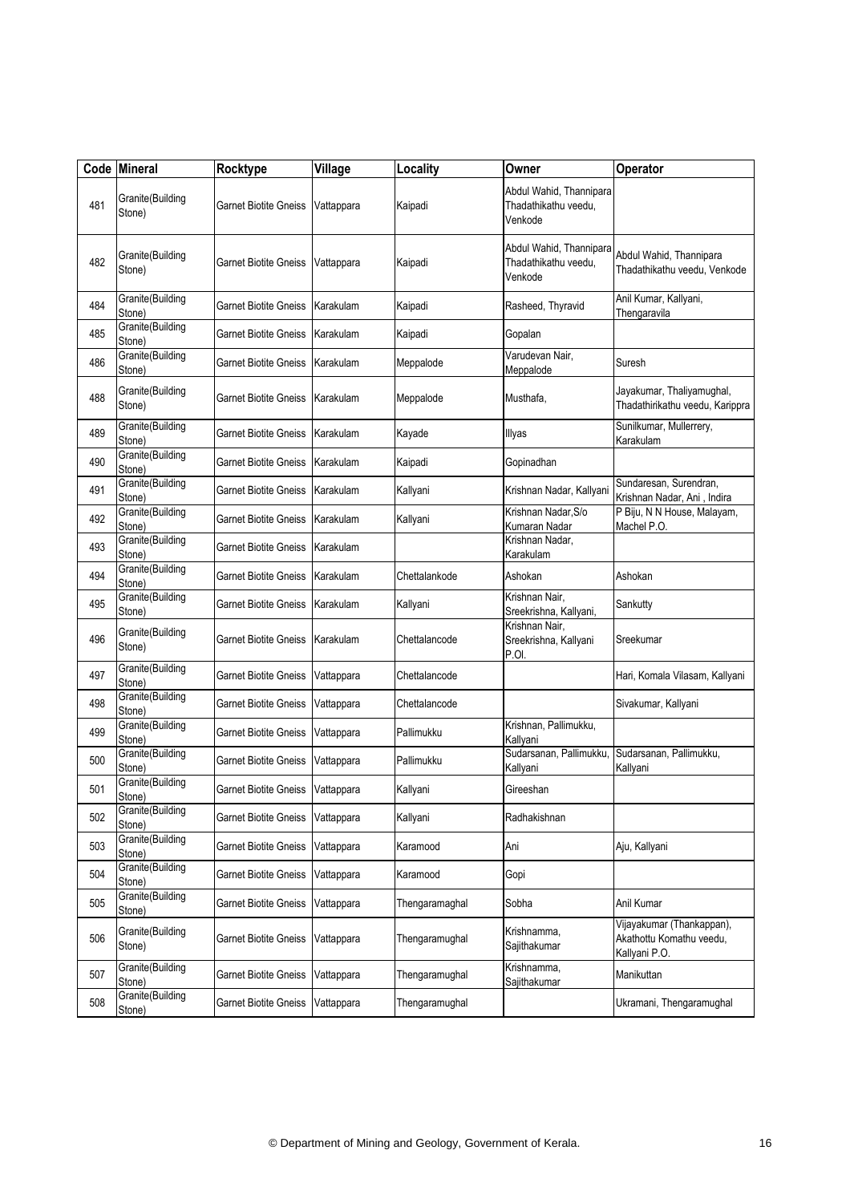| Code | Mineral | Rocktype | Village | Locality | Owner | Operator |
|---|---|---|---|---|---|---|
| 481 | Granite(Building Stone) | Garnet Biotite Gneiss | Vattappara | Kaipadi | Abdul Wahid, Thannipara Thadathikathu veedu, Venkode | |
| 482 | Granite(Building Stone) | Garnet Biotite Gneiss | Vattappara | Kaipadi | Abdul Wahid, Thannipara Thadathikathu veedu, Venkode | Abdul Wahid, Thannipara Thadathikathu veedu, Venkode |
| 484 | Granite(Building Stone) | Garnet Biotite Gneiss | Karakulam | Kaipadi | Rasheed, Thyravid | Anil Kumar, Kallyani, Thengaravila |
| 485 | Granite(Building Stone) | Garnet Biotite Gneiss | Karakulam | Kaipadi | Gopalan | |
| 486 | Granite(Building Stone) | Garnet Biotite Gneiss | Karakulam | Meppalode | Varudevan Nair, Meppalode | Suresh |
| 488 | Granite(Building Stone) | Garnet Biotite Gneiss | Karakulam | Meppalode | Musthafa, | Jayakumar, Thaliyamughal, Thadathirikathu veedu, Karippra |
| 489 | Granite(Building Stone) | Garnet Biotite Gneiss | Karakulam | Kayade | Illyas | Sunilkumar, Mullerrery, Karakulam |
| 490 | Granite(Building Stone) | Garnet Biotite Gneiss | Karakulam | Kaipadi | Gopinadhan | |
| 491 | Granite(Building Stone) | Garnet Biotite Gneiss | Karakulam | Kallyani | Krishnan Nadar, Kallyani | Sundaresan, Surendran, Krishnan Nadar, Ani , Indira |
| 492 | Granite(Building Stone) | Garnet Biotite Gneiss | Karakulam | Kallyani | Krishnan Nadar,S/o Kumaran Nadar | P Biju, N N House, Malayam, Machel P.O. |
| 493 | Granite(Building Stone) | Garnet Biotite Gneiss | Karakulam | | Krishnan Nadar, Karakulam | |
| 494 | Granite(Building Stone) | Garnet Biotite Gneiss | Karakulam | Chettalankode | Ashokan | Ashokan |
| 495 | Granite(Building Stone) | Garnet Biotite Gneiss | Karakulam | Kallyani | Krishnan Nair, Sreekrishna, Kallyani, | Sankutty |
| 496 | Granite(Building Stone) | Garnet Biotite Gneiss | Karakulam | Chettalancode | Krishnan Nair, Sreekrishna, Kallyani P.Ol. | Sreekumar |
| 497 | Granite(Building Stone) | Garnet Biotite Gneiss | Vattappara | Chettalancode | | Hari, Komala Vilasam, Kallyani |
| 498 | Granite(Building Stone) | Garnet Biotite Gneiss | Vattappara | Chettalancode | | Sivakumar, Kallyani |
| 499 | Granite(Building Stone) | Garnet Biotite Gneiss | Vattappara | Pallimukku | Krishnan, Pallimukku, Kallyani | |
| 500 | Granite(Building Stone) | Garnet Biotite Gneiss | Vattappara | Pallimukku | Sudarsanan, Pallimukku, Kallyani | Sudarsanan, Pallimukku, Kallyani |
| 501 | Granite(Building Stone) | Garnet Biotite Gneiss | Vattappara | Kallyani | Gireeshan | |
| 502 | Granite(Building Stone) | Garnet Biotite Gneiss | Vattappara | Kallyani | Radhakishnan | |
| 503 | Granite(Building Stone) | Garnet Biotite Gneiss | Vattappara | Karamood | Ani | Aju, Kallyani |
| 504 | Granite(Building Stone) | Garnet Biotite Gneiss | Vattappara | Karamood | Gopi | |
| 505 | Granite(Building Stone) | Garnet Biotite Gneiss | Vattappara | Thengaramaghal | Sobha | Anil Kumar |
| 506 | Granite(Building Stone) | Garnet Biotite Gneiss | Vattappara | Thengaramughal | Krishnamma, Sajithakumar | Vijayakumar (Thankappan), Akathottu Komathu veedu, Kallyani P.O. |
| 507 | Granite(Building Stone) | Garnet Biotite Gneiss | Vattappara | Thengaramughal | Krishnamma, Sajithakumar | Manikuttan |
| 508 | Granite(Building Stone) | Garnet Biotite Gneiss | Vattappara | Thengaramughal | | Ukramani, Thengaramughal |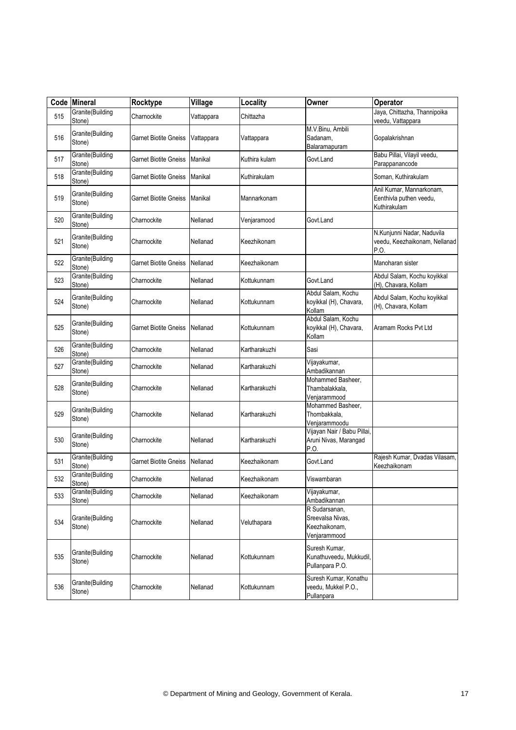| Code | Mineral | Rocktype | Village | Locality | Owner | Operator |
|---|---|---|---|---|---|---|
| 515 | Granite(Building Stone) | Charnockite | Vattappara | Chittazha | | Jaya, Chittazha, Thannipoika veedu, Vattappara |
| 516 | Granite(Building Stone) | Garnet Biotite Gneiss | Vattappara | Vattappara | M.V.Binu, Ambili Sadanam, Balaramapuram | Gopalakrishnan |
| 517 | Granite(Building Stone) | Garnet Biotite Gneiss | Manikal | Kuthira kulam | Govt.Land | Babu Pillai, Vilayil veedu, Parappanancode |
| 518 | Granite(Building Stone) | Garnet Biotite Gneiss | Manikal | Kuthirakulam | | Soman, Kuthirakulam |
| 519 | Granite(Building Stone) | Garnet Biotite Gneiss | Manikal | Mannarkonam | | Anil Kumar, Mannarkonam, Eenthivla puthen veedu, Kuthirakulam |
| 520 | Granite(Building Stone) | Charnockite | Nellanad | Venjaramood | Govt.Land | |
| 521 | Granite(Building Stone) | Charnockite | Nellanad | Keezhikonam | | N.Kunjunni Nadar, Naduvila veedu, Keezhaikonam, Nellanad P.O. |
| 522 | Granite(Building Stone) | Garnet Biotite Gneiss | Nellanad | Keezhaikonam | | Manoharan sister |
| 523 | Granite(Building Stone) | Charnockite | Nellanad | Kottukunnam | Govt.Land | Abdul Salam, Kochu koyikkal (H), Chavara, Kollam |
| 524 | Granite(Building Stone) | Charnockite | Nellanad | Kottukunnam | Abdul Salam, Kochu koyikkal (H), Chavara, Kollam | Abdul Salam, Kochu koyikkal (H), Chavara, Kollam |
| 525 | Granite(Building Stone) | Garnet Biotite Gneiss | Nellanad | Kottukunnam | Abdul Salam, Kochu koyikkal (H), Chavara, Kollam | Aramam Rocks Pvt Ltd |
| 526 | Granite(Building Stone) | Charnockite | Nellanad | Kartharakuzhi | Sasi | |
| 527 | Granite(Building Stone) | Charnockite | Nellanad | Kartharakuzhi | Vijayakumar, Ambadikannan | |
| 528 | Granite(Building Stone) | Charnockite | Nellanad | Kartharakuzhi | Mohammed Basheer, Thambalakkala, Venjarammood | |
| 529 | Granite(Building Stone) | Charnockite | Nellanad | Kartharakuzhi | Mohammed Basheer, Thombakkala, Venjarammoodu | |
| 530 | Granite(Building Stone) | Charnockite | Nellanad | Kartharakuzhi | Vijayan Nair / Babu Pillai, Aruni Nivas, Marangad P.O. | |
| 531 | Granite(Building Stone) | Garnet Biotite Gneiss | Nellanad | Keezhaikonam | Govt.Land | Rajesh Kumar, Dvadas Vilasam, Keezhaikonam |
| 532 | Granite(Building Stone) | Charnockite | Nellanad | Keezhaikonam | Viswambaran | |
| 533 | Granite(Building Stone) | Charnockite | Nellanad | Keezhaikonam | Vijayakumar, Ambadikannan | |
| 534 | Granite(Building Stone) | Charnockite | Nellanad | Veluthapara | R Sudarsanan, Sreevalsa Nivas, Keezhaikonam, Venjarammood | |
| 535 | Granite(Building Stone) | Charnockite | Nellanad | Kottukunnam | Suresh Kumar, Kunathuveedu, Mukkudil, Pullanpara P.O. | |
| 536 | Granite(Building Stone) | Charnockite | Nellanad | Kottukunnam | Suresh Kumar, Konathu veedu, Mukkel P.O., Pullanpara | |

© Department of Mining and Geology, Government of Kerala.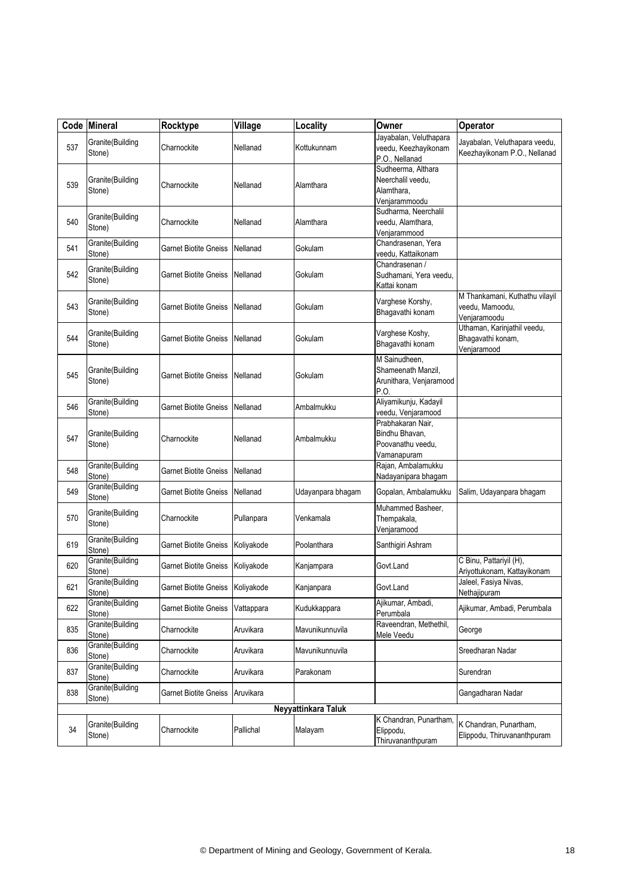| Code | Mineral | Rocktype | Village | Locality | Owner | Operator |
|---|---|---|---|---|---|---|
| 537 | Granite(Building Stone) | Charnockite | Nellanad | Kottukunnam | Jayabalan, Veluthapara veedu, Keezhayikonam P.O., Nellanad | Jayabalan, Veluthapara veedu, Keezhayikonam P.O., Nellanad |
| 539 | Granite(Building Stone) | Charnockite | Nellanad | Alamthara | Sudheerma, Althara Neerchalil veedu, Alamthara, Venjarammoodu | |
| 540 | Granite(Building Stone) | Charnockite | Nellanad | Alamthara | Sudharma, Neerchalil veedu, Alamthara, Venjarammood | |
| 541 | Granite(Building Stone) | Garnet Biotite Gneiss | Nellanad | Gokulam | Chandrasenan, Yera veedu, Kattaikonam | |
| 542 | Granite(Building Stone) | Garnet Biotite Gneiss | Nellanad | Gokulam | Chandrasenan / Sudhamani, Yera veedu, Kattai konam | |
| 543 | Granite(Building Stone) | Garnet Biotite Gneiss | Nellanad | Gokulam | Varghese Korshy, Bhagavathi konam | M Thankamani, Kuthathu vilayil veedu, Mamoodu, Venjaramoodu |
| 544 | Granite(Building Stone) | Garnet Biotite Gneiss | Nellanad | Gokulam | Varghese Koshy, Bhagavathi konam | Uthaman, Karinjathil veedu, Bhagavathi konam, Venjaramood |
| 545 | Granite(Building Stone) | Garnet Biotite Gneiss | Nellanad | Gokulam | M Sainudheen, Shameenath Manzil, Arunithara, Venjaramood P.O. | |
| 546 | Granite(Building Stone) | Garnet Biotite Gneiss | Nellanad | Ambalmukku | Aliyamikunju, Kadayil veedu, Venjaramood | |
| 547 | Granite(Building Stone) | Charnockite | Nellanad | Ambalmukku | Prabhakaran Nair, Bindhu Bhavan, Poovanathu veedu, Vamanapuram | |
| 548 | Granite(Building Stone) | Garnet Biotite Gneiss | Nellanad | | Rajan, Ambalamukku Nadayanipara bhagam | |
| 549 | Granite(Building Stone) | Garnet Biotite Gneiss | Nellanad | Udayanpara bhagam | Gopalan, Ambalamukku | Salim, Udayanpara bhagam |
| 570 | Granite(Building Stone) | Charnockite | Pullanpara | Venkamala | Muhammed Basheer, Thempakala, Venjaramood | |
| 619 | Granite(Building Stone) | Garnet Biotite Gneiss | Koliyakode | Poolanthara | Santhigiri Ashram | |
| 620 | Granite(Building Stone) | Garnet Biotite Gneiss | Koliyakode | Kanjampara | Govt.Land | C Binu, Pattariyil (H), Ariyottukonam, Kattayikonam |
| 621 | Granite(Building Stone) | Garnet Biotite Gneiss | Koliyakode | Kanjanpara | Govt.Land | Jaleel, Fasiya Nivas, Nethajipuram |
| 622 | Granite(Building Stone) | Garnet Biotite Gneiss | Vattappara | Kudukkappara | Ajikumar, Ambadi, Perumbala | Ajikumar, Ambadi, Perumbala |
| 835 | Granite(Building Stone) | Charnockite | Aruvikara | Mavunikunnuvila | Raveendran, Methethil, Mele Veedu | George |
| 836 | Granite(Building Stone) | Charnockite | Aruvikara | Mavunikunnuvila | | Sreedharan Nadar |
| 837 | Granite(Building Stone) | Charnockite | Aruvikara | Parakonam | | Surendran |
| 838 | Granite(Building Stone) | Garnet Biotite Gneiss | Aruvikara | | | Gangadharan Nadar |
| **Neyyattinkara Taluk** | | | | | | |
| 34 | Granite(Building Stone) | Charnockite | Pallichal | Malayam | K Chandran, Punartham, Elippodu, Thiruvananthpuram | K Chandran, Punartham, Elippodu, Thiruvananthpuram |

© Department of Mining and Geology, Government of Kerala.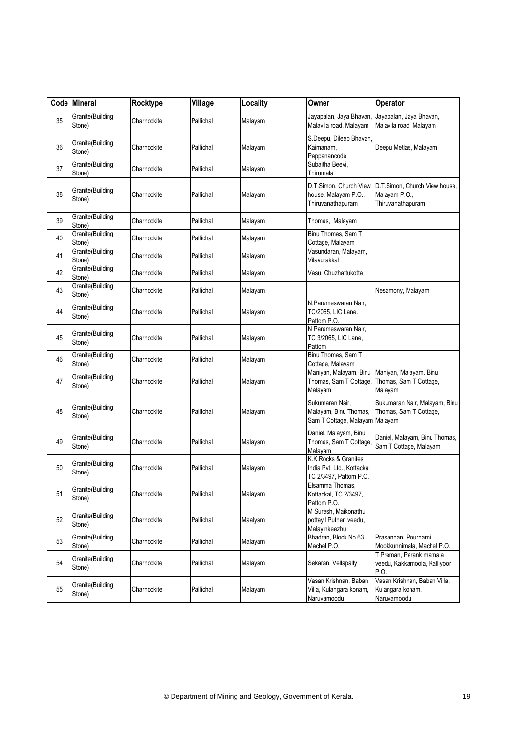| Code | Mineral | Rocktype | Village | Locality | Owner | Operator |
|---|---|---|---|---|---|---|
| 35 | Granite(Building Stone) | Charnockite | Pallichal | Malayam | Jayapalan, Jaya Bhavan, Malavila road, Malayam | Jayapalan, Jaya Bhavan, Malavila road, Malayam |
| 36 | Granite(Building Stone) | Charnockite | Pallichal | Malayam | S.Deepu, Dileep Bhavan, Kaimanam, Pappanancode | Deepu Metlas, Malayam |
| 37 | Granite(Building Stone) | Charnockite | Pallichal | Malayam | Subaitha Beevi, Thirumala | |
| 38 | Granite(Building Stone) | Charnockite | Pallichal | Malayam | D.T.Simon, Church View house, Malayam P.O., Thiruvanathapuram | D.T.Simon, Church View house, Malayam P.O., Thiruvanathapuram |
| 39 | Granite(Building Stone) | Charnockite | Pallichal | Malayam | Thomas, Malayam | |
| 40 | Granite(Building Stone) | Charnockite | Pallichal | Malayam | Binu Thomas, Sam T Cottage, Malayam | |
| 41 | Granite(Building Stone) | Charnockite | Pallichal | Malayam | Vasundaran, Malayam, Vilavurakkal | |
| 42 | Granite(Building Stone) | Charnockite | Pallichal | Malayam | Vasu, Chuzhattukotta | |
| 43 | Granite(Building Stone) | Charnockite | Pallichal | Malayam | | Nesamony, Malayam |
| 44 | Granite(Building Stone) | Charnockite | Pallichal | Malayam | N.Parameswaran Nair, TC/2065, LIC Lane. Pattom P.O. | |
| 45 | Granite(Building Stone) | Charnockite | Pallichal | Malayam | N Parameswaran Nair, TC 3/2065, LIC Lane, Pattom | |
| 46 | Granite(Building Stone) | Charnockite | Pallichal | Malayam | Binu Thomas, Sam T Cottage, Malayam | |
| 47 | Granite(Building Stone) | Charnockite | Pallichal | Malayam | Maniyan, Malayam. Binu Thomas, Sam T Cottage, Malayam | Maniyan, Malayam. Binu Thomas, Sam T Cottage, Malayam |
| 48 | Granite(Building Stone) | Charnockite | Pallichal | Malayam | Sukumaran Nair, Malayam, Binu Thomas, Sam T Cottage, Malayam | Sukumaran Nair, Malayam, Binu Thomas, Sam T Cottage, Malayam |
| 49 | Granite(Building Stone) | Charnockite | Pallichal | Malayam | Daniel, Malayam, Binu Thomas, Sam T Cottage, Malayam | Daniel, Malayam, Binu Thomas, Sam T Cottage, Malayam |
| 50 | Granite(Building Stone) | Charnockite | Pallichal | Malayam | K.K.Rocks & Granites India Pvt. Ltd., Kottackal TC 2/3497, Pattom P.O. | |
| 51 | Granite(Building Stone) | Charnockite | Pallichal | Malayam | Elsamma Thomas, Kottackal, TC 2/3497, Pattom P.O. | |
| 52 | Granite(Building Stone) | Charnockite | Pallichal | Maalyam | M Suresh, Maikonathu pottayil Puthen veedu, Malayinkeezhu | |
| 53 | Granite(Building Stone) | Charnockite | Pallichal | Malayam | Bhadran, Block No.63, Machel P.O. | Prasannan, Pournami, Mookkunnimala, Machel P.O. |
| 54 | Granite(Building Stone) | Charnockite | Pallichal | Malayam | Sekaran, Vellapally | T Preman, Parank mamala veedu, Kakkamoola, Kalliyoor P.O. |
| 55 | Granite(Building Stone) | Charnockite | Pallichal | Malayam | Vasan Krishnan, Baban Villa, Kulangara konam, Naruvamoodu | Vasan Krishnan, Baban Villa, Kulangara konam, Naruvamoodu |

© Department of Mining and Geology, Government of Kerala.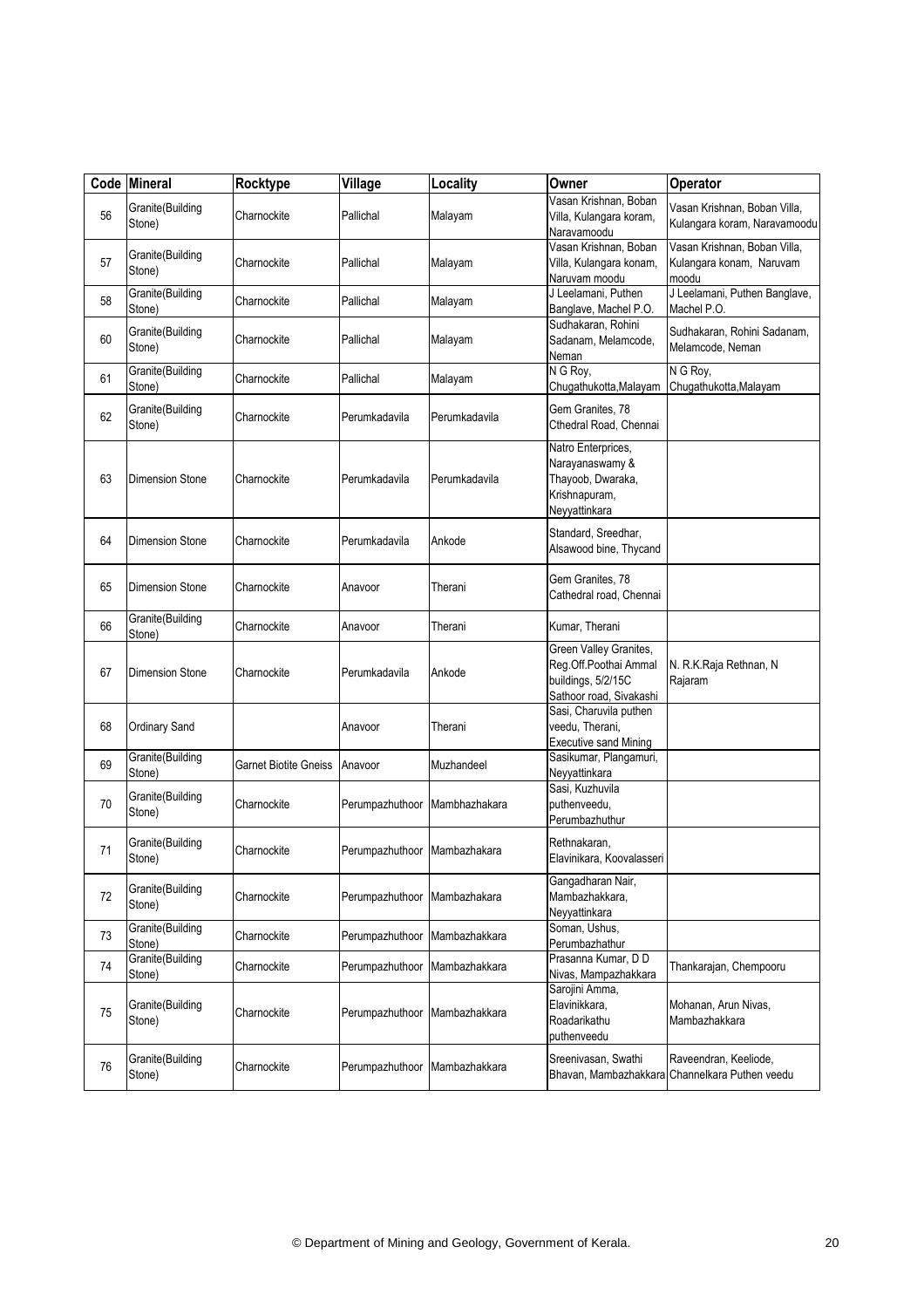| Code | Mineral | Rocktype | Village | Locality | Owner | Operator |
|---|---|---|---|---|---|---|
| 56 | Granite(Building Stone) | Charnockite | Pallichal | Malayam | Vasan Krishnan, Boban Villa, Kulangara koram, Naravamoodu | Vasan Krishnan, Boban Villa, Kulangara koram, Naravamoodu |
| 57 | Granite(Building Stone) | Charnockite | Pallichal | Malayam | Vasan Krishnan, Boban Villa, Kulangara konam, Naruvam moodu | Vasan Krishnan, Boban Villa, Kulangara konam, Naruvam moodu |
| 58 | Granite(Building Stone) | Charnockite | Pallichal | Malayam | J Leelamani, Puthen Banglave, Machel P.O. | J Leelamani, Puthen Banglave, Machel P.O. |
| 60 | Granite(Building Stone) | Charnockite | Pallichal | Malayam | Sudhakaran, Rohini Sadanam, Melamcode, Neman | Sudhakaran, Rohini Sadanam, Melamcode, Neman |
| 61 | Granite(Building Stone) | Charnockite | Pallichal | Malayam | N G Roy, Chugathukotta,Malayam | N G Roy, Chugathukotta,Malayam |
| 62 | Granite(Building Stone) | Charnockite | Perumkadavila | Perumkadavila | Gem Granites, 78 Cthedral Road, Chennai | |
| 63 | Dimension Stone | Charnockite | Perumkadavila | Perumkadavila | Natro Enterprices, Narayanaswamy & Thayoob, Dwaraka, Krishnapuram, Neyyattinkara | |
| 64 | Dimension Stone | Charnockite | Perumkadavila | Ankode | Standard, Sreedhar, Alsawood bine, Thycand | |
| 65 | Dimension Stone | Charnockite | Anavoor | Therani | Gem Granites, 78 Cathedral road, Chennai | |
| 66 | Granite(Building Stone) | Charnockite | Anavoor | Therani | Kumar, Therani | |
| 67 | Dimension Stone | Charnockite | Perumkadavila | Ankode | Green Valley Granites, Reg.Off.Poothai Ammal buildings, 5/2/15C Sathoor road, Sivakashi | N. R.K.Raja Rethnan, N Rajaram |
| 68 | Ordinary Sand | | Anavoor | Therani | Sasi, Charuvila puthen veedu, Therani, Executive sand Mining | |
| 69 | Granite(Building Stone) | Garnet Biotite Gneiss | Anavoor | Muzhandeel | Sasikumar, Plangamuri, Neyyattinkara | |
| 70 | Granite(Building Stone) | Charnockite | Perumpazhuthoor | Mambhazhakara | Sasi, Kuzhuvila puthenveedu, Perumbazhuthur | |
| 71 | Granite(Building Stone) | Charnockite | Perumpazhuthoor | Mambazhakara | Rethnakaran, Elavinikara, Koovalasseri | |
| 72 | Granite(Building Stone) | Charnockite | Perumpazhuthoor | Mambazhakara | Gangadharan Nair, Mambazhakkara, Neyyattinkara | |
| 73 | Granite(Building Stone) | Charnockite | Perumpazhuthoor | Mambazhakkara | Soman, Ushus, Perumbazhathur | |
| 74 | Granite(Building Stone) | Charnockite | Perumpazhuthoor | Mambazhakkara | Prasanna Kumar, D D Nivas, Mampazhakkara | Thankarajan, Chempooru |
| 75 | Granite(Building Stone) | Charnockite | Perumpazhuthoor | Mambazhakkara | Sarojini Amma, Elavinikkara, Roadarikathu puthenveedu | Mohanan, Arun Nivas, Mambazhakkara |
| 76 | Granite(Building Stone) | Charnockite | Perumpazhuthoor | Mambazhakkara | Sreenivasan, Swathi Bhavan, Mambazhakkara | Raveendran, Keeliode, Channelkara Puthen veedu |

© Department of Mining and Geology, Government of Kerala.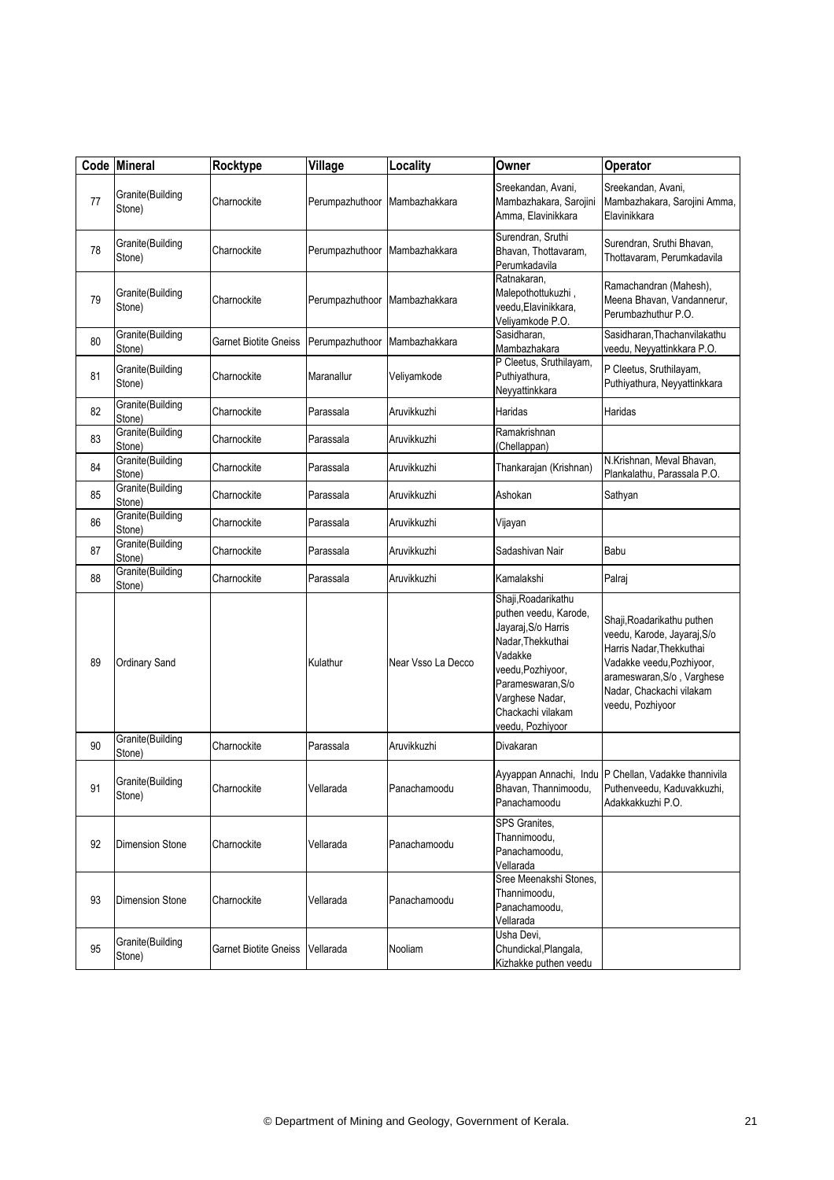| Code | Mineral | Rocktype | Village | Locality | Owner | Operator |
|---|---|---|---|---|---|---|
| 77 | Granite(Building Stone) | Charnockite | Perumpazhuthoor | Mambazhakkara | Sreekandan, Avani, Mambazhakara, Sarojini Amma, Elavinikkara | Sreekandan, Avani, Mambazhakara, Sarojini Amma, Elavinikkara |
| 78 | Granite(Building Stone) | Charnockite | Perumpazhuthoor | Mambazhakkara | Surendran, Sruthi Bhavan, Thottavaram, Perumkadavila | Surendran, Sruthi Bhavan, Thottavaram, Perumkadavila |
| 79 | Granite(Building Stone) | Charnockite | Perumpazhuthoor | Mambazhakkara | Ratnakaran, Malepothottukuzhi , veedu,Elavinikkara, Veliyamkode P.O. | Ramachandran (Mahesh), Meena Bhavan, Vandannerur, Perumbazhuthur P.O. |
| 80 | Granite(Building Stone) | Garnet Biotite Gneiss | Perumpazhuthoor | Mambazhakkara | Sasidharan, Mambazhakara | Sasidharan,Thachanvilakathu veedu, Neyyattinkkara P.O. |
| 81 | Granite(Building Stone) | Charnockite | Maranallur | Veliyamkode | P Cleetus, Sruthilayam, Puthiyathura, Neyyattinkkara | P Cleetus, Sruthilayam, Puthiyathura, Neyyattinkkara |
| 82 | Granite(Building Stone) | Charnockite | Parassala | Aruvikkuzhi | Haridas | Haridas |
| 83 | Granite(Building Stone) | Charnockite | Parassala | Aruvikkuzhi | Ramakrishnan (Chellappan) | |
| 84 | Granite(Building Stone) | Charnockite | Parassala | Aruvikkuzhi | Thankarajan (Krishnan) | N.Krishnan, Meval Bhavan, Plankalathu, Parassala P.O. |
| 85 | Granite(Building Stone) | Charnockite | Parassala | Aruvikkuzhi | Ashokan | Sathyan |
| 86 | Granite(Building Stone) | Charnockite | Parassala | Aruvikkuzhi | Vijayan | |
| 87 | Granite(Building Stone) | Charnockite | Parassala | Aruvikkuzhi | Sadashivan Nair | Babu |
| 88 | Granite(Building Stone) | Charnockite | Parassala | Aruvikkuzhi | Kamalakshi | Palraj |
| 89 | Ordinary Sand | | Kulathur | Near Vsso La Decco | Shaji,Roadarikathu puthen veedu, Karode, Jayaraj,S/o Harris Nadar,Thekkuthai Vadakke veedu,Pozhiyoor, Parameswaran,S/o Varghese Nadar, Chackachi vilakam veedu, Pozhiyoor | Shaji,Roadarikathu puthen veedu, Karode, Jayaraj,S/o Harris Nadar,Thekkuthai Vadakke veedu,Pozhiyoor, arameswaran,S/o , Varghese Nadar, Chackachi vilakam veedu, Pozhiyoor |
| 90 | Granite(Building Stone) | Charnockite | Parassala | Aruvikkuzhi | Divakaran | |
| 91 | Granite(Building Stone) | Charnockite | Vellarada | Panachamoodu | Ayyappan Annachi, Indu Bhavan, Thannimoodu, Panachamoodu | P Chellan, Vadakke thannivila Puthenveedu, Kaduvakkuzhi, Adakkakkuzhi P.O. |
| 92 | Dimension Stone | Charnockite | Vellarada | Panachamoodu | SPS Granites, Thannimoodu, Panachamoodu, Vellarada | |
| 93 | Dimension Stone | Charnockite | Vellarada | Panachamoodu | Sree Meenakshi Stones, Thannimoodu, Panachamoodu, Vellarada | |
| 95 | Granite(Building Stone) | Garnet Biotite Gneiss | Vellarada | Nooliam | Usha Devi, Chundickal,Plangala, Kizhakke puthen veedu | |

© Department of Mining and Geology, Government of Kerala.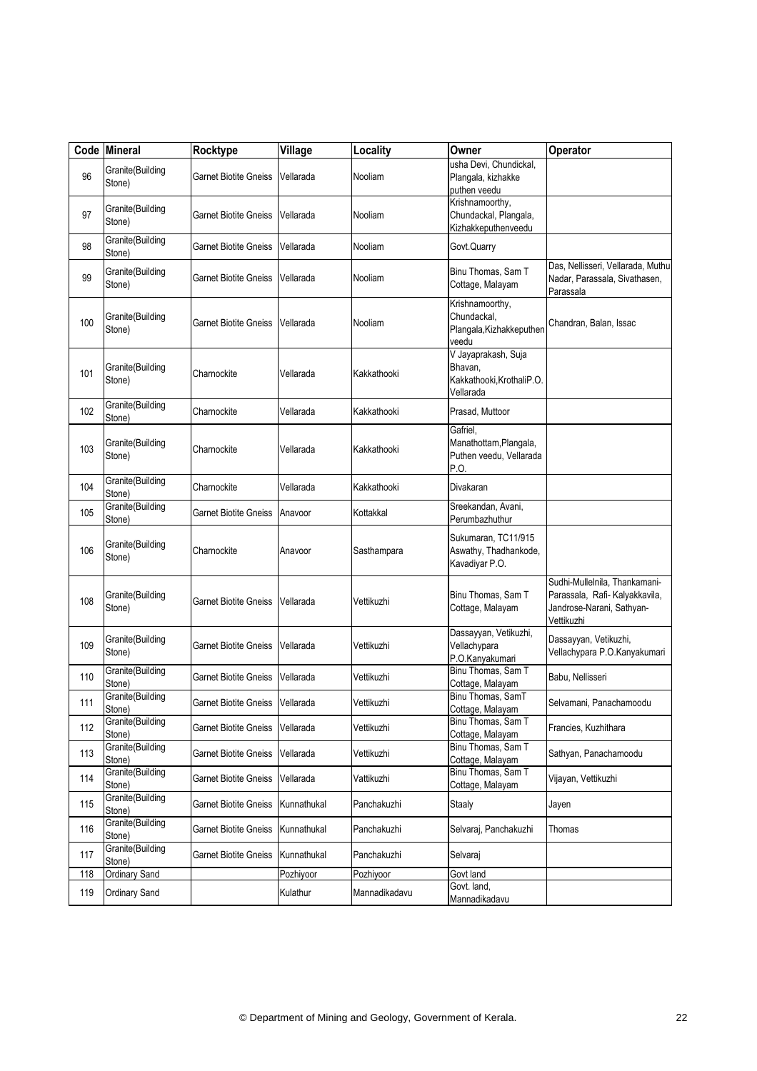| Code | Mineral | Rocktype | Village | Locality | Owner | Operator |
|---|---|---|---|---|---|---|
| 96 | Granite(Building Stone) | Garnet Biotite Gneiss | Vellarada | Nooliam | usha Devi, Chundickal, Plangala, kizhakke puthen veedu | |
| 97 | Granite(Building Stone) | Garnet Biotite Gneiss | Vellarada | Nooliam | Krishnamoorthy, Chundackal, Plangala, Kizhakkeputhenveedu | |
| 98 | Granite(Building Stone) | Garnet Biotite Gneiss | Vellarada | Nooliam | Govt.Quarry | |
| 99 | Granite(Building Stone) | Garnet Biotite Gneiss | Vellarada | Nooliam | Binu Thomas, Sam T Cottage, Malayam | Das, Nellisseri, Vellarada, Muthu Nadar, Parassala, Sivathasen, Parassala |
| 100 | Granite(Building Stone) | Garnet Biotite Gneiss | Vellarada | Nooliam | Krishnamoorthy, Chundackal, Plangala,Kizhakkeputhen veedu | Chandran, Balan, Issac |
| 101 | Granite(Building Stone) | Charnockite | Vellarada | Kakkathooki | V Jayaprakash, Suja Bhavan, Kakkathooki,KrothaliP.O. Vellarada | |
| 102 | Granite(Building Stone) | Charnockite | Vellarada | Kakkathooki | Prasad, Muttoor | |
| 103 | Granite(Building Stone) | Charnockite | Vellarada | Kakkathooki | Gafriel, Manathottam,Plangala, Puthen veedu, Vellarada P.O. | |
| 104 | Granite(Building Stone) | Charnockite | Vellarada | Kakkathooki | Divakaran | |
| 105 | Granite(Building Stone) | Garnet Biotite Gneiss | Anavoor | Kottakkal | Sreekandan, Avani, Perumbazhuthur | |
| 106 | Granite(Building Stone) | Charnockite | Anavoor | Sasthampara | Sukumaran, TC11/915 Aswathy, Thadhankode, Kavadiyar P.O. | |
| 108 | Granite(Building Stone) | Garnet Biotite Gneiss | Vellarada | Vettikuzhi | Binu Thomas, Sam T Cottage, Malayam | Sudhi-Mullelnila, Thankamani-Parassala, Rafi- Kalyakkavila, Jandrose-Narani, Sathyan-Vettikuzhi |
| 109 | Granite(Building Stone) | Garnet Biotite Gneiss | Vellarada | Vettikuzhi | Dassayyan, Vetikuzhi, Vellachypara P.O.Kanyakumari | Dassayyan, Vetikuzhi, Vellachypara P.O.Kanyakumari |
| 110 | Granite(Building Stone) | Garnet Biotite Gneiss | Vellarada | Vettikuzhi | Binu Thomas, Sam T Cottage, Malayam | Babu, Nellisseri |
| 111 | Granite(Building Stone) | Garnet Biotite Gneiss | Vellarada | Vettikuzhi | Binu Thomas, SamT Cottage, Malayam | Selvamani, Panachamoodu |
| 112 | Granite(Building Stone) | Garnet Biotite Gneiss | Vellarada | Vettikuzhi | Binu Thomas, Sam T Cottage, Malayam | Francies, Kuzhithara |
| 113 | Granite(Building Stone) | Garnet Biotite Gneiss | Vellarada | Vettikuzhi | Binu Thomas, Sam T Cottage, Malayam | Sathyan, Panachamoodu |
| 114 | Granite(Building Stone) | Garnet Biotite Gneiss | Vellarada | Vattikuzhi | Binu Thomas, Sam T Cottage, Malayam | Vijayan, Vettikuzhi |
| 115 | Granite(Building Stone) | Garnet Biotite Gneiss | Kunnathukal | Panchakuzhi | Staaly | Jayen |
| 116 | Granite(Building Stone) | Garnet Biotite Gneiss | Kunnathukal | Panchakuzhi | Selvaraj, Panchakuzhi | Thomas |
| 117 | Granite(Building Stone) | Garnet Biotite Gneiss | Kunnathukal | Panchakuzhi | Selvaraj | |
| 118 | Ordinary Sand | | Pozhiyoor | Pozhiyoor | Govt land | |
| 119 | Ordinary Sand | | Kulathur | Mannadikadavu | Govt. land, Mannadikadavu | |

© Department of Mining and Geology, Government of Kerala.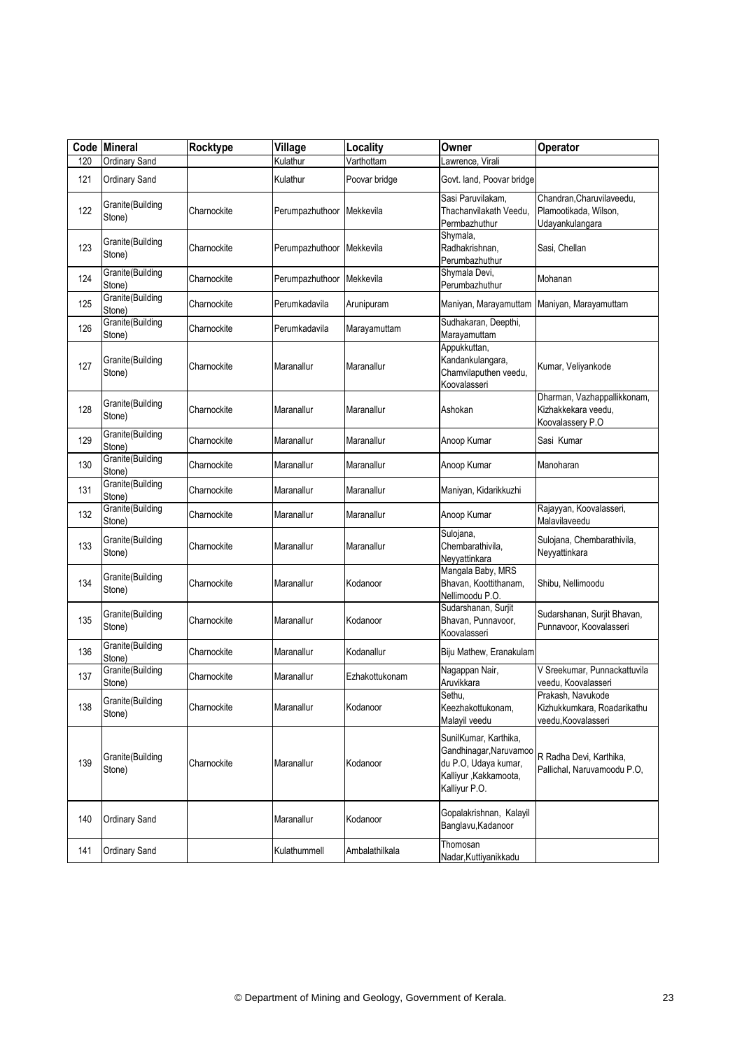| Code | Mineral | Rocktype | Village | Locality | Owner | Operator |
|---|---|---|---|---|---|---|
| 120 | Ordinary Sand | | Kulathur | Varthottam | Lawrence, Virali | |
| 121 | Ordinary Sand | | Kulathur | Poovar bridge | Govt. land, Poovar bridge | |
| 122 | Granite(Building Stone) | Charnockite | Perumpazhuthoor | Mekkevila | Sasi Paruvilakam, Thachanvilakath Veedu, Permbazhuthur | Chandran,Charuvilaveedu, Plamootikada, Wilson, Udayankulangara |
| 123 | Granite(Building Stone) | Charnockite | Perumpazhuthoor | Mekkevila | Shymala, Radhakrishnan, Perumbazhuthur | Sasi, Chellan |
| 124 | Granite(Building Stone) | Charnockite | Perumpazhuthoor | Mekkevila | Shymala Devi, Perumbazhuthur | Mohanan |
| 125 | Granite(Building Stone) | Charnockite | Perumkadavila | Arunipuram | Maniyan, Marayamuttam | Maniyan, Marayamuttam |
| 126 | Granite(Building Stone) | Charnockite | Perumkadavila | Marayamuttam | Sudhakaran, Deepthi, Marayamuttam | |
| 127 | Granite(Building Stone) | Charnockite | Maranallur | Maranallur | Appukkuttan, Kandankulangara, Chamvilaputhen veedu, Koovalasseri | Kumar, Veliyankode |
| 128 | Granite(Building Stone) | Charnockite | Maranallur | Maranallur | Ashokan | Dharman, Vazhappallikkonam, Kizhakkekara veedu, Koovalassery P.O |
| 129 | Granite(Building Stone) | Charnockite | Maranallur | Maranallur | Anoop Kumar | Sasi Kumar |
| 130 | Granite(Building Stone) | Charnockite | Maranallur | Maranallur | Anoop Kumar | Manoharan |
| 131 | Granite(Building Stone) | Charnockite | Maranallur | Maranallur | Maniyan, Kidarikkuzhi | |
| 132 | Granite(Building Stone) | Charnockite | Maranallur | Maranallur | Anoop Kumar | Rajayyan, Koovalasseri, Malavilaveedu |
| 133 | Granite(Building Stone) | Charnockite | Maranallur | Maranallur | Sulojana, Chembarathivila, Neyyattinkara | Sulojana, Chembarathivila, Neyyattinkara |
| 134 | Granite(Building Stone) | Charnockite | Maranallur | Kodanoor | Mangala Baby, MRS Bhavan, Koottithanam, Nellimoodu P.O. | Shibu, Nellimoodu |
| 135 | Granite(Building Stone) | Charnockite | Maranallur | Kodanoor | Sudarshanan, Surjit Bhavan, Punnavoor, Koovalasseri | Sudarshanan, Surjit Bhavan, Punnavoor, Koovalasseri |
| 136 | Granite(Building Stone) | Charnockite | Maranallur | Kodanallur | Biju Mathew, Eranakulam | |
| 137 | Granite(Building Stone) | Charnockite | Maranallur | Ezhakottukonam | Nagappan Nair, Aruvikkara | V Sreekumar, Punnackattuvila veedu, Koovalasseri |
| 138 | Granite(Building Stone) | Charnockite | Maranallur | Kodanoor | Sethu, Keezhakottukonam, Malayil veedu | Prakash, Navukode Kizhukkumkara, Roadarikathu veedu,Koovalasseri |
| 139 | Granite(Building Stone) | Charnockite | Maranallur | Kodanoor | SunilKumar, Karthika, Gandhinagar,Naruvamoodu P.O, Udaya kumar, Kalliyur ,Kakkamoota, Kalliyur P.O. | R Radha Devi, Karthika, Pallichal, Naruvamoodu P.O, |
| 140 | Ordinary Sand | | Maranallur | Kodanoor | Gopalakrishnan, Kalayil Banglavu,Kadanoor | |
| 141 | Ordinary Sand | | Kulathummell | Ambalathilkala | Thomosan Nadar,Kuttiyanikkadu | |

© Department of Mining and Geology, Government of Kerala.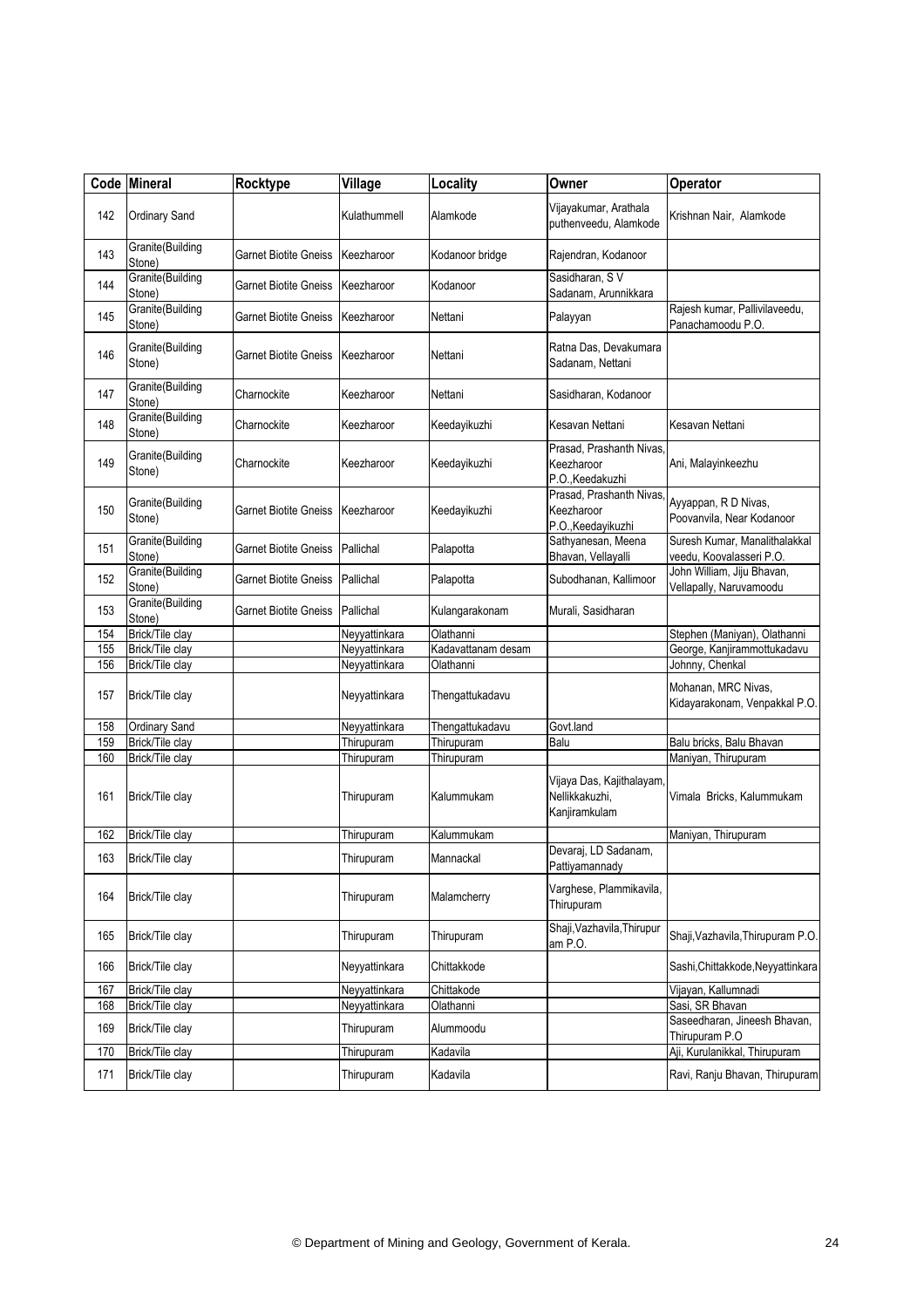| Code | Mineral | Rocktype | Village | Locality | Owner | Operator |
|---|---|---|---|---|---|---|
| 142 | Ordinary Sand | | Kulathummell | Alamkode | Vijayakumar, Arathala puthenveedu, Alamkode | Krishnan Nair, Alamkode |
| 143 | Granite(Building Stone) | Garnet Biotite Gneiss | Keezharoor | Kodanoor bridge | Rajendran, Kodanoor | |
| 144 | Granite(Building Stone) | Garnet Biotite Gneiss | Keezharoor | Kodanoor | Sasidharan, S V Sadanam, Arunnikkara | |
| 145 | Granite(Building Stone) | Garnet Biotite Gneiss | Keezharoor | Nettani | Palayyan | Rajesh kumar, Pallivilaveedu, Panachamoodu P.O. |
| 146 | Granite(Building Stone) | Garnet Biotite Gneiss | Keezharoor | Nettani | Ratna Das, Devakumara Sadanam, Nettani | |
| 147 | Granite(Building Stone) | Charnockite | Keezharoor | Nettani | Sasidharan, Kodanoor | |
| 148 | Granite(Building Stone) | Charnockite | Keezharoor | Keedayikuzhi | Kesavan Nettani | Kesavan Nettani |
| 149 | Granite(Building Stone) | Charnockite | Keezharoor | Keedayikuzhi | Prasad, Prashanth Nivas, Keezharoor P.O.,Keedakuzhi | Ani, Malayinkeezhu |
| 150 | Granite(Building Stone) | Garnet Biotite Gneiss | Keezharoor | Keedayikuzhi | Prasad, Prashanth Nivas, Keezharoor P.O.,Keedayikuzhi | Ayyappan, R D Nivas, Poovanvila, Near Kodanoor |
| 151 | Granite(Building Stone) | Garnet Biotite Gneiss | Pallichal | Palapotta | Sathyanesan, Meena Bhavan, Vellayalli | Suresh Kumar, Manalithalakkal veedu, Koovalasseri P.O. |
| 152 | Granite(Building Stone) | Garnet Biotite Gneiss | Pallichal | Palapotta | Subodhanan, Kallimoor | John William, Jiju Bhavan, Vellapally, Naruvamoodu |
| 153 | Granite(Building Stone) | Garnet Biotite Gneiss | Pallichal | Kulangarakonam | Murali, Sasidharan | |
| 154 | Brick/Tile clay | | Neyyattinkara | Olathanni | | Stephen (Maniyan), Olathanni |
| 155 | Brick/Tile clay | | Neyyattinkara | Kadavattanam desam | | George, Kanjirammottukadavu |
| 156 | Brick/Tile clay | | Neyyattinkara | Olathanni | | Johnny, Chenkal |
| 157 | Brick/Tile clay | | Neyyattinkara | Thengattukadavu | | Mohanan, MRC Nivas, Kidayarakonam, Venpakkal P.O. |
| 158 | Ordinary Sand | | Neyyattinkara | Thengattukadavu | Govt.land | |
| 159 | Brick/Tile clay | | Thirupuram | Thirupuram | Balu | Balu bricks, Balu Bhavan |
| 160 | Brick/Tile clay | | Thirupuram | Thirupuram | | Maniyan, Thirupuram |
| 161 | Brick/Tile clay | | Thirupuram | Kalummukam | Vijaya Das, Kajithalayam, Nellikkakuzhi, Kanjiramkulam | Vimala Bricks, Kalummukam |
| 162 | Brick/Tile clay | | Thirupuram | Kalummukam | | Maniyan, Thirupuram |
| 163 | Brick/Tile clay | | Thirupuram | Mannackal | Devaraj, LD Sadanam, Pattiyamannady | |
| 164 | Brick/Tile clay | | Thirupuram | Malamcherry | Varghese, Plammikavila, Thirupuram | |
| 165 | Brick/Tile clay | | Thirupuram | Thirupuram | Shaji,Vazhavila,Thirupuram P.O. | Shaji,Vazhavila,Thirupuram P.O. |
| 166 | Brick/Tile clay | | Neyyattinkara | Chittakkode | | Sashi,Chittakkode,Neyyattinkara |
| 167 | Brick/Tile clay | | Neyyattinkara | Chittakode | | Vijayan, Kallumnadi |
| 168 | Brick/Tile clay | | Neyyattinkara | Olathanni | | Sasi, SR Bhavan |
| 169 | Brick/Tile clay | | Thirupuram | Alummoodu | | Saseedharan, Jineesh Bhavan, Thirupuram P.O |
| 170 | Brick/Tile clay | | Thirupuram | Kadavila | | Aji, Kurulanikkal, Thirupuram |
| 171 | Brick/Tile clay | | Thirupuram | Kadavila | | Ravi, Ranju Bhavan, Thirupuram |

© Department of Mining and Geology, Government of Kerala.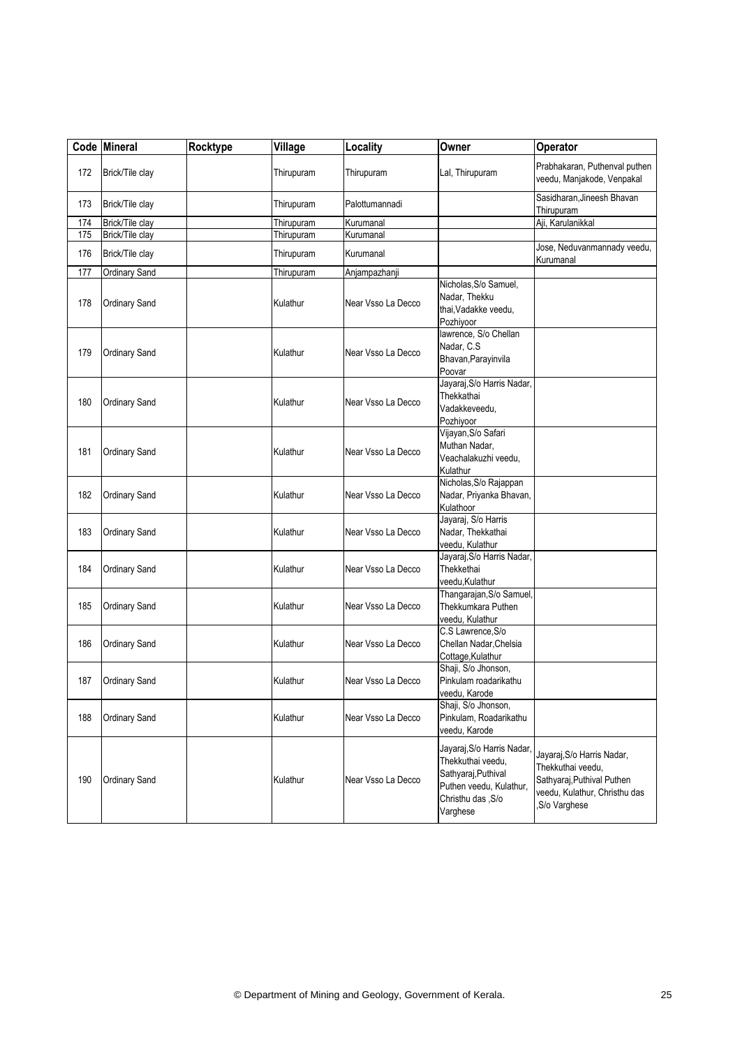| Code | Mineral | Rocktype | Village | Locality | Owner | Operator |
|---|---|---|---|---|---|---|
| 172 | Brick/Tile clay | | Thirupuram | Thirupuram | Lal, Thirupuram | Prabhakaran, Puthenval puthen veedu, Manjakode, Venpakal |
| 173 | Brick/Tile clay | | Thirupuram | Palottumannadi | | Sasidharan,Jineesh Bhavan Thirupuram |
| 174 | Brick/Tile clay | | Thirupuram | Kurumanal | | Aji, Karulanikkal |
| 175 | Brick/Tile clay | | Thirupuram | Kurumanal | | |
| 176 | Brick/Tile clay | | Thirupuram | Kurumanal | | Jose, Neduvanmannady veedu, Kurumanal |
| 177 | Ordinary Sand | | Thirupuram | Anjampazhanji | | |
| 178 | Ordinary Sand | | Kulathur | Near Vsso La Decco | Nicholas,S/o Samuel, Nadar, Thekku thai,Vadakke veedu, Pozhiyoor | |
| 179 | Ordinary Sand | | Kulathur | Near Vsso La Decco | lawrence, S/o Chellan Nadar, C.S Bhavan,Parayinvila Poovar | |
| 180 | Ordinary Sand | | Kulathur | Near Vsso La Decco | Jayaraj,S/o Harris Nadar, Thekkathai Vadakkeveedu, Pozhiyoor | |
| 181 | Ordinary Sand | | Kulathur | Near Vsso La Decco | Vijayan,S/o Safari Muthan Nadar, Veachalakuzhi veedu, Kulathur | |
| 182 | Ordinary Sand | | Kulathur | Near Vsso La Decco | Nicholas,S/o Rajappan Nadar, Priyanka Bhavan, Kulathoor | |
| 183 | Ordinary Sand | | Kulathur | Near Vsso La Decco | Jayaraj, S/o Harris Nadar, Thekkathai veedu, Kulathur | |
| 184 | Ordinary Sand | | Kulathur | Near Vsso La Decco | Jayaraj,S/o Harris Nadar, Thekkethai veedu,Kulathur | |
| 185 | Ordinary Sand | | Kulathur | Near Vsso La Decco | Thangarajan,S/o Samuel, Thekkumkara Puthen veedu, Kulathur | |
| 186 | Ordinary Sand | | Kulathur | Near Vsso La Decco | C.S Lawrence,S/o Chellan Nadar,Chelsia Cottage,Kulathur | |
| 187 | Ordinary Sand | | Kulathur | Near Vsso La Decco | Shaji, S/o Jhonson, Pinkulam roadarikathu veedu, Karode | |
| 188 | Ordinary Sand | | Kulathur | Near Vsso La Decco | Shaji, S/o Jhonson, Pinkulam, Roadarikathu veedu, Karode | |
| 190 | Ordinary Sand | | Kulathur | Near Vsso La Decco | Jayaraj,S/o Harris Nadar, Thekkuthai veedu, Sathyaraj,Puthival Puthen veedu, Kulathur, Christhu das ,S/o Varghese | Jayaraj,S/o Harris Nadar, Thekkuthai veedu, Sathyaraj,Puthival Puthen veedu, Kulathur, Christhu das ,S/o Varghese |

© Department of Mining and Geology, Government of Kerala.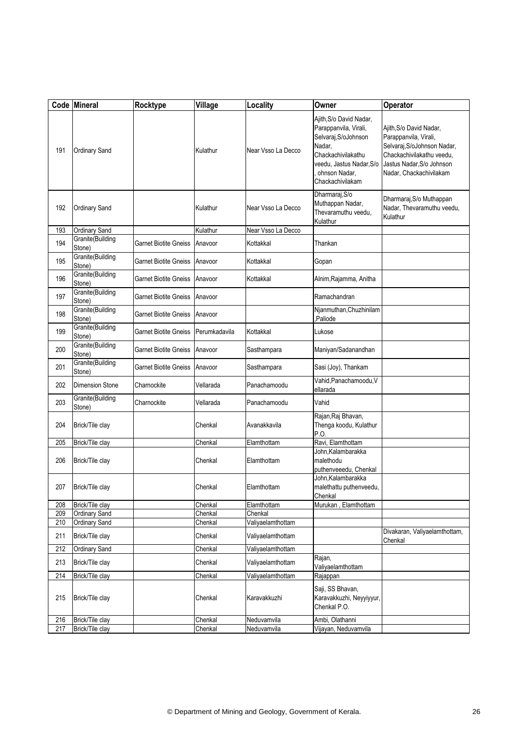| Code | Mineral | Rocktype | Village | Locality | Owner | Operator |
|---|---|---|---|---|---|---|
| 191 | Ordinary Sand | | Kulathur | Near Vsso La Decco | Ajith,S/o David Nadar, Parappanvila, Virali, Selvaraj,S/oJohnson Nadar, Chackachivilakathu veedu, Jastus Nadar,S/o , ohnson Nadar, Chackachivilakam | Ajith,S/o David Nadar, Parappanvila, Virali, Selvaraj,S/oJohnson Nadar, Chackachivilakathu veedu, Jastus Nadar,S/o Johnson Nadar, Chackachivilakam |
| 192 | Ordinary Sand | | Kulathur | Near Vsso La Decco | Dharmaraj,S/o Muthappan Nadar, Thevaramuthu veedu, Kulathur | Dharmaraj,S/o Muthappan Nadar, Thevaramuthu veedu, Kulathur |
| 193 | Ordinary Sand | | Kulathur | Near Vsso La Decco | | |
| 194 | Granite(Building Stone) | Garnet Biotite Gneiss | Anavoor | Kottakkal | Thankan | |
| 195 | Granite(Building Stone) | Garnet Biotite Gneiss | Anavoor | Kottakkal | Gopan | |
| 196 | Granite(Building Stone) | Garnet Biotite Gneiss | Anavoor | Kottakkal | Alnim,Rajamma, Anitha | |
| 197 | Granite(Building Stone) | Garnet Biotite Gneiss | Anavoor | | Ramachandran | |
| 198 | Granite(Building Stone) | Garnet Biotite Gneiss | Anavoor | | Njanmuthan,Chuzhinilam ,Paliode | |
| 199 | Granite(Building Stone) | Garnet Biotite Gneiss | Perumkadavila | Kottakkal | Lukose | |
| 200 | Granite(Building Stone) | Garnet Biotite Gneiss | Anavoor | Sasthampara | Maniyan/Sadanandhan | |
| 201 | Granite(Building Stone) | Garnet Biotite Gneiss | Anavoor | Sasthampara | Sasi (Joy), Thankam | |
| 202 | Dimension Stone | Charnockite | Vellarada | Panachamoodu | Vahid,Panachamoodu,V ellarada | |
| 203 | Granite(Building Stone) | Charnockite | Vellarada | Panachamoodu | Vahid | |
| 204 | Brick/Tile clay | | Chenkal | Avanakkavila | Rajan,Raj Bhavan, Thenga koodu, Kulathur P.O. | |
| 205 | Brick/Tile clay | | Chenkal | Elamthottam | Ravi, Elamthottam | |
| 206 | Brick/Tile clay | | Chenkal | Elamthottam | John,Kalambarakka malethodu puthenveeedu, Chenkal | |
| 207 | Brick/Tile clay | | Chenkal | Elamthottam | John,Kalambarakka malethattu puthenveedu, Chenkal | |
| 208 | Brick/Tile clay | | Chenkal | Elamthottam | Murukan , Elamthottam | |
| 209 | Ordinary Sand | | Chenkal | Chenkal | | |
| 210 | Ordinary Sand | | Chenkal | Valiyaelamthottam | | |
| 211 | Brick/Tile clay | | Chenkal | Valiyaelamthottam | | Divakaran, Valiyaelamthottam, Chenkal |
| 212 | Ordinary Sand | | Chenkal | Valiyaelamthottam | | |
| 213 | Brick/Tile clay | | Chenkal | Valiyaelamthottam | Rajan, Valiyaelamthottam | |
| 214 | Brick/Tile clay | | Chenkal | Valiyaelamthottam | Rajappan | |
| 215 | Brick/Tile clay | | Chenkal | Karavakkuzhi | Saji, SS Bhavan, Karavakkuzhi, Neyyiyyur, Chenkal P.O. | |
| 216 | Brick/Tile clay | | Chenkal | Neduvamvila | Ambi, Olathanni | |
| 217 | Brick/Tile clay | | Chenkal | Neduvamvila | Vijayan, Neduvamvila | |

© Department of Mining and Geology, Government of Kerala.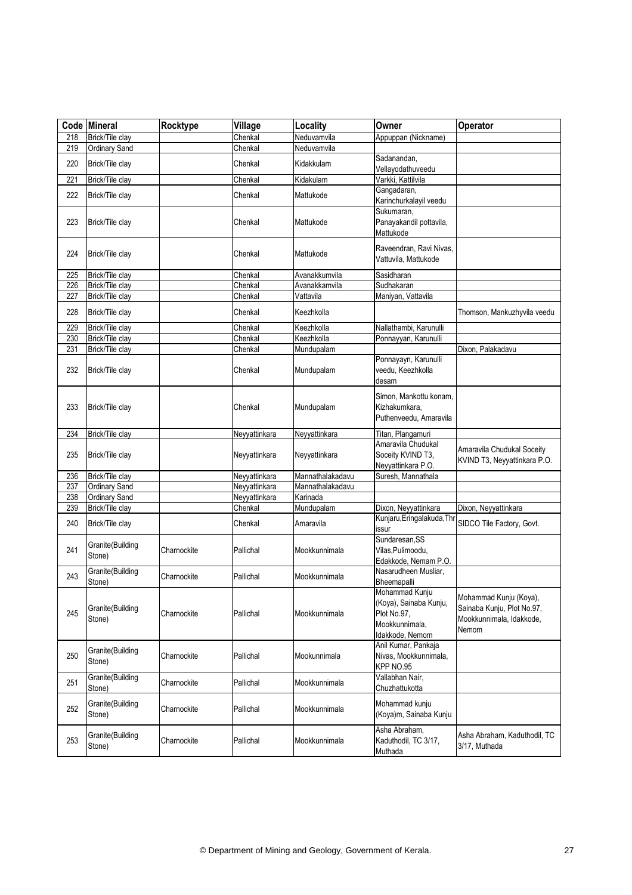| Code | Mineral | Rocktype | Village | Locality | Owner | Operator |
|---|---|---|---|---|---|---|
| 218 | Brick/Tile clay | | Chenkal | Neduvamvila | Appuppan (Nickname) | |
| 219 | Ordinary Sand | | Chenkal | Neduvamvila | | |
| 220 | Brick/Tile clay | | Chenkal | Kidakkulam | Sadanandan, Vellayodathuveedu | |
| 221 | Brick/Tile clay | | Chenkal | Kidakulam | Varkki, Kattilvila | |
| 222 | Brick/Tile clay | | Chenkal | Mattukode | Gangadaran, Karinchurkalayil veedu | |
| 223 | Brick/Tile clay | | Chenkal | Mattukode | Sukumaran, Panayakandil pottavila, Mattukode | |
| 224 | Brick/Tile clay | | Chenkal | Mattukode | Raveendran, Ravi Nivas, Vattuvila, Mattukode | |
| 225 | Brick/Tile clay | | Chenkal | Avanakkumvila | Sasidharan | |
| 226 | Brick/Tile clay | | Chenkal | Avanakkamvila | Sudhakaran | |
| 227 | Brick/Tile clay | | Chenkal | Vattavila | Maniyan, Vattavila | |
| 228 | Brick/Tile clay | | Chenkal | Keezhkolla | | Thomson, Mankuzhyvila veedu |
| 229 | Brick/Tile clay | | Chenkal | Keezhkolla | Nallathambi, Karunulli | |
| 230 | Brick/Tile clay | | Chenkal | Keezhkolla | Ponnayyan, Karunulli | |
| 231 | Brick/Tile clay | | Chenkal | Mundupalam | | Dixon, Palakadavu |
| 232 | Brick/Tile clay | | Chenkal | Mundupalam | Ponnayayn, Karunulli veedu, Keezhkolla desam | |
| 233 | Brick/Tile clay | | Chenkal | Mundupalam | Simon, Mankottu konam, Kizhakumkara, Puthenveedu, Amaravila | |
| 234 | Brick/Tile clay | | Neyyattinkara | Neyyattinkara | Titan, Plangamuri | |
| 235 | Brick/Tile clay | | Neyyattinkara | Neyyattinkara | Amaravila Chudukal Soceity KVIND T3, Neyyattinkara P.O. | Amaravila Chudukal Soceity KVIND T3, Neyyattinkara P.O. |
| 236 | Brick/Tile clay | | Neyyattinkara | Mannathalakadavu | Suresh, Mannathala | |
| 237 | Ordinary Sand | | Neyyattinkara | Mannathalakadavu | | |
| 238 | Ordinary Sand | | Neyyattinkara | Karinada | | |
| 239 | Brick/Tile clay | | Chenkal | Mundupalam | Dixon, Neyyattinkara | Dixon, Neyyattinkara |
| 240 | Brick/Tile clay | | Chenkal | Amaravila | Kunjaru,Eringalakuda,Thrissur | SIDCO Tile Factory, Govt. |
| 241 | Granite(Building Stone) | Charnockite | Pallichal | Mookkunnimala | Sundaresan,SS Vilas,Pulimoodu, Edakkode, Nemam P.O. | |
| 243 | Granite(Building Stone) | Charnockite | Pallichal | Mookkunnimala | Nasarudheen Musliar, Bheemapalli | |
| 245 | Granite(Building Stone) | Charnockite | Pallichal | Mookkunnimala | Mohammad Kunju (Koya), Sainaba Kunju, Plot No.97, Mookkunnimala, Idakkode, Nemom | Mohammad Kunju (Koya), Sainaba Kunju, Plot No.97, Mookkunnimala, Idakkode, Nemom |
| 250 | Granite(Building Stone) | Charnockite | Pallichal | Mookunnimala | Anil Kumar, Pankaja Nivas, Mookkunnimala, KPP NO.95 | |
| 251 | Granite(Building Stone) | Charnockite | Pallichal | Mookkunnimala | Vallabhan Nair, Chuzhattukotta | |
| 252 | Granite(Building Stone) | Charnockite | Pallichal | Mookkunnimala | Mohammad kunju (Koya)m, Sainaba Kunju | |
| 253 | Granite(Building Stone) | Charnockite | Pallichal | Mookkunnimala | Asha Abraham, Kaduthodil, TC 3/17, Muthada | Asha Abraham, Kaduthodil, TC 3/17, Muthada |

© Department of Mining and Geology, Government of Kerala.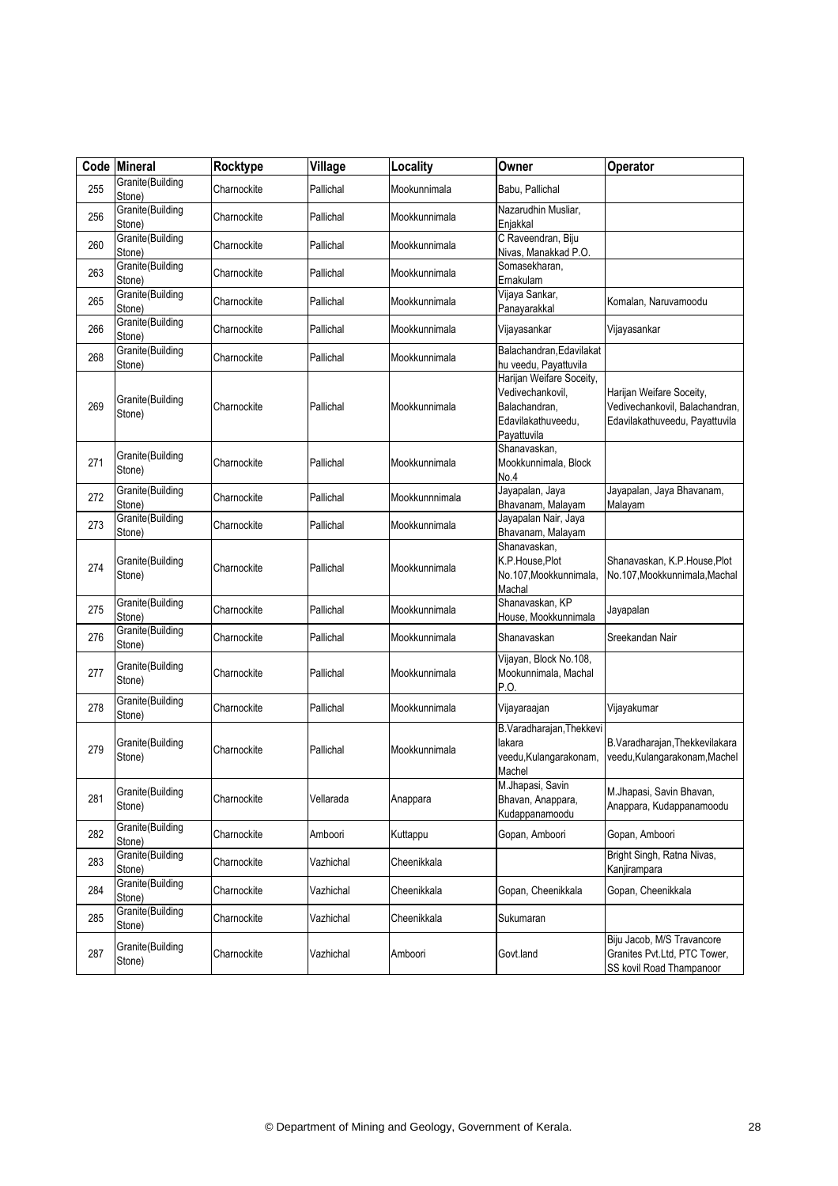| Code | Mineral | Rocktype | Village | Locality | Owner | Operator |
|---|---|---|---|---|---|---|
| 255 | Granite(Building Stone) | Charnockite | Pallichal | Mookunnimala | Babu, Pallichal | |
| 256 | Granite(Building Stone) | Charnockite | Pallichal | Mookkunnimala | Nazarudhin Musliar, Enjakkal | |
| 260 | Granite(Building Stone) | Charnockite | Pallichal | Mookkunnimala | C Raveendran, Biju Nivas, Manakkad P.O. | |
| 263 | Granite(Building Stone) | Charnockite | Pallichal | Mookkunnimala | Somasekharan, Ernakulam | |
| 265 | Granite(Building Stone) | Charnockite | Pallichal | Mookkunnimala | Vijaya Sankar, Panayarakkal | Komalan, Naruvamoodu |
| 266 | Granite(Building Stone) | Charnockite | Pallichal | Mookkunnimala | Vijayasankar | Vijayasankar |
| 268 | Granite(Building Stone) | Charnockite | Pallichal | Mookkunnimala | Balachandran,Edavilakathu veedu, Payattuvila | |
| 269 | Granite(Building Stone) | Charnockite | Pallichal | Mookkunnimala | Harijan Welfare Soceity, Vedivechankovil, Balachandran, Edavilakathuveedu, Payattuvila | Harijan Welfare Soceity, Vedivechankovil, Balachandran, Edavilakathuveedu, Payattuvila |
| 271 | Granite(Building Stone) | Charnockite | Pallichal | Mookkunnimala | Shanavaskan, Mookkunnimala, Block No.4 | |
| 272 | Granite(Building Stone) | Charnockite | Pallichal | Mookkunnnimala | Jayapalan, Jaya Bhavanam, Malayam | Jayapalan, Jaya Bhavanam, Malayam |
| 273 | Granite(Building Stone) | Charnockite | Pallichal | Mookkunnimala | Jayapalan Nair, Jaya Bhavanam, Malayam | |
| 274 | Granite(Building Stone) | Charnockite | Pallichal | Mookkunnimala | Shanavaskan, K.P.House,Plot No.107,Mookkunnimala, Machal | Shanavaskan, K.P.House,Plot No.107,Mookkunnimala,Machal |
| 275 | Granite(Building Stone) | Charnockite | Pallichal | Mookkunnimala | Shanavaskan, KP House, Mookkunnimala | Jayapalan |
| 276 | Granite(Building Stone) | Charnockite | Pallichal | Mookkunnimala | Shanavaskan | Sreekandan Nair |
| 277 | Granite(Building Stone) | Charnockite | Pallichal | Mookkunnimala | Vijayan, Block No.108, Mookunnimala, Machal P.O. | |
| 278 | Granite(Building Stone) | Charnockite | Pallichal | Mookkunnimala | Vijayaraajan | Vijayakumar |
| 279 | Granite(Building Stone) | Charnockite | Pallichal | Mookkunnimala | B.Varadharajan,Thekkevilakara veedu,Kulangarakonam, Machel | B.Varadharajan,Thekkevilakara veedu,Kulangarakonam,Machel |
| 281 | Granite(Building Stone) | Charnockite | Vellarada | Anappara | M.Jhapasi, Savin Bhavan, Anappara, Kudappanamoodu | M.Jhapasi, Savin Bhavan, Anappara, Kudappanamoodu |
| 282 | Granite(Building Stone) | Charnockite | Amboori | Kuttappu | Gopan, Amboori | Gopan, Amboori |
| 283 | Granite(Building Stone) | Charnockite | Vazhichal | Cheenikkala | | Bright Singh, Ratna Nivas, Kanjirampara |
| 284 | Granite(Building Stone) | Charnockite | Vazhichal | Cheenikkala | Gopan, Cheenikkala | Gopan, Cheenikkala |
| 285 | Granite(Building Stone) | Charnockite | Vazhichal | Cheenikkala | Sukumaran | |
| 287 | Granite(Building Stone) | Charnockite | Vazhichal | Amboori | Govt.land | Biju Jacob, M/S Travancore Granites Pvt.Ltd, PTC Tower, SS kovil Road Thampanoor |

© Department of Mining and Geology, Government of Kerala.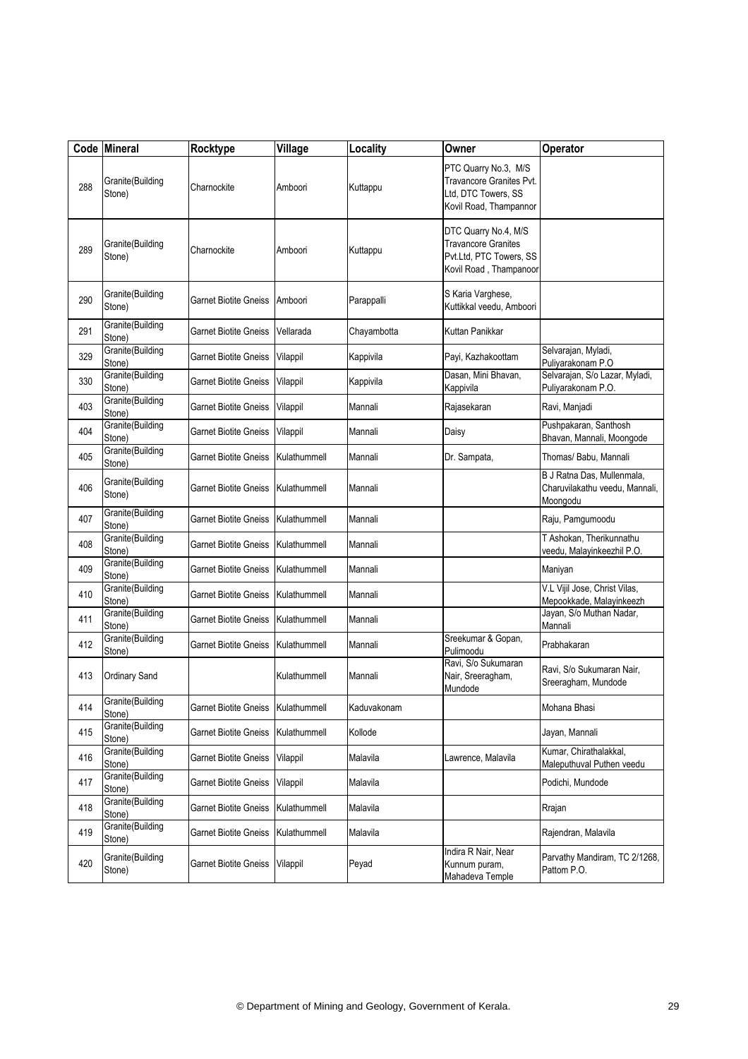| Code | Mineral | Rocktype | Village | Locality | Owner | Operator |
|---|---|---|---|---|---|---|
| 288 | Granite(Building Stone) | Charnockite | Amboori | Kuttappu | PTC Quarry No.3, M/S Travancore Granites Pvt. Ltd, DTC Towers, SS Kovil Road, Thampannor | |
| 289 | Granite(Building Stone) | Charnockite | Amboori | Kuttappu | DTC Quarry No.4, M/S Travancore Granites Pvt.Ltd, PTC Towers, SS Kovil Road , Thampanoor | |
| 290 | Granite(Building Stone) | Garnet Biotite Gneiss | Amboori | Parappalli | S Karia Varghese, Kuttikkal veedu, Amboori | |
| 291 | Granite(Building Stone) | Garnet Biotite Gneiss | Vellarada | Chayambotta | Kuttan Panikkar | |
| 329 | Granite(Building Stone) | Garnet Biotite Gneiss | Vilappil | Kappivila | Payi, Kazhakoottam | Selvarajan, Myladi, Puliyarakonam P.O |
| 330 | Granite(Building Stone) | Garnet Biotite Gneiss | Vilappil | Kappivila | Dasan, Mini Bhavan, Kappivila | Selvarajan, S/o Lazar, Myladi, Puliyarakonam P.O. |
| 403 | Granite(Building Stone) | Garnet Biotite Gneiss | Vilappil | Mannali | Rajasekaran | Ravi, Manjadi |
| 404 | Granite(Building Stone) | Garnet Biotite Gneiss | Vilappil | Mannali | Daisy | Pushpakaran, Santhosh Bhavan, Mannali, Moongode |
| 405 | Granite(Building Stone) | Garnet Biotite Gneiss | Kulathummell | Mannali | Dr. Sampata, | Thomas/ Babu, Mannali |
| 406 | Granite(Building Stone) | Garnet Biotite Gneiss | Kulathummell | Mannali | | B J Ratna Das, Mullenmala, Charuvilakathu veedu, Mannali, Moongodu |
| 407 | Granite(Building Stone) | Garnet Biotite Gneiss | Kulathummell | Mannali | | Raju, Pamgumoodu |
| 408 | Granite(Building Stone) | Garnet Biotite Gneiss | Kulathummell | Mannali | | T Ashokan, Therikunnathu veedu, Malayinkeezhil P.O. |
| 409 | Granite(Building Stone) | Garnet Biotite Gneiss | Kulathummell | Mannali | | Maniyan |
| 410 | Granite(Building Stone) | Garnet Biotite Gneiss | Kulathummell | Mannali | | V.L Vijil Jose, Christ Vilas, Mepookkade, Malayinkeezh |
| 411 | Granite(Building Stone) | Garnet Biotite Gneiss | Kulathummell | Mannali | | Jayan, S/o Muthan Nadar, Mannali |
| 412 | Granite(Building Stone) | Garnet Biotite Gneiss | Kulathummell | Mannali | Sreekumar & Gopan, Pulimoodu | Prabhakaran |
| 413 | Ordinary Sand | | Kulathummell | Mannali | Ravi, S/o Sukumaran Nair, Sreeragham, Mundode | Ravi, S/o Sukumaran Nair, Sreeragham, Mundode |
| 414 | Granite(Building Stone) | Garnet Biotite Gneiss | Kulathummell | Kaduvakonam | | Mohana Bhasi |
| 415 | Granite(Building Stone) | Garnet Biotite Gneiss | Kulathummell | Kollode | | Jayan, Mannali |
| 416 | Granite(Building Stone) | Garnet Biotite Gneiss | Vilappil | Malavila | Lawrence, Malavila | Kumar, Chirathalakkal, Maleputhuval Puthen veedu |
| 417 | Granite(Building Stone) | Garnet Biotite Gneiss | Vilappil | Malavila | | Podichi, Mundode |
| 418 | Granite(Building Stone) | Garnet Biotite Gneiss | Kulathummell | Malavila | | Rrajan |
| 419 | Granite(Building Stone) | Garnet Biotite Gneiss | Kulathummell | Malavila | | Rajendran, Malavila |
| 420 | Granite(Building Stone) | Garnet Biotite Gneiss | Vilappil | Peyad | Indira R Nair, Near Kunnum puram, Mahadeva Temple | Parvathy Mandiram, TC 2/1268, Pattom P.O. |

© Department of Mining and Geology, Government of Kerala.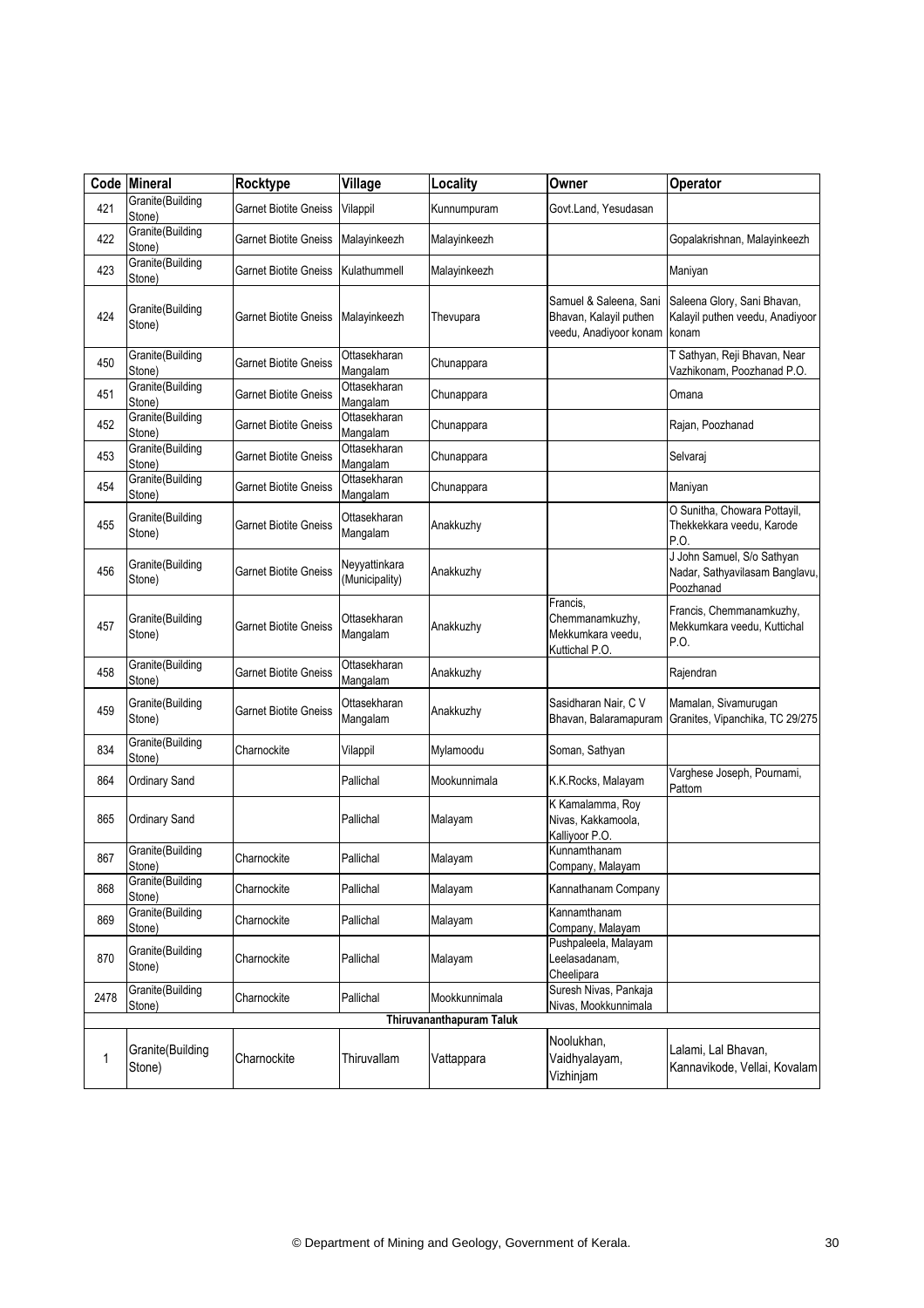| Code | Mineral | Rocktype | Village | Locality | Owner | Operator |
|---|---|---|---|---|---|---|
| 421 | Granite(Building Stone) | Garnet Biotite Gneiss | Vilappil | Kunnumpuram | Govt.Land, Yesudasan | |
| 422 | Granite(Building Stone) | Garnet Biotite Gneiss | Malayinkeezh | Malayinkeezh | | Gopalakrishnan, Malayinkeezh |
| 423 | Granite(Building Stone) | Garnet Biotite Gneiss | Kulathummell | Malayinkeezh | | Maniyan |
| 424 | Granite(Building Stone) | Garnet Biotite Gneiss | Malayinkeezh | Thevupara | Samuel & Saleena, Sani Bhavan, Kalayil puthen veedu, Anadiyoor konam | Saleena Glory, Sani Bhavan, Kalayil puthen veedu, Anadiyoor konam |
| 450 | Granite(Building Stone) | Garnet Biotite Gneiss | Ottasekharan Mangalam | Chunappara | | T Sathyan, Reji Bhavan, Near Vazhikonam, Poozhanad P.O. |
| 451 | Granite(Building Stone) | Garnet Biotite Gneiss | Ottasekharan Mangalam | Chunappara | | Omana |
| 452 | Granite(Building Stone) | Garnet Biotite Gneiss | Ottasekharan Mangalam | Chunappara | | Rajan, Poozhanad |
| 453 | Granite(Building Stone) | Garnet Biotite Gneiss | Ottasekharan Mangalam | Chunappara | | Selvaraj |
| 454 | Granite(Building Stone) | Garnet Biotite Gneiss | Ottasekharan Mangalam | Chunappara | | Maniyan |
| 455 | Granite(Building Stone) | Garnet Biotite Gneiss | Ottasekharan Mangalam | Anakkuzhy | | O Sunitha, Chowara Pottayil, Thekkekkara veedu, Karode P.O. |
| 456 | Granite(Building Stone) | Garnet Biotite Gneiss | Neyyattinkara (Municipality) | Anakkuzhy | | J John Samuel, S/o Sathyan Nadar, Sathyavilasam Banglavu, Poozhanad |
| 457 | Granite(Building Stone) | Garnet Biotite Gneiss | Ottasekharan Mangalam | Anakkuzhy | Francis, Chemmanamkuzhy, Mekkumkara veedu, Kuttichal P.O. | Francis, Chemmanamkuzhy, Mekkumkara veedu, Kuttichal P.O. |
| 458 | Granite(Building Stone) | Garnet Biotite Gneiss | Ottasekharan Mangalam | Anakkuzhy | | Rajendran |
| 459 | Granite(Building Stone) | Garnet Biotite Gneiss | Ottasekharan Mangalam | Anakkuzhy | Sasidharan Nair, C V Bhavan, Balaramapuram | Mamalan, Sivamurugan Granites, Vipanchika, TC 29/275 |
| 834 | Granite(Building Stone) | Charnockite | Vilappil | Mylamoodu | Soman, Sathyan | |
| 864 | Ordinary Sand | | Pallichal | Mookunnimala | K.K.Rocks, Malayam | Varghese Joseph, Pournami, Pattom |
| 865 | Ordinary Sand | | Pallichal | Malayam | K Kamalamma, Roy Nivas, Kakkamoola, Kalliyoor P.O. | |
| 867 | Granite(Building Stone) | Charnockite | Pallichal | Malayam | Kunnamthanam Company, Malayam | |
| 868 | Granite(Building Stone) | Charnockite | Pallichal | Malayam | Kannathanam Company | |
| 869 | Granite(Building Stone) | Charnockite | Pallichal | Malayam | Kannamthanam Company, Malayam | |
| 870 | Granite(Building Stone) | Charnockite | Pallichal | Malayam | Pushpaleela, Malayam Leelasadanam, Cheelipara | |
| 2478 | Granite(Building Stone) | Charnockite | Pallichal | Mookkunnimala | Suresh Nivas, Pankaja Nivas, Mookkunnimala | |
| | | | | **Thiruvananthapuram Taluk** | | |
| 1 | Granite(Building Stone) | Charnockite | Thiruvallam | Vattappara | Noolukhan, Vaidhyalayam, Vizhinjam | Lalami, Lal Bhavan, Kannavikode, Vellai, Kovalam |

© Department of Mining and Geology, Government of Kerala.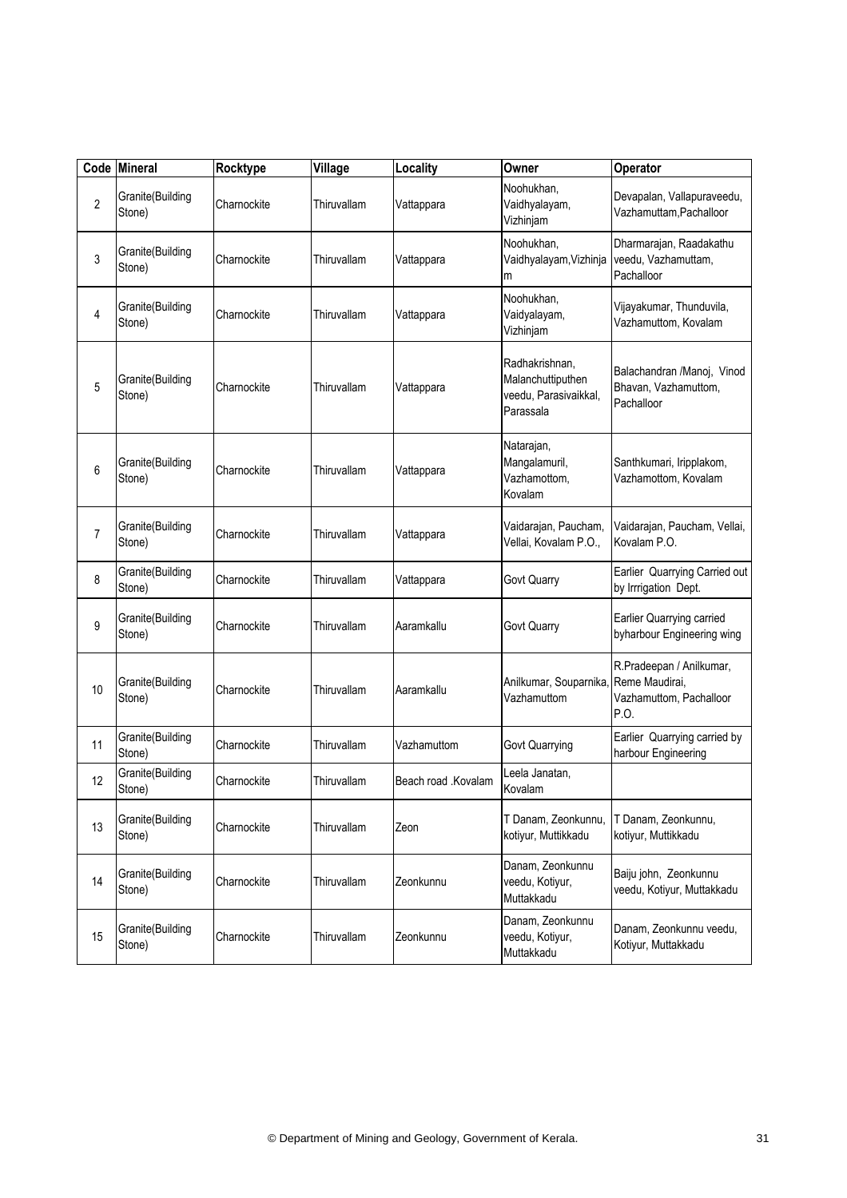| Code | Mineral | Rocktype | Village | Locality | Owner | Operator |
|---|---|---|---|---|---|---|
| 2 | Granite(Building Stone) | Charnockite | Thiruvallam | Vattappara | Noohukhan, Vaidhyalayam, Vizhinjam | Devapalan, Vallapuraveedu, Vazhamuttam,Pachalloor |
| 3 | Granite(Building Stone) | Charnockite | Thiruvallam | Vattappara | Noohukhan, Vaidhyalayam,Vizhinjam | Dharmarajan, Raadakathu veedu, Vazhamuttam, Pachalloor |
| 4 | Granite(Building Stone) | Charnockite | Thiruvallam | Vattappara | Noohukhan, Vaidyalayam, Vizhinjam | Vijayakumar, Thunduvila, Vazhamuttom, Kovalam |
| 5 | Granite(Building Stone) | Charnockite | Thiruvallam | Vattappara | Radhakrishnan, Malanchuttiputhen veedu, Parasivaikkal, Parassala | Balachandran /Manoj, Vinod Bhavan, Vazhamuttom, Pachalloor |
| 6 | Granite(Building Stone) | Charnockite | Thiruvallam | Vattappara | Natarajan, Mangalamuril, Vazhamottom, Kovalam | Santhkumari, Iripplakom, Vazhamottom, Kovalam |
| 7 | Granite(Building Stone) | Charnockite | Thiruvallam | Vattappara | Vaidarajan, Paucham, Vellai, Kovalam P.O., | Vaidarajan, Paucham, Vellai, Kovalam P.O. |
| 8 | Granite(Building Stone) | Charnockite | Thiruvallam | Vattappara | Govt Quarry | Earlier Quarrying Carried out by Irrrigation Dept. |
| 9 | Granite(Building Stone) | Charnockite | Thiruvallam | Aaramkallu | Govt Quarry | Earlier Quarrying carried byharbour Engineering wing |
| 10 | Granite(Building Stone) | Charnockite | Thiruvallam | Aaramkallu | Anilkumar, Souparnika, Vazhamuttom | R.Pradeepan / Anilkumar, Reme Maudirai, Vazhamuttom, Pachalloor P.O. |
| 11 | Granite(Building Stone) | Charnockite | Thiruvallam | Vazhamuttom | Govt Quarrying | Earlier Quarrying carried by harbour Engineering |
| 12 | Granite(Building Stone) | Charnockite | Thiruvallam | Beach road .Kovalam | Leela Janatan, Kovalam | |
| 13 | Granite(Building Stone) | Charnockite | Thiruvallam | Zeon | T Danam, Zeonkunnu, kotiyur, Muttikkadu | T Danam, Zeonkunnu, kotiyur, Muttikkadu |
| 14 | Granite(Building Stone) | Charnockite | Thiruvallam | Zeonkunnu | Danam, Zeonkunnu veedu, Kotiyur, Muttakkadu | Baiju john, Zeonkunnu veedu, Kotiyur, Muttakkadu |
| 15 | Granite(Building Stone) | Charnockite | Thiruvallam | Zeonkunnu | Danam, Zeonkunnu veedu, Kotiyur, Muttakkadu | Danam, Zeonkunnu veedu, Kotiyur, Muttakkadu |

© Department of Mining and Geology, Government of Kerala.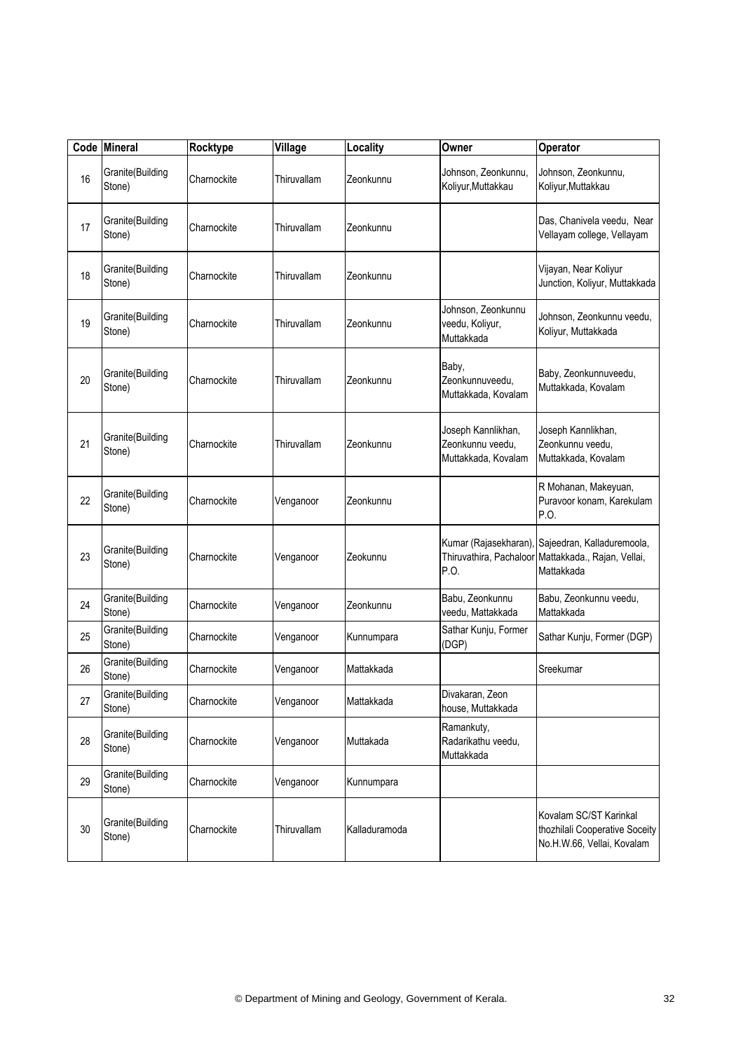| Code | Mineral | Rocktype | Village | Locality | Owner | Operator |
|---|---|---|---|---|---|---|
| 16 | Granite(Building Stone) | Charnockite | Thiruvallam | Zeonkunnu | Johnson, Zeonkunnu, Koliyur,Muttakkau | Johnson, Zeonkunnu, Koliyur,Muttakkau |
| 17 | Granite(Building Stone) | Charnockite | Thiruvallam | Zeonkunnu | | Das, Chanivela veedu, Near Vellayam college, Vellayam |
| 18 | Granite(Building Stone) | Charnockite | Thiruvallam | Zeonkunnu | | Vijayan, Near Koliyur Junction, Koliyur, Muttakkada |
| 19 | Granite(Building Stone) | Charnockite | Thiruvallam | Zeonkunnu | Johnson, Zeonkunnu veedu, Koliyur, Muttakkada | Johnson, Zeonkunnu veedu, Koliyur, Muttakkada |
| 20 | Granite(Building Stone) | Charnockite | Thiruvallam | Zeonkunnu | Baby, Zeonkunnuveedu, Muttakkada, Kovalam | Baby, Zeonkunnuveedu, Muttakkada, Kovalam |
| 21 | Granite(Building Stone) | Charnockite | Thiruvallam | Zeonkunnu | Joseph Kannlikhan, Zeonkunnu veedu, Muttakkada, Kovalam | Joseph Kannlikhan, Zeonkunnu veedu, Muttakkada, Kovalam |
| 22 | Granite(Building Stone) | Charnockite | Venganoor | Zeonkunnu | | R Mohanan, Makeyuan, Puravoor konam, Karekulam P.O. |
| 23 | Granite(Building Stone) | Charnockite | Venganoor | Zeokunnu | Kumar (Rajasekharan), Thiruvathira, Pachaloor P.O. | Sajeedran, Kalladuremoola, Mattakkada., Rajan, Vellai, Mattakkada |
| 24 | Granite(Building Stone) | Charnockite | Venganoor | Zeonkunnu | Babu, Zeonkunnu veedu, Mattakkada | Babu, Zeonkunnu veedu, Mattakkada |
| 25 | Granite(Building Stone) | Charnockite | Venganoor | Kunnumpara | Sathar Kunju, Former (DGP) | Sathar Kunju, Former (DGP) |
| 26 | Granite(Building Stone) | Charnockite | Venganoor | Mattakkada | | Sreekumar |
| 27 | Granite(Building Stone) | Charnockite | Venganoor | Mattakkada | Divakaran, Zeon house, Muttakkada | |
| 28 | Granite(Building Stone) | Charnockite | Venganoor | Muttakada | Ramankuty, Radarikathu veedu, Muttakkada | |
| 29 | Granite(Building Stone) | Charnockite | Venganoor | Kunnumpara | | |
| 30 | Granite(Building Stone) | Charnockite | Thiruvallam | Kalladuramoda | | Kovalam SC/ST Karinkal thozhilali Cooperative Soceity No.H.W.66, Vellai, Kovalam |

© Department of Mining and Geology, Government of Kerala.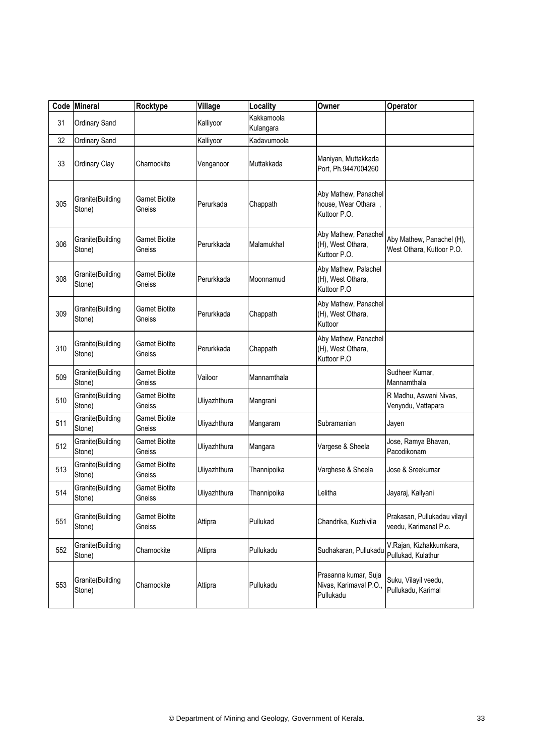| Code | Mineral | Rocktype | Village | Locality | Owner | Operator |
|---|---|---|---|---|---|---|
| 31 | Ordinary Sand | | Kalliyoor | Kakkamoola Kulangara | | |
| 32 | Ordinary Sand | | Kalliyoor | Kadavumoola | | |
| 33 | Ordinary Clay | Charnockite | Venganoor | Muttakkada | Maniyan, Muttakkada Port, Ph.9447004260 | |
| 305 | Granite(Building Stone) | Garnet Biotite Gneiss | Perurkada | Chappath | Aby Mathew, Panachel house, Wear Othara , Kuttoor P.O. | |
| 306 | Granite(Building Stone) | Garnet Biotite Gneiss | Perurkkada | Malamukhal | Aby Mathew, Panachel (H), West Othara, Kuttoor P.O. | Aby Mathew, Panachel (H), West Othara, Kuttoor P.O. |
| 308 | Granite(Building Stone) | Garnet Biotite Gneiss | Perurkkada | Moonnamud | Aby Mathew, Palachel (H), West Othara, Kuttoor P.O | |
| 309 | Granite(Building Stone) | Garnet Biotite Gneiss | Perurkkada | Chappath | Aby Mathew, Panachel (H), West Othara, Kuttoor | |
| 310 | Granite(Building Stone) | Garnet Biotite Gneiss | Perurkkada | Chappath | Aby Mathew, Panachel (H), West Othara, Kuttoor P.O | |
| 509 | Granite(Building Stone) | Garnet Biotite Gneiss | Vailoor | Mannamthala | | Sudheer Kumar, Mannamthala |
| 510 | Granite(Building Stone) | Garnet Biotite Gneiss | Uliyazhthura | Mangrani | | R Madhu, Aswani Nivas, Venyodu, Vattapara |
| 511 | Granite(Building Stone) | Garnet Biotite Gneiss | Uliyazhthura | Mangaram | Subramanian | Jayen |
| 512 | Granite(Building Stone) | Garnet Biotite Gneiss | Uliyazhthura | Mangara | Vargese & Sheela | Jose, Ramya Bhavan, Pacodikonam |
| 513 | Granite(Building Stone) | Garnet Biotite Gneiss | Uliyazhthura | Thannipoika | Varghese & Sheela | Jose & Sreekumar |
| 514 | Granite(Building Stone) | Garnet Biotite Gneiss | Uliyazhthura | Thannipoika | Lelitha | Jayaraj, Kallyani |
| 551 | Granite(Building Stone) | Garnet Biotite Gneiss | Attipra | Pullukad | Chandrika, Kuzhivila | Prakasan, Pullukadau vilayil veedu, Karimanal P.o. |
| 552 | Granite(Building Stone) | Charnockite | Attipra | Pullukadu | Sudhakaran, Pullukadu | V.Rajan, Kizhakkumkara, Pullukad, Kulathur |
| 553 | Granite(Building Stone) | Charnockite | Attipra | Pullukadu | Prasanna kumar, Suja Nivas, Karimaval P.O., Pullukadu | Suku, Vilayil veedu, Pullukadu, Karimal |

© Department of Mining and Geology, Government of Kerala.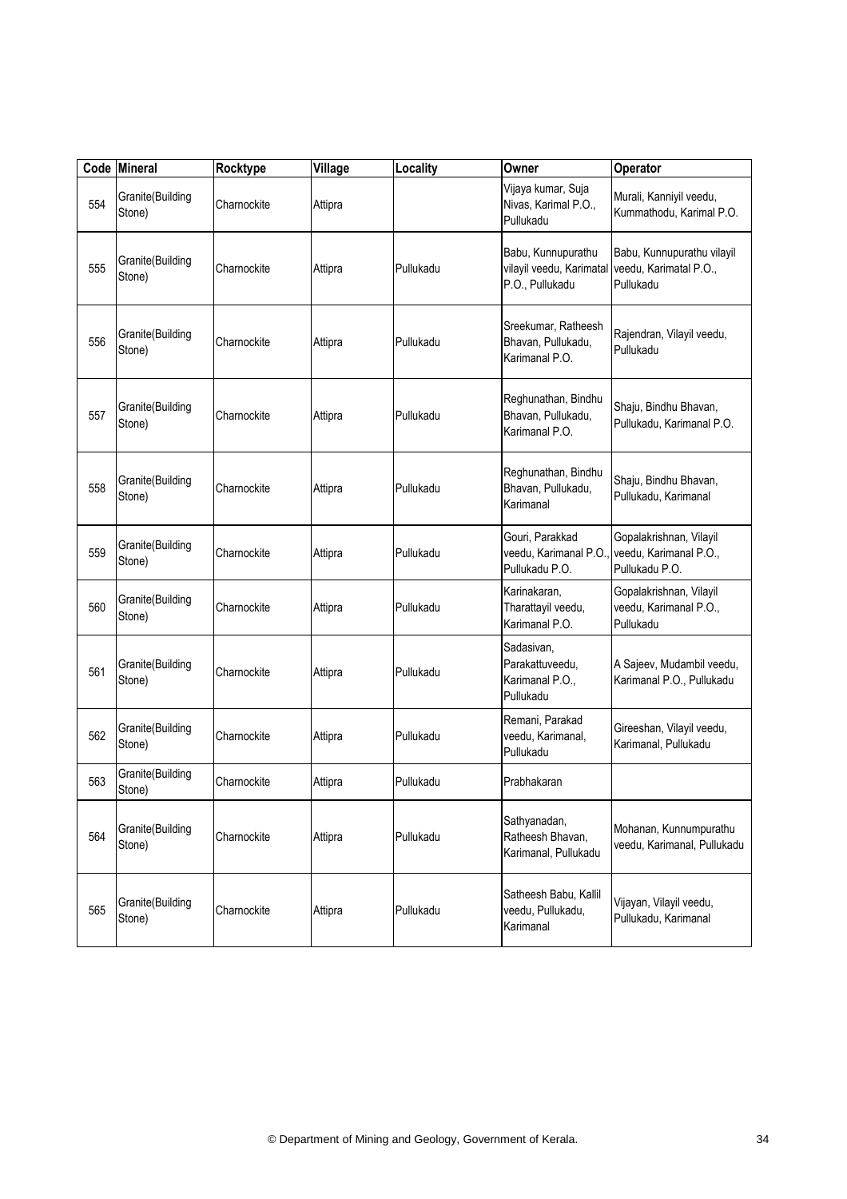| Code | Mineral | Rocktype | Village | Locality | Owner | Operator |
|---|---|---|---|---|---|---|
| 554 | Granite(Building Stone) | Charnockite | Attipra | | Vijaya kumar, Suja Nivas, Karimal P.O., Pullukadu | Murali, Kanniyil veedu, Kummathodu, Karimal P.O. |
| 555 | Granite(Building Stone) | Charnockite | Attipra | Pullukadu | Babu, Kunnupurathu vilayil veedu, Karimatal P.O., Pullukadu | Babu, Kunnupurathu vilayil veedu, Karimatal P.O., Pullukadu |
| 556 | Granite(Building Stone) | Charnockite | Attipra | Pullukadu | Sreekumar, Ratheesh Bhavan, Pullukadu, Karimanal P.O. | Rajendran, Vilayil veedu, Pullukadu |
| 557 | Granite(Building Stone) | Charnockite | Attipra | Pullukadu | Reghunathan, Bindhu Bhavan, Pullukadu, Karimanal P.O. | Shaju, Bindhu Bhavan, Pullukadu, Karimanal P.O. |
| 558 | Granite(Building Stone) | Charnockite | Attipra | Pullukadu | Reghunathan, Bindhu Bhavan, Pullukadu, Karimanal | Shaju, Bindhu Bhavan, Pullukadu, Karimanal |
| 559 | Granite(Building Stone) | Charnockite | Attipra | Pullukadu | Gouri, Parakkad veedu, Karimanal P.O., Pullukadu P.O. | Gopalakrishnan, Vilayil veedu, Karimanal P.O., Pullukadu P.O. |
| 560 | Granite(Building Stone) | Charnockite | Attipra | Pullukadu | Karinakaran, Tharattayil veedu, Karimanal P.O. | Gopalakrishnan, Vilayil veedu, Karimanal P.O., Pullukadu |
| 561 | Granite(Building Stone) | Charnockite | Attipra | Pullukadu | Sadasivan, Parakattuveedu, Karimanal P.O., Pullukadu | A Sajeev, Mudambil veedu, Karimanal P.O., Pullukadu |
| 562 | Granite(Building Stone) | Charnockite | Attipra | Pullukadu | Remani, Parakad veedu, Karimanal, Pullukadu | Gireeshan, Vilayil veedu, Karimanal, Pullukadu |
| 563 | Granite(Building Stone) | Charnockite | Attipra | Pullukadu | Prabhakaran | |
| 564 | Granite(Building Stone) | Charnockite | Attipra | Pullukadu | Sathyanadan, Ratheesh Bhavan, Karimanal, Pullukadu | Mohanan, Kunnumpurathu veedu, Karimanal, Pullukadu |
| 565 | Granite(Building Stone) | Charnockite | Attipra | Pullukadu | Satheesh Babu, Kallil veedu, Pullukadu, Karimanal | Vijayan, Vilayil veedu, Pullukadu, Karimanal |

© Department of Mining and Geology, Government of Kerala.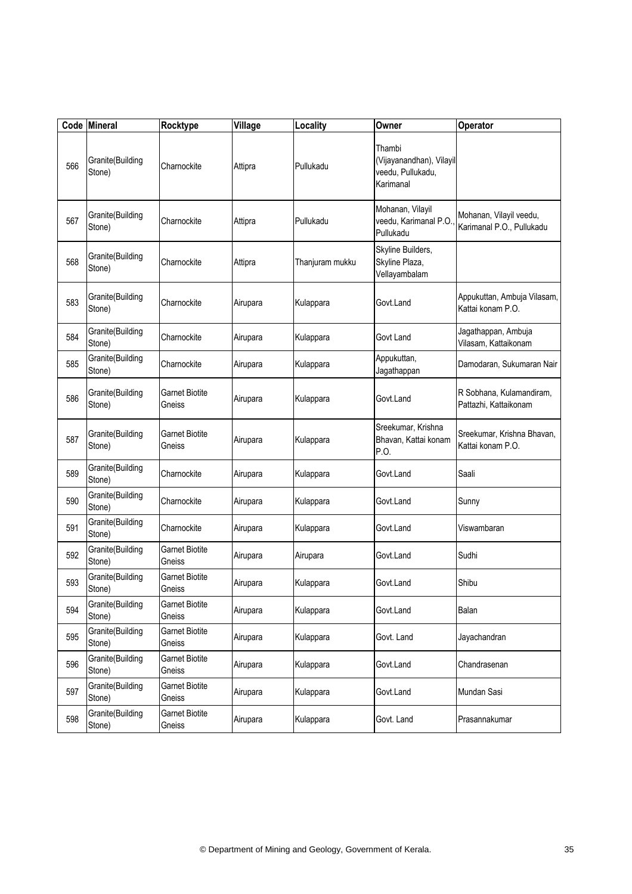| Code | Mineral | Rocktype | Village | Locality | Owner | Operator |
|---|---|---|---|---|---|---|
| 566 | Granite(Building Stone) | Charnockite | Attipra | Pullukadu | Thambi (Vijayanandhan), Vilayil veedu, Pullukadu, Karimanal | |
| 567 | Granite(Building Stone) | Charnockite | Attipra | Pullukadu | Mohanan, Vilayil veedu, Karimanal P.O., Pullukadu | Mohanan, Vilayil veedu, Karimanal P.O., Pullukadu |
| 568 | Granite(Building Stone) | Charnockite | Attipra | Thanjuram mukku | Skyline Builders, Skyline Plaza, Vellayambalam | |
| 583 | Granite(Building Stone) | Charnockite | Airupara | Kulappara | Govt.Land | Appukuttan, Ambuja Vilasam, Kattai konam P.O. |
| 584 | Granite(Building Stone) | Charnockite | Airupara | Kulappara | Govt Land | Jagathappan, Ambuja Vilasam, Kattaikonam |
| 585 | Granite(Building Stone) | Charnockite | Airupara | Kulappara | Appukuttan, Jagathappan | Damodaran, Sukumaran Nair |
| 586 | Granite(Building Stone) | Garnet Biotite Gneiss | Airupara | Kulappara | Govt.Land | R Sobhana, Kulamandiram, Pattazhi, Kattaikonam |
| 587 | Granite(Building Stone) | Garnet Biotite Gneiss | Airupara | Kulappara | Sreekumar, Krishna Bhavan, Kattai konam P.O. | Sreekumar, Krishna Bhavan, Kattai konam P.O. |
| 589 | Granite(Building Stone) | Charnockite | Airupara | Kulappara | Govt.Land | Saali |
| 590 | Granite(Building Stone) | Charnockite | Airupara | Kulappara | Govt.Land | Sunny |
| 591 | Granite(Building Stone) | Charnockite | Airupara | Kulappara | Govt.Land | Viswambaran |
| 592 | Granite(Building Stone) | Garnet Biotite Gneiss | Airupara | Airupara | Govt.Land | Sudhi |
| 593 | Granite(Building Stone) | Garnet Biotite Gneiss | Airupara | Kulappara | Govt.Land | Shibu |
| 594 | Granite(Building Stone) | Garnet Biotite Gneiss | Airupara | Kulappara | Govt.Land | Balan |
| 595 | Granite(Building Stone) | Garnet Biotite Gneiss | Airupara | Kulappara | Govt. Land | Jayachandran |
| 596 | Granite(Building Stone) | Garnet Biotite Gneiss | Airupara | Kulappara | Govt.Land | Chandrasenan |
| 597 | Granite(Building Stone) | Garnet Biotite Gneiss | Airupara | Kulappara | Govt.Land | Mundan Sasi |
| 598 | Granite(Building Stone) | Garnet Biotite Gneiss | Airupara | Kulappara | Govt. Land | Prasannakumar |

© Department of Mining and Geology, Government of Kerala.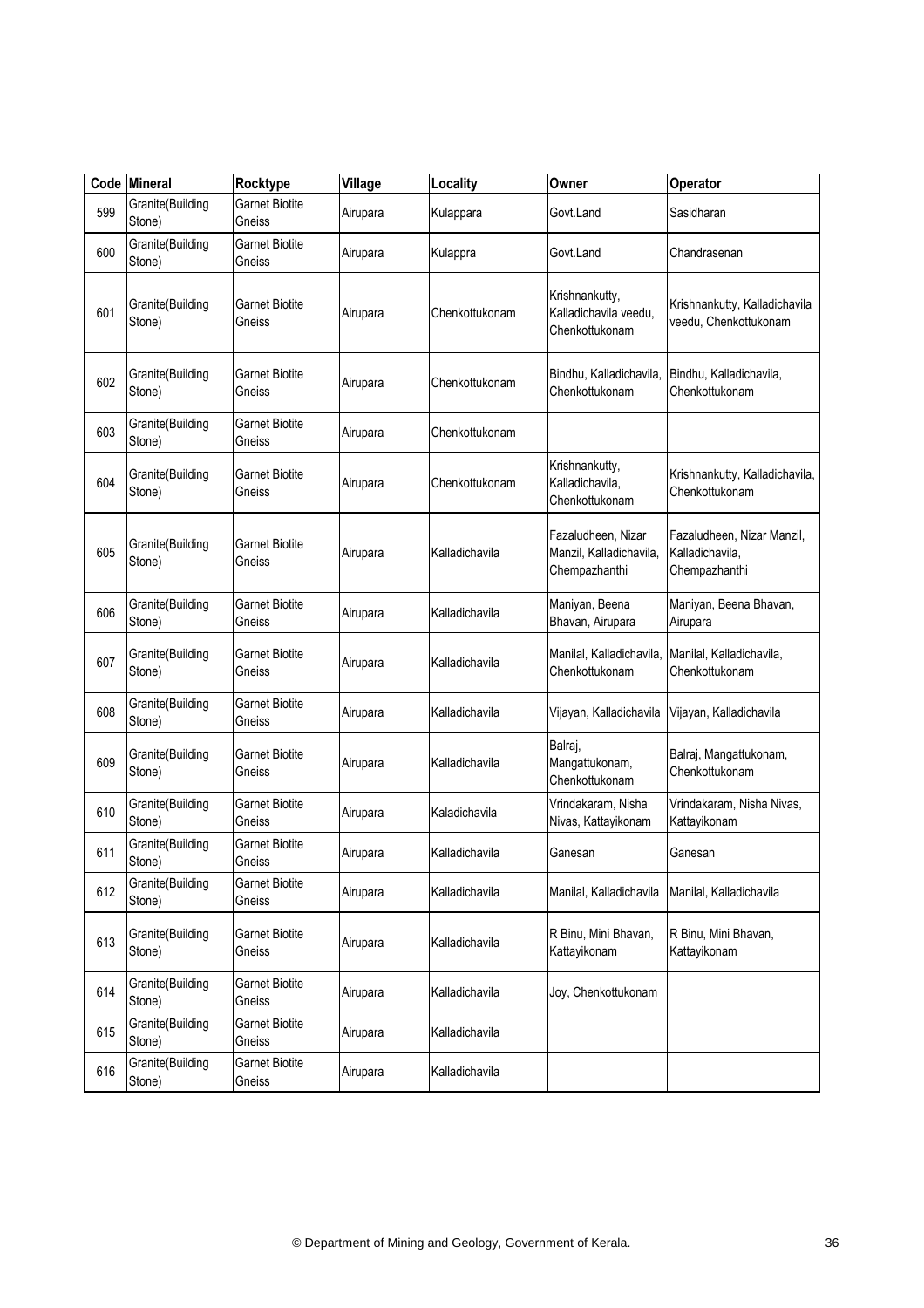| Code | Mineral | Rocktype | Village | Locality | Owner | Operator |
|---|---|---|---|---|---|---|
| 599 | Granite(Building Stone) | Garnet Biotite Gneiss | Airupara | Kulappara | Govt.Land | Sasidharan |
| 600 | Granite(Building Stone) | Garnet Biotite Gneiss | Airupara | Kulappra | Govt.Land | Chandrasenan |
| 601 | Granite(Building Stone) | Garnet Biotite Gneiss | Airupara | Chenkottukonam | Krishnankutty, Kalladichavila veedu, Chenkottukonam | Krishnankutty, Kalladichavila veedu, Chenkottukonam |
| 602 | Granite(Building Stone) | Garnet Biotite Gneiss | Airupara | Chenkottukonam | Bindhu, Kalladichavila, Chenkottukonam | Bindhu, Kalladichavila, Chenkottukonam |
| 603 | Granite(Building Stone) | Garnet Biotite Gneiss | Airupara | Chenkottukonam | | |
| 604 | Granite(Building Stone) | Garnet Biotite Gneiss | Airupara | Chenkottukonam | Krishnankutty, Kalladichavila, Chenkottukonam | Krishnankutty, Kalladichavila, Chenkottukonam |
| 605 | Granite(Building Stone) | Garnet Biotite Gneiss | Airupara | Kalladichavila | Fazaludheen, Nizar Manzil, Kalladichavila, Chempazhanthi | Fazaludheen, Nizar Manzil, Kalladichavila, Chempazhanthi |
| 606 | Granite(Building Stone) | Garnet Biotite Gneiss | Airupara | Kalladichavila | Maniyan, Beena Bhavan, Airupara | Maniyan, Beena Bhavan, Airupara |
| 607 | Granite(Building Stone) | Garnet Biotite Gneiss | Airupara | Kalladichavila | Manilal, Kalladichavila, Chenkottukonam | Manilal, Kalladichavila, Chenkottukonam |
| 608 | Granite(Building Stone) | Garnet Biotite Gneiss | Airupara | Kalladichavila | Vijayan, Kalladichavila | Vijayan, Kalladichavila |
| 609 | Granite(Building Stone) | Garnet Biotite Gneiss | Airupara | Kalladichavila | Balraj, Mangattukonam, Chenkottukonam | Balraj, Mangattukonam, Chenkottukonam |
| 610 | Granite(Building Stone) | Garnet Biotite Gneiss | Airupara | Kaladichavila | Vrindakaram, Nisha Nivas, Kattayikonam | Vrindakaram, Nisha Nivas, Kattayikonam |
| 611 | Granite(Building Stone) | Garnet Biotite Gneiss | Airupara | Kalladichavila | Ganesan | Ganesan |
| 612 | Granite(Building Stone) | Garnet Biotite Gneiss | Airupara | Kalladichavila | Manilal, Kalladichavila | Manilal, Kalladichavila |
| 613 | Granite(Building Stone) | Garnet Biotite Gneiss | Airupara | Kalladichavila | R Binu, Mini Bhavan, Kattayikonam | R Binu, Mini Bhavan, Kattayikonam |
| 614 | Granite(Building Stone) | Garnet Biotite Gneiss | Airupara | Kalladichavila | Joy, Chenkottukonam | |
| 615 | Granite(Building Stone) | Garnet Biotite Gneiss | Airupara | Kalladichavila | | |
| 616 | Granite(Building Stone) | Garnet Biotite Gneiss | Airupara | Kalladichavila | | |

© Department of Mining and Geology, Government of Kerala.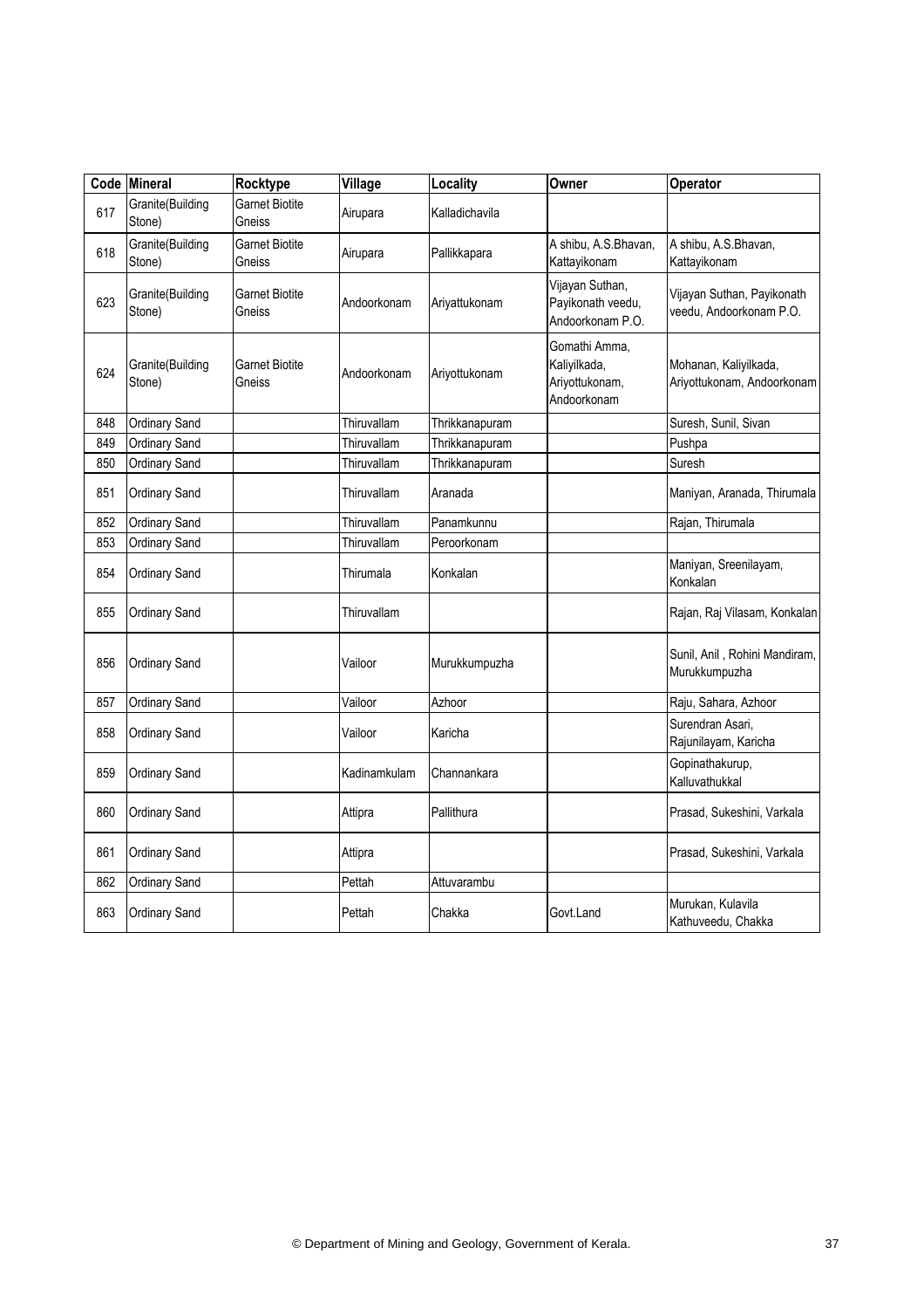| Code | Mineral | Rocktype | Village | Locality | Owner | Operator |
|---|---|---|---|---|---|---|
| 617 | Granite(Building Stone) | Garnet Biotite Gneiss | Airupara | Kalladichavila | | |
| 618 | Granite(Building Stone) | Garnet Biotite Gneiss | Airupara | Pallikkapara | A shibu, A.S.Bhavan, Kattayikonam | A shibu, A.S.Bhavan, Kattayikonam |
| 623 | Granite(Building Stone) | Garnet Biotite Gneiss | Andoorkonam | Ariyattukonam | Vijayan Suthan, Payikonath veedu, Andoorkonam P.O. | Vijayan Suthan, Payikonath veedu, Andoorkonam P.O. |
| 624 | Granite(Building Stone) | Garnet Biotite Gneiss | Andoorkonam | Ariyottukonam | Gomathi Amma, Kaliyilkada, Ariyottukonam, Andoorkonam | Mohanan, Kaliyilkada, Ariyottukonam, Andoorkonam |
| 848 | Ordinary Sand | | Thiruvallam | Thrikkanapuram | | Suresh, Sunil, Sivan |
| 849 | Ordinary Sand | | Thiruvallam | Thrikkanapuram | | Pushpa |
| 850 | Ordinary Sand | | Thiruvallam | Thrikkanapuram | | Suresh |
| 851 | Ordinary Sand | | Thiruvallam | Aranada | | Maniyan, Aranada, Thirumala |
| 852 | Ordinary Sand | | Thiruvallam | Panamkunnu | | Rajan, Thirumala |
| 853 | Ordinary Sand | | Thiruvallam | Peroorkonam | | |
| 854 | Ordinary Sand | | Thirumala | Konkalan | | Maniyan, Sreenilayam, Konkalan |
| 855 | Ordinary Sand | | Thiruvallam | | | Rajan, Raj Vilasam, Konkalan |
| 856 | Ordinary Sand | | Vailoor | Murukkumpuzha | | Sunil, Anil , Rohini Mandiram, Murukkumpuzha |
| 857 | Ordinary Sand | | Vailoor | Azhoor | | Raju, Sahara, Azhoor |
| 858 | Ordinary Sand | | Vailoor | Karicha | | Surendran Asari, Rajunilayam, Karicha |
| 859 | Ordinary Sand | | Kadinamkulam | Channankara | | Gopinathakurup, Kalluvathukkal |
| 860 | Ordinary Sand | | Attipra | Pallithura | | Prasad, Sukeshini, Varkala |
| 861 | Ordinary Sand | | Attipra | | | Prasad, Sukeshini, Varkala |
| 862 | Ordinary Sand | | Pettah | Attuvarambu | | |
| 863 | Ordinary Sand | | Pettah | Chakka | Govt.Land | Murukan, Kulavila Kathuveedu, Chakka |

© Department of Mining and Geology, Government of Kerala.